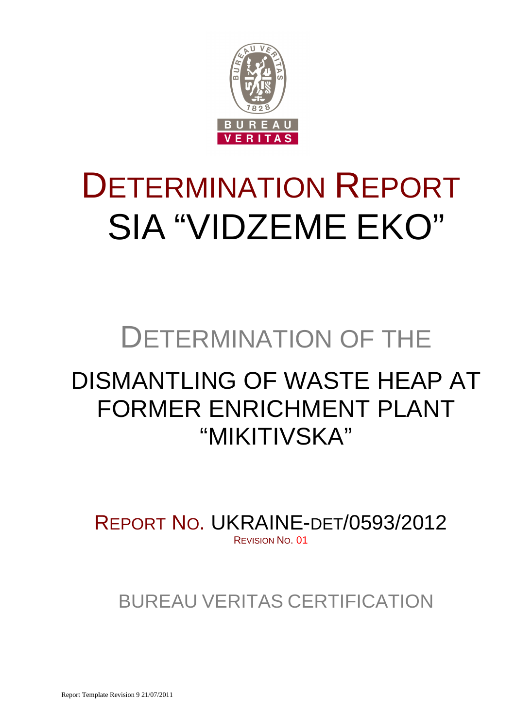# DETERMINATION REPORT

# SIA "VIDZEME EKO"

## DETERMINATION OF THE

## DISMANTLING OF WASTE HEAP AT FORMER ENRICHMENT PLANT "MIKITIVSKA"

REPORT NO. UKRAINE-DET/0593/2012

REVISION NO. 01

BUREAU VERITAS CERTIFICATION

Report Template Revision 9 21/07/2011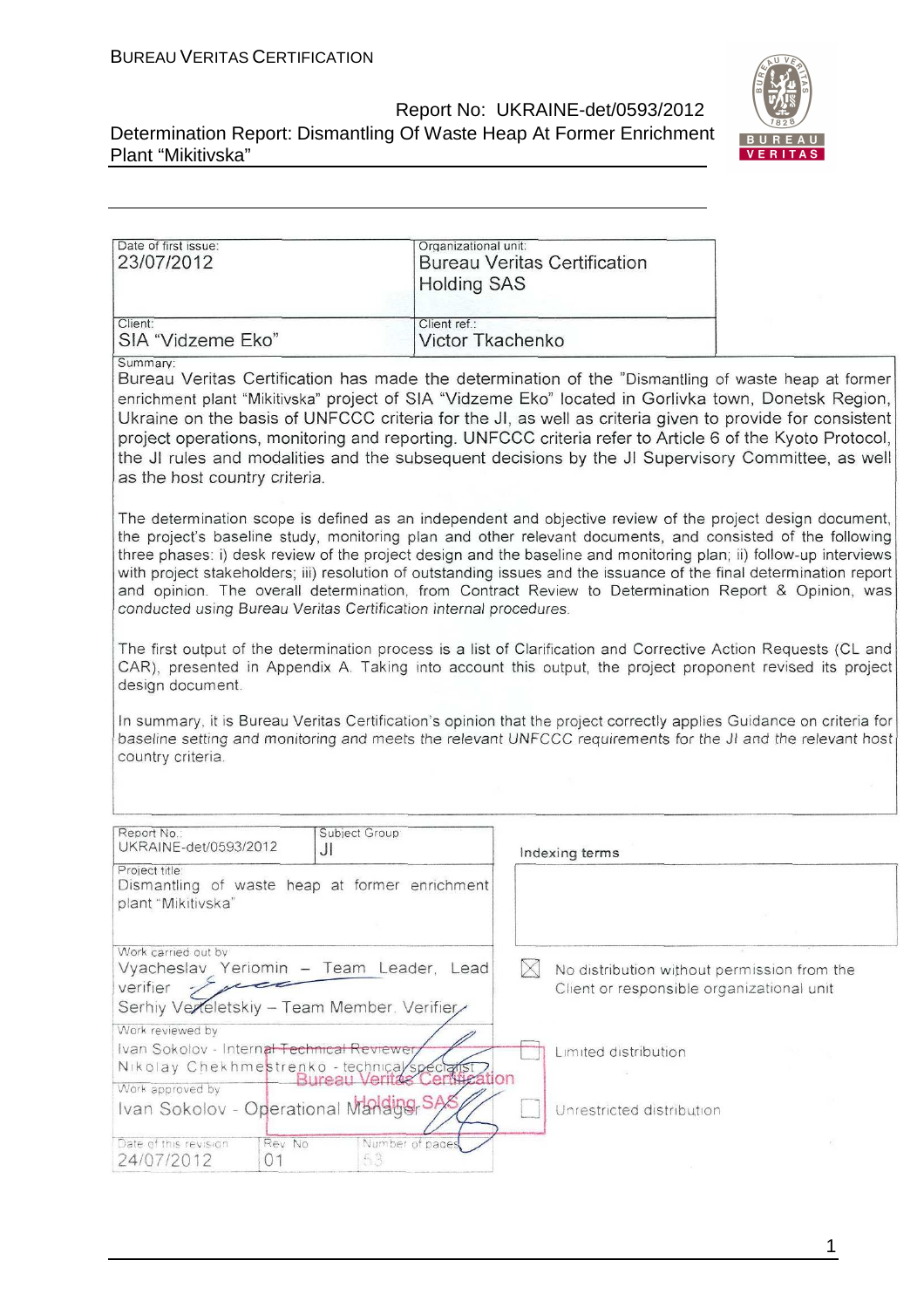| Date of first issue: 23/07/2012 | Organizational unit: Bureau Veritas Certification Holding SAS |
|---|---|
| Client: SIA "Vidzeme Eko" | Client ref.: Victor Tkachenko |

Summary:

Bureau Veritas Certification has made the determination of the "Dismantling of waste heap at former enrichment plant "Mikitivska" project of SIA "Vidzeme Eko" located in Gorlivka town, Donetsk Region, Ukraine on the basis of UNFCCC criteria for the JI, as well as criteria given to provide for consistent project operations, monitoring and reporting. UNFCCC criteria refer to Article 6 of the Kyoto Protocol, the JI rules and modalities and the subsequent decisions by the JI Supervisory Committee, as well as the host country criteria.

The determination scope is defined as an independent and objective review of the project design document, the project's baseline study, monitoring plan and other relevant documents, and consisted of the following three phases: i) desk review of the project design and the baseline and monitoring plan; ii) follow-up interviews with project stakeholders; iii) resolution of outstanding issues and the issuance of the final determination report and opinion. The overall determination, from Contract Review to Determination Report & Opinion, was conducted using Bureau Veritas Certification internal procedures.

The first output of the determination process is a list of Clarification and Corrective Action Requests (CL and CAR), presented in Appendix A. Taking into account this output, the project proponent revised its project design document.

In summary, it is Bureau Veritas Certification's opinion that the project correctly applies Guidance on criteria for baseline setting and monitoring and meets the relevant UNFCCC requirements for the JI and the relevant host country criteria.

| Report No.: UKRAINE-det/0593/2012 | Subject Group: JI | Indexing terms |
|---|---|---|
| Project title: Dismantling of waste heap at former enrichment plant "Mikitivska" | | |
| Work carried out by: Vyacheslav Yeriomin – Team Leader, Lead verifier; Serhiy Verteletskiy – Team Member, Verifier | | ☒ No distribution without permission from the Client or responsible organizational unit |
| Work reviewed by: Ivan Sokolov - Internal Technical Reviewer; Nikolay Chekhmestrenko - technical specialist | | ☐ Limited distribution |
| Work approved by: Ivan Sokolov - Operational Manager | | ☐ Unrestricted distribution |
| Date of this revision: 24/07/2012 | Rev. No.: 01 | Number of pages: 53 |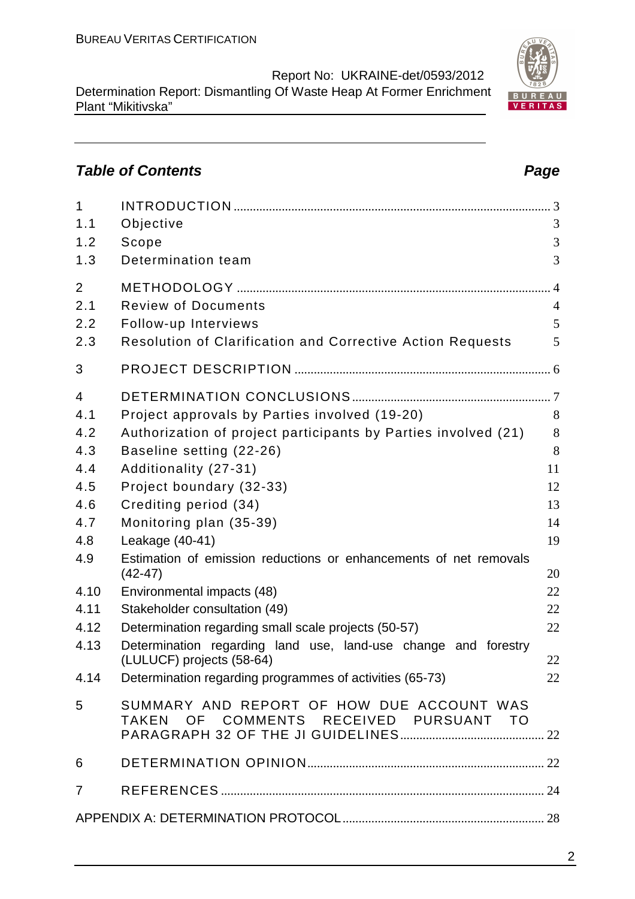## *Table of Contents* *Page*

| | | |
|---|---|---|
| 1 | INTRODUCTION | 3 |
| 1.1 | Objective | 3 |
| 1.2 | Scope | 3 |
| 1.3 | Determination team | 3 |
| 2 | METHODOLOGY | 4 |
| 2.1 | Review of Documents | 4 |
| 2.2 | Follow-up Interviews | 5 |
| 2.3 | Resolution of Clarification and Corrective Action Requests | 5 |
| 3 | PROJECT DESCRIPTION | 6 |
| 4 | DETERMINATION CONCLUSIONS | 7 |
| 4.1 | Project approvals by Parties involved (19-20) | 8 |
| 4.2 | Authorization of project participants by Parties involved (21) | 8 |
| 4.3 | Baseline setting (22-26) | 8 |
| 4.4 | Additionality (27-31) | 11 |
| 4.5 | Project boundary (32-33) | 12 |
| 4.6 | Crediting period (34) | 13 |
| 4.7 | Monitoring plan (35-39) | 14 |
| 4.8 | Leakage (40-41) | 19 |
| 4.9 | Estimation of emission reductions or enhancements of net removals (42-47) | 20 |
| 4.10 | Environmental impacts (48) | 22 |
| 4.11 | Stakeholder consultation (49) | 22 |
| 4.12 | Determination regarding small scale projects (50-57) | 22 |
| 4.13 | Determination regarding land use, land-use change and forestry (LULUCF) projects (58-64) | 22 |
| 4.14 | Determination regarding programmes of activities (65-73) | 22 |
| 5 | SUMMARY AND REPORT OF HOW DUE ACCOUNT WAS TAKEN OF COMMENTS RECEIVED PURSUANT TO PARAGRAPH 32 OF THE JI GUIDELINES | 22 |
| 6 | DETERMINATION OPINION | 22 |
| 7 | REFERENCES | 24 |
| | APPENDIX A: DETERMINATION PROTOCOL | 28 |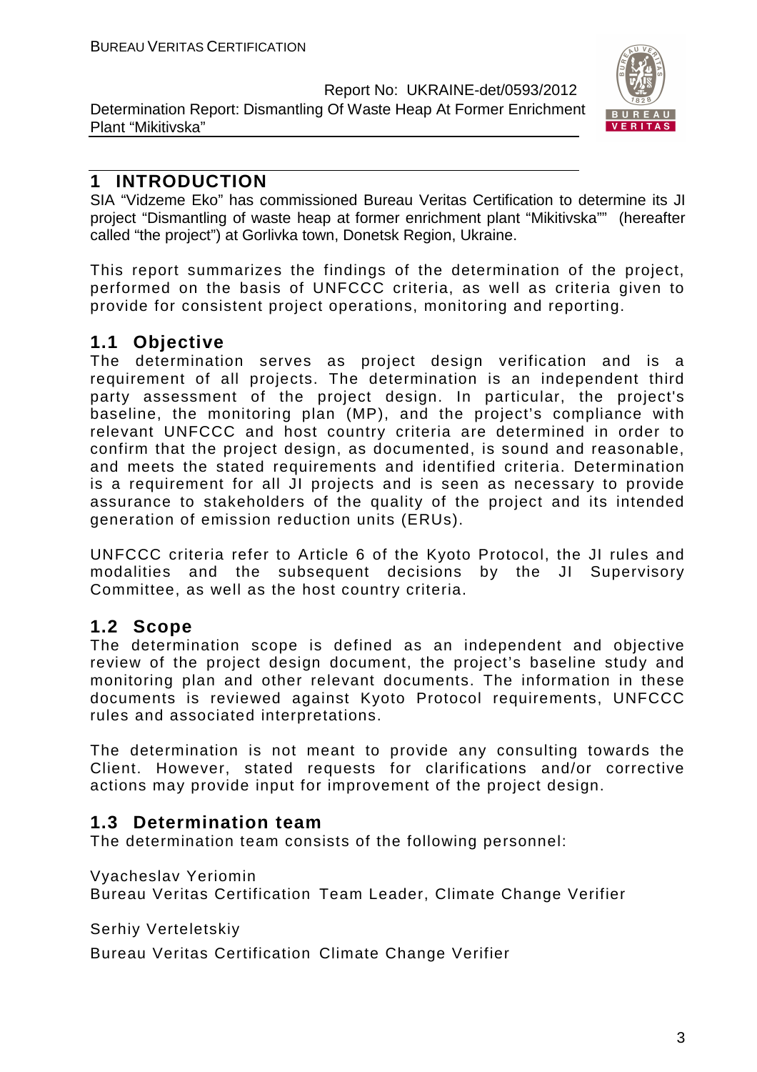# 1 INTRODUCTION

SIA "Vidzeme Eko" has commissioned Bureau Veritas Certification to determine its JI project "Dismantling of waste heap at former enrichment plant "Mikitivska"" (hereafter called "the project") at Gorlivka town, Donetsk Region, Ukraine.

This report summarizes the findings of the determination of the project, performed on the basis of UNFCCC criteria, as well as criteria given to provide for consistent project operations, monitoring and reporting.

## 1.1 Objective

The determination serves as project design verification and is a requirement of all projects. The determination is an independent third party assessment of the project design. In particular, the project's baseline, the monitoring plan (MP), and the project's compliance with relevant UNFCCC and host country criteria are determined in order to confirm that the project design, as documented, is sound and reasonable, and meets the stated requirements and identified criteria. Determination is a requirement for all JI projects and is seen as necessary to provide assurance to stakeholders of the quality of the project and its intended generation of emission reduction units (ERUs).

UNFCCC criteria refer to Article 6 of the Kyoto Protocol, the JI rules and modalities and the subsequent decisions by the JI Supervisory Committee, as well as the host country criteria.

## 1.2 Scope

The determination scope is defined as an independent and objective review of the project design document, the project's baseline study and monitoring plan and other relevant documents. The information in these documents is reviewed against Kyoto Protocol requirements, UNFCCC rules and associated interpretations.

The determination is not meant to provide any consulting towards the Client. However, stated requests for clarifications and/or corrective actions may provide input for improvement of the project design.

## 1.3 Determination team

The determination team consists of the following personnel:

Vyacheslav Yeriomin
Bureau Veritas Certification Team Leader, Climate Change Verifier

Serhiy Verteletskiy
Bureau Veritas Certification Climate Change Verifier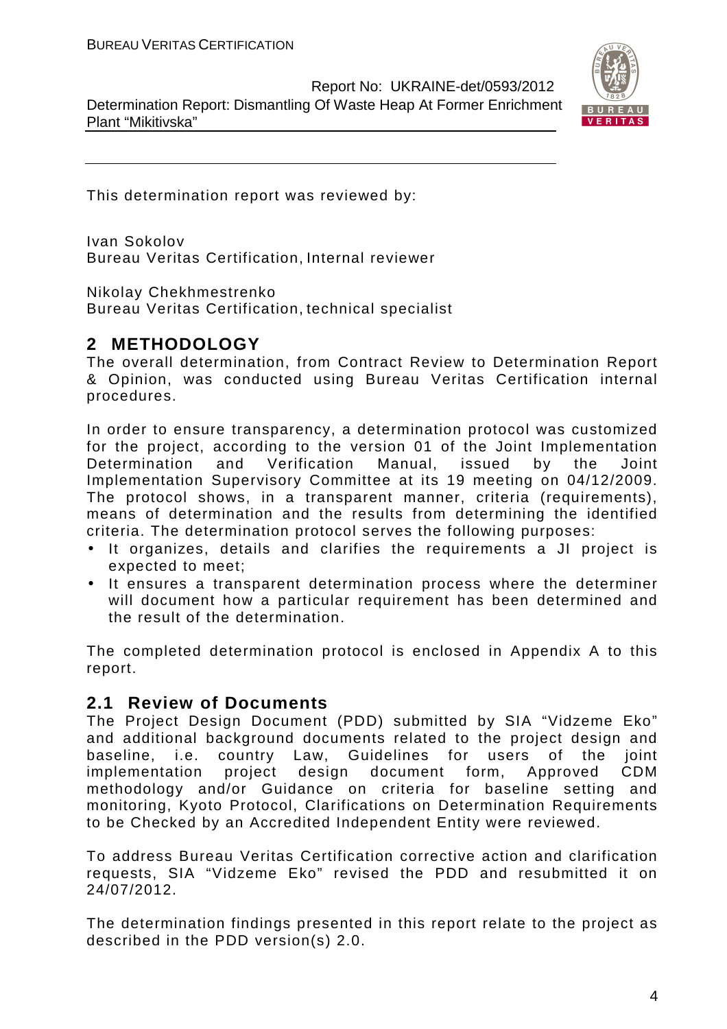This determination report was reviewed by:

Ivan Sokolov
Bureau Veritas Certification, Internal reviewer

Nikolay Chekhmestrenko
Bureau Veritas Certification, technical specialist

## 2 METHODOLOGY

The overall determination, from Contract Review to Determination Report & Opinion, was conducted using Bureau Veritas Certification internal procedures.

In order to ensure transparency, a determination protocol was customized for the project, according to the version 01 of the Joint Implementation Determination and Verification Manual, issued by the Joint Implementation Supervisory Committee at its 19 meeting on 04/12/2009. The protocol shows, in a transparent manner, criteria (requirements), means of determination and the results from determining the identified criteria. The determination protocol serves the following purposes:

- It organizes, details and clarifies the requirements a JI project is expected to meet;
- It ensures a transparent determination process where the determiner will document how a particular requirement has been determined and the result of the determination.

The completed determination protocol is enclosed in Appendix A to this report.

### 2.1 Review of Documents

The Project Design Document (PDD) submitted by SIA "Vidzeme Eko" and additional background documents related to the project design and baseline, i.e. country Law, Guidelines for users of the joint implementation project design document form, Approved CDM methodology and/or Guidance on criteria for baseline setting and monitoring, Kyoto Protocol, Clarifications on Determination Requirements to be Checked by an Accredited Independent Entity were reviewed.

To address Bureau Veritas Certification corrective action and clarification requests, SIA "Vidzeme Eko" revised the PDD and resubmitted it on 24/07/2012.

The determination findings presented in this report relate to the project as described in the PDD version(s) 2.0.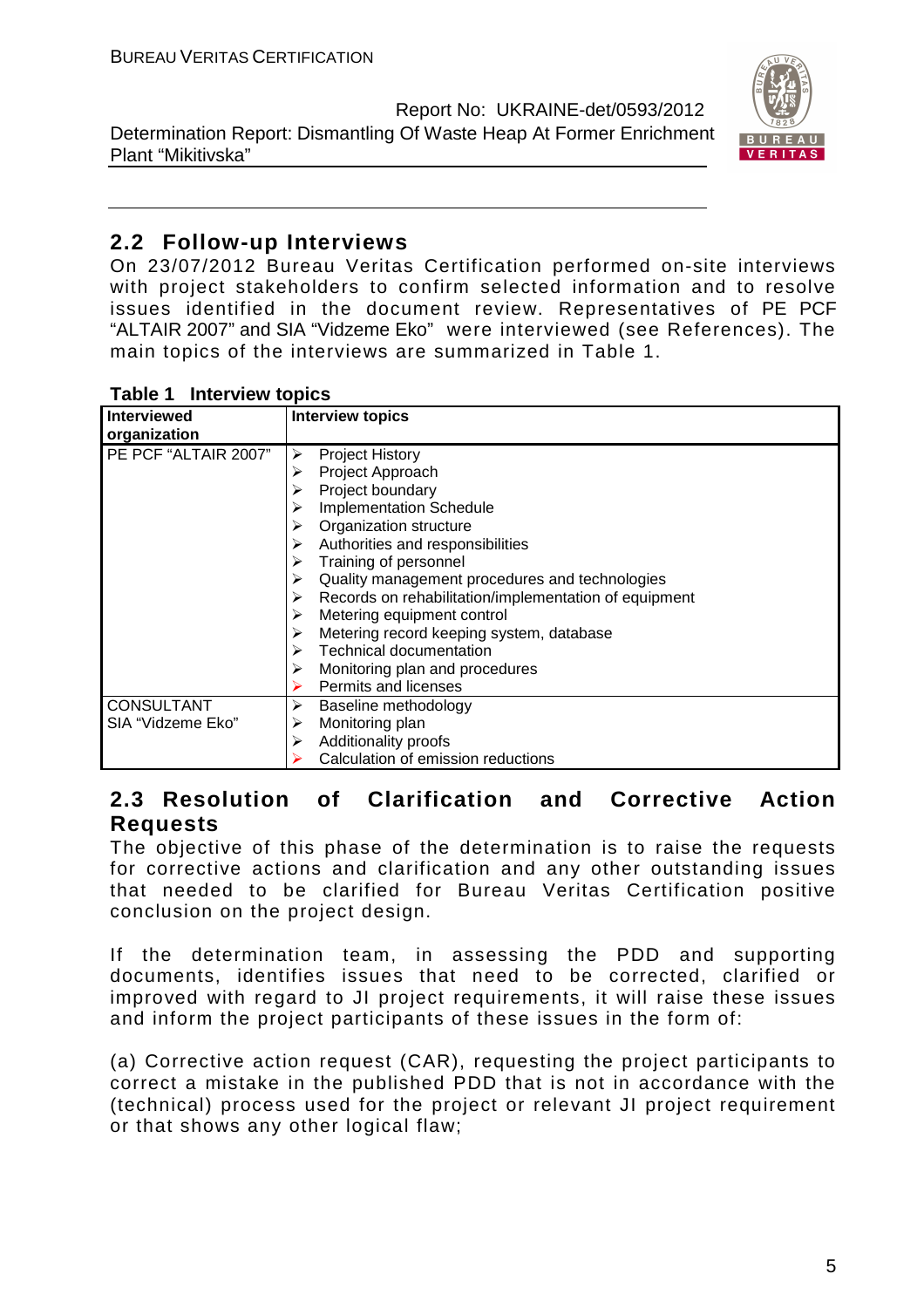## 2.2 Follow-up Interviews

On 23/07/2012 Bureau Veritas Certification performed on-site interviews with project stakeholders to confirm selected information and to resolve issues identified in the document review. Representatives of PE PCF "ALTAIR 2007" and SIA "Vidzeme Eko" were interviewed (see References). The main topics of the interviews are summarized in Table 1.

**Table 1 Interview topics**

| Interviewed organization | Interview topics |
|---|---|
| PE PCF "ALTAIR 2007" | ➢ Project History<br>➢ Project Approach<br>➢ Project boundary<br>➢ Implementation Schedule<br>➢ Organization structure<br>➢ Authorities and responsibilities<br>➢ Training of personnel<br>➢ Quality management procedures and technologies<br>➢ Records on rehabilitation/implementation of equipment<br>➢ Metering equipment control<br>➢ Metering record keeping system, database<br>➢ Technical documentation<br>➢ Monitoring plan and procedures<br>➢ Permits and licenses |
| CONSULTANT SIA "Vidzeme Eko" | ➢ Baseline methodology<br>➢ Monitoring plan<br>➢ Additionality proofs<br>➢ Calculation of emission reductions |

## 2.3 Resolution of Clarification and Corrective Action Requests

The objective of this phase of the determination is to raise the requests for corrective actions and clarification and any other outstanding issues that needed to be clarified for Bureau Veritas Certification positive conclusion on the project design.

If the determination team, in assessing the PDD and supporting documents, identifies issues that need to be corrected, clarified or improved with regard to JI project requirements, it will raise these issues and inform the project participants of these issues in the form of:

(a) Corrective action request (CAR), requesting the project participants to correct a mistake in the published PDD that is not in accordance with the (technical) process used for the project or relevant JI project requirement or that shows any other logical flaw;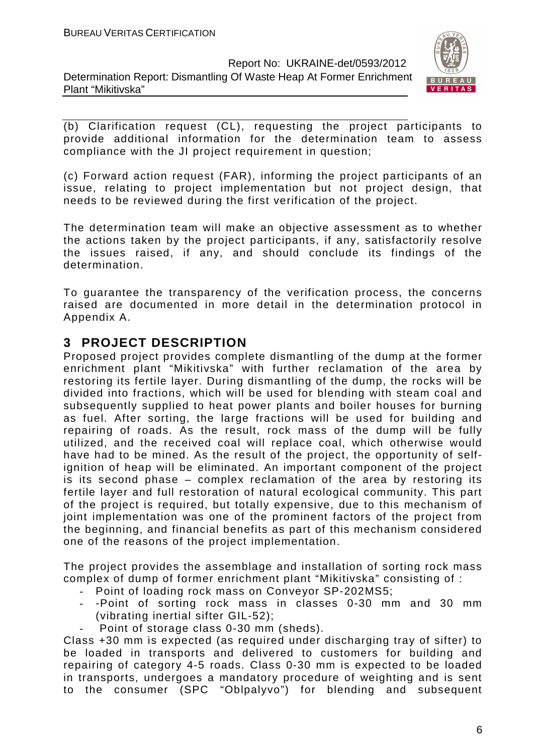(b) Clarification request (CL), requesting the project participants to provide additional information for the determination team to assess compliance with the JI project requirement in question;

(c) Forward action request (FAR), informing the project participants of an issue, relating to project implementation but not project design, that needs to be reviewed during the first verification of the project.

The determination team will make an objective assessment as to whether the actions taken by the project participants, if any, satisfactorily resolve the issues raised, if any, and should conclude its findings of the determination.

To guarantee the transparency of the verification process, the concerns raised are documented in more detail in the determination protocol in Appendix A.

# 3 PROJECT DESCRIPTION

Proposed project provides complete dismantling of the dump at the former enrichment plant "Mikitivska" with further reclamation of the area by restoring its fertile layer. During dismantling of the dump, the rocks will be divided into fractions, which will be used for blending with steam coal and subsequently supplied to heat power plants and boiler houses for burning as fuel. After sorting, the large fractions will be used for building and repairing of roads. As the result, rock mass of the dump will be fully utilized, and the received coal will replace coal, which otherwise would have had to be mined. As the result of the project, the opportunity of self-ignition of heap will be eliminated. An important component of the project is its second phase – complex reclamation of the area by restoring its fertile layer and full restoration of natural ecological community. This part of the project is required, but totally expensive, due to this mechanism of joint implementation was one of the prominent factors of the project from the beginning, and financial benefits as part of this mechanism considered one of the reasons of the project implementation.

The project provides the assemblage and installation of sorting rock mass complex of dump of former enrichment plant "Mikitivska" consisting of :

- Point of loading rock mass on Conveyor SP-202MS5;
- -Point of sorting rock mass in classes 0-30 mm and 30 mm (vibrating inertial sifter GIL-52);
- Point of storage class 0-30 mm (sheds).

Class +30 mm is expected (as required under discharging tray of sifter) to be loaded in transports and delivered to customers for building and repairing of category 4-5 roads. Class 0-30 mm is expected to be loaded in transports, undergoes a mandatory procedure of weighting and is sent to the consumer (SPC "Oblpalyvo") for blending and subsequent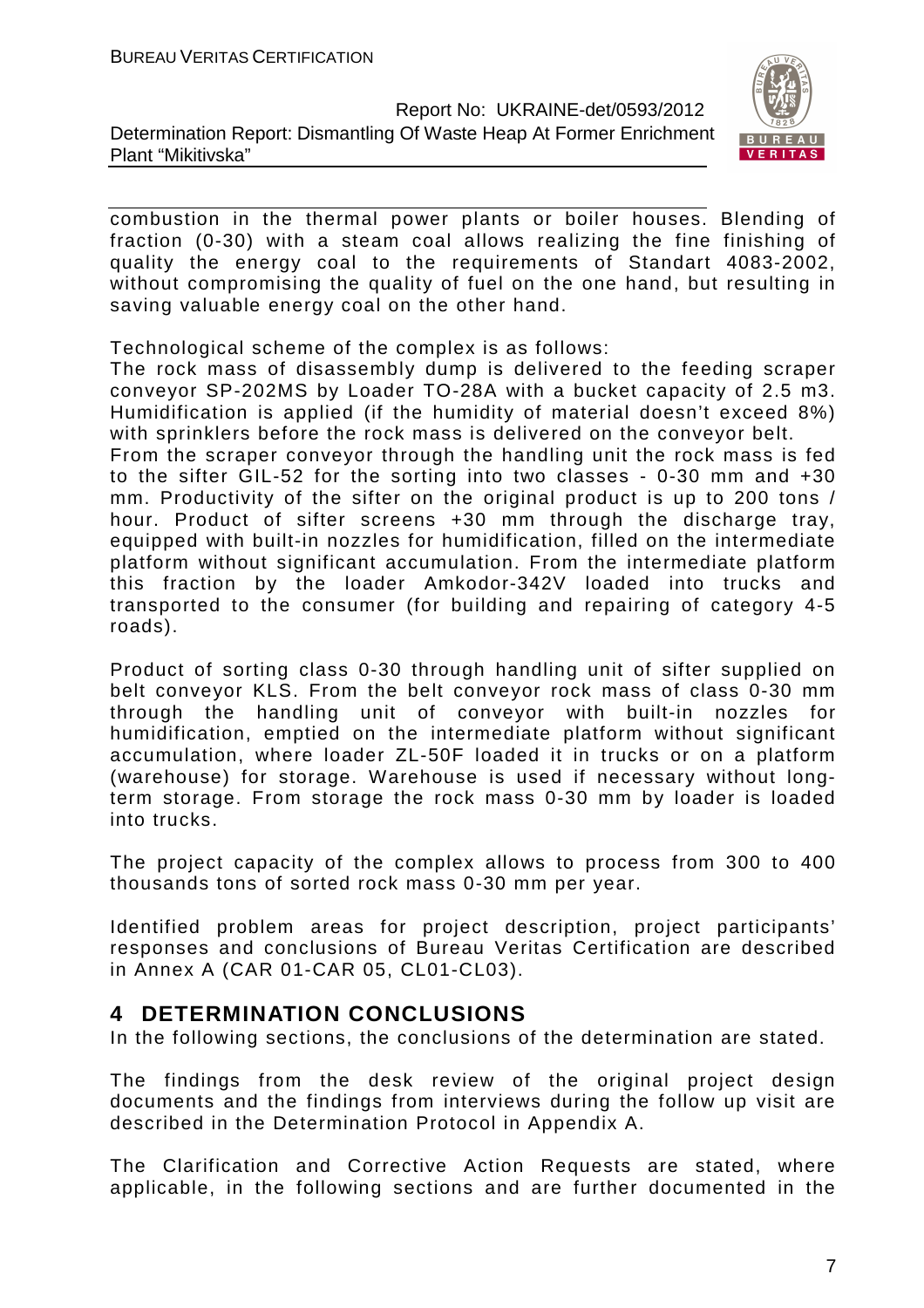combustion in the thermal power plants or boiler houses. Blending of fraction (0-30) with a steam coal allows realizing the fine finishing of quality the energy coal to the requirements of Standart 4083-2002, without compromising the quality of fuel on the one hand, but resulting in saving valuable energy coal on the other hand.

Technological scheme of the complex is as follows:

The rock mass of disassembly dump is delivered to the feeding scraper conveyor SP-202MS by Loader TO-28A with a bucket capacity of 2.5 m3. Humidification is applied (if the humidity of material doesn't exceed 8%) with sprinklers before the rock mass is delivered on the conveyor belt.

From the scraper conveyor through the handling unit the rock mass is fed to the sifter GIL-52 for the sorting into two classes - 0-30 mm and +30 mm. Productivity of the sifter on the original product is up to 200 tons / hour. Product of sifter screens +30 mm through the discharge tray, equipped with built-in nozzles for humidification, filled on the intermediate platform without significant accumulation. From the intermediate platform this fraction by the loader Amkodor-342V loaded into trucks and transported to the consumer (for building and repairing of category 4-5 roads).

Product of sorting class 0-30 through handling unit of sifter supplied on belt conveyor KLS. From the belt conveyor rock mass of class 0-30 mm through the handling unit of conveyor with built-in nozzles for humidification, emptied on the intermediate platform without significant accumulation, where loader ZL-50F loaded it in trucks or on a platform (warehouse) for storage. Warehouse is used if necessary without long-term storage. From storage the rock mass 0-30 mm by loader is loaded into trucks.

The project capacity of the complex allows to process from 300 to 400 thousands tons of sorted rock mass 0-30 mm per year.

Identified problem areas for project description, project participants' responses and conclusions of Bureau Veritas Certification are described in Annex A (CAR 01-CAR 05, CL01-CL03).

# 4 DETERMINATION CONCLUSIONS

In the following sections, the conclusions of the determination are stated.

The findings from the desk review of the original project design documents and the findings from interviews during the follow up visit are described in the Determination Protocol in Appendix A.

The Clarification and Corrective Action Requests are stated, where applicable, in the following sections and are further documented in the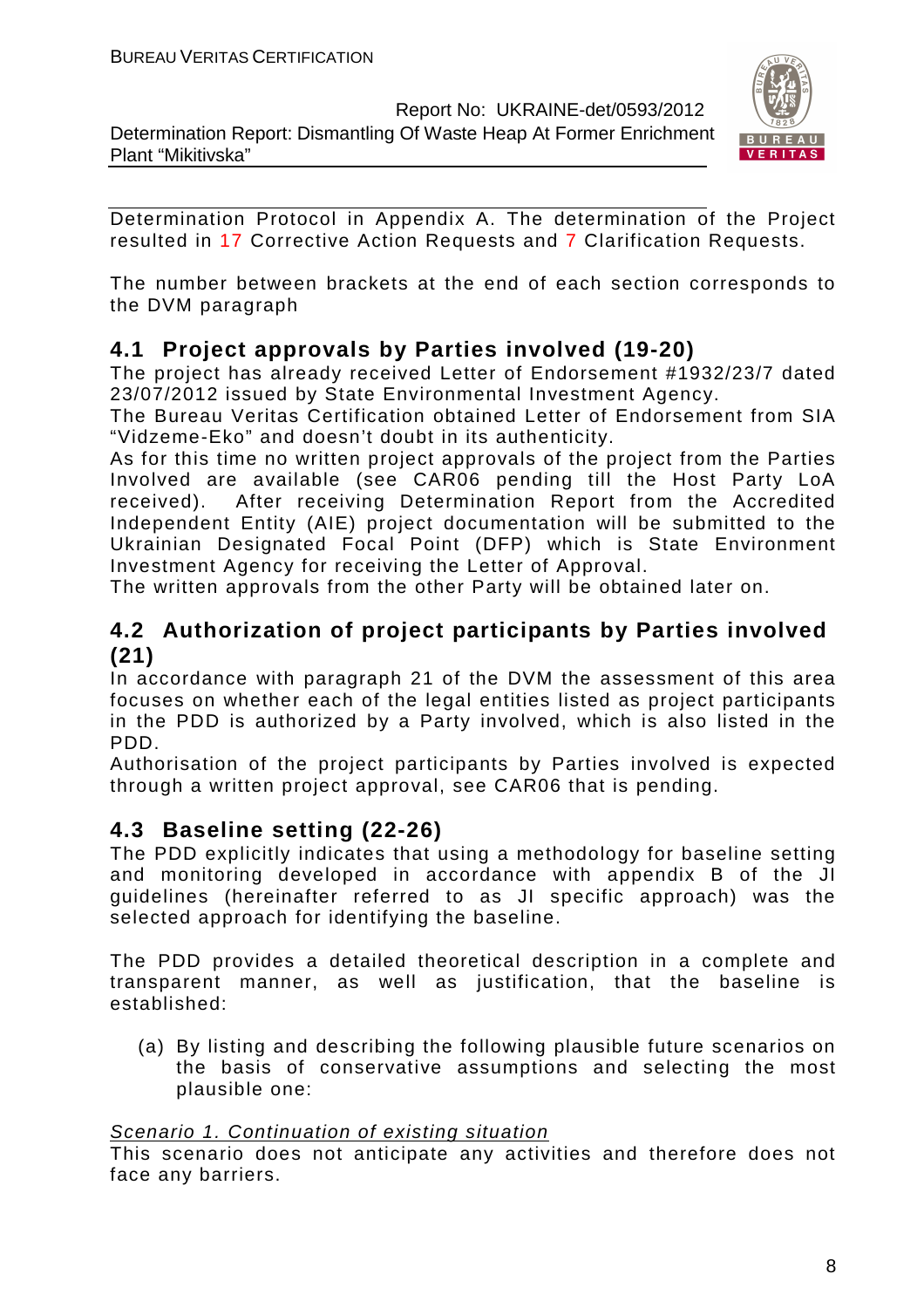Determination Protocol in Appendix A. The determination of the Project resulted in 17 Corrective Action Requests and 7 Clarification Requests.

The number between brackets at the end of each section corresponds to the DVM paragraph

## 4.1 Project approvals by Parties involved (19-20)

The project has already received Letter of Endorsement #1932/23/7 dated 23/07/2012 issued by State Environmental Investment Agency.
The Bureau Veritas Certification obtained Letter of Endorsement from SIA "Vidzeme-Eko" and doesn't doubt in its authenticity.
As for this time no written project approvals of the project from the Parties Involved are available (see CAR06 pending till the Host Party LoA received). After receiving Determination Report from the Accredited Independent Entity (AIE) project documentation will be submitted to the Ukrainian Designated Focal Point (DFP) which is State Environment Investment Agency for receiving the Letter of Approval.
The written approvals from the other Party will be obtained later on.

## 4.2 Authorization of project participants by Parties involved (21)

In accordance with paragraph 21 of the DVM the assessment of this area focuses on whether each of the legal entities listed as project participants in the PDD is authorized by a Party involved, which is also listed in the PDD.
Authorisation of the project participants by Parties involved is expected through a written project approval, see CAR06 that is pending.

## 4.3 Baseline setting (22-26)

The PDD explicitly indicates that using a methodology for baseline setting and monitoring developed in accordance with appendix B of the JI guidelines (hereinafter referred to as JI specific approach) was the selected approach for identifying the baseline.

The PDD provides a detailed theoretical description in a complete and transparent manner, as well as justification, that the baseline is established:

(a) By listing and describing the following plausible future scenarios on the basis of conservative assumptions and selecting the most plausible one:

<u>*Scenario 1. Continuation of existing situation*</u>
This scenario does not anticipate any activities and therefore does not face any barriers.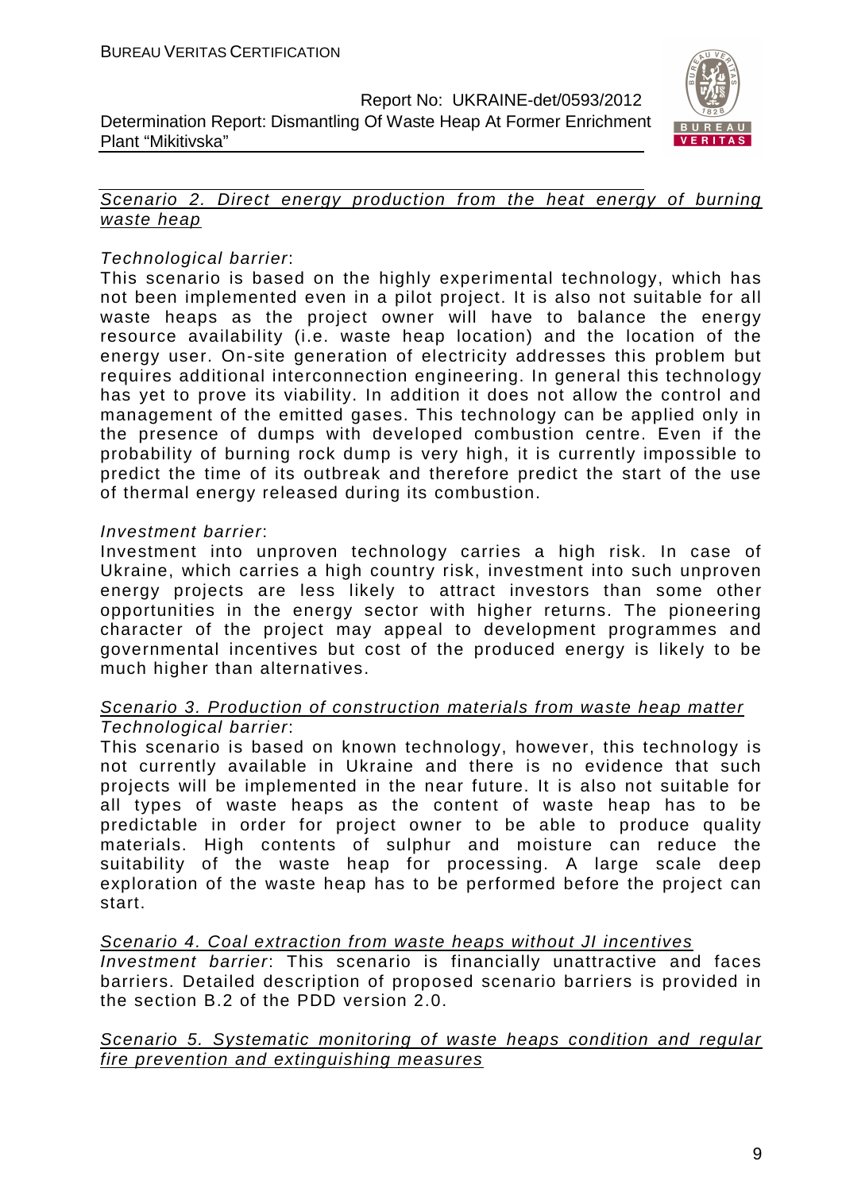<u>Scenario 2. Direct energy production from the heat energy of burning waste heap</u>

*Technological barrier*:
This scenario is based on the highly experimental technology, which has not been implemented even in a pilot project. It is also not suitable for all waste heaps as the project owner will have to balance the energy resource availability (i.e. waste heap location) and the location of the energy user. On-site generation of electricity addresses this problem but requires additional interconnection engineering. In general this technology has yet to prove its viability. In addition it does not allow the control and management of the emitted gases. This technology can be applied only in the presence of dumps with developed combustion centre. Even if the probability of burning rock dump is very high, it is currently impossible to predict the time of its outbreak and therefore predict the start of the use of thermal energy released during its combustion.

*Investment barrier*:
Investment into unproven technology carries a high risk. In case of Ukraine, which carries a high country risk, investment into such unproven energy projects are less likely to attract investors than some other opportunities in the energy sector with higher returns. The pioneering character of the project may appeal to development programmes and governmental incentives but cost of the produced energy is likely to be much higher than alternatives.

<u>Scenario 3. Production of construction materials from waste heap matter</u>
*Technological barrier*:
This scenario is based on known technology, however, this technology is not currently available in Ukraine and there is no evidence that such projects will be implemented in the near future. It is also not suitable for all types of waste heaps as the content of waste heap has to be predictable in order for project owner to be able to produce quality materials. High contents of sulphur and moisture can reduce the suitability of the waste heap for processing. A large scale deep exploration of the waste heap has to be performed before the project can start.

<u>Scenario 4. Coal extraction from waste heaps without JI incentives</u>
*Investment barrier*: This scenario is financially unattractive and faces barriers. Detailed description of proposed scenario barriers is provided in the section B.2 of the PDD version 2.0.

<u>*Scenario 5. Systematic monitoring of waste heaps condition and regular fire prevention and extinguishing measures*</u>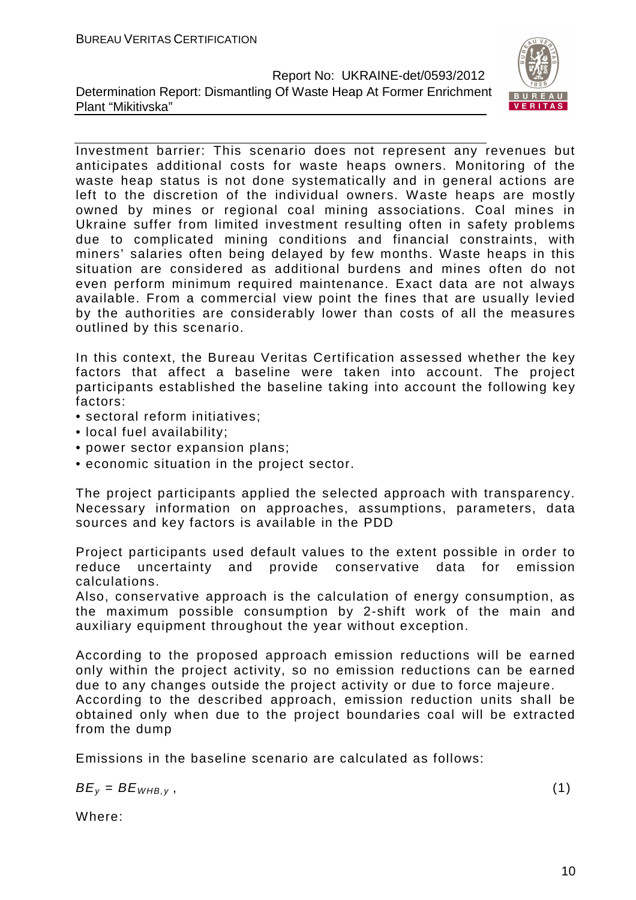Investment barrier: This scenario does not represent any revenues but anticipates additional costs for waste heaps owners. Monitoring of the waste heap status is not done systematically and in general actions are left to the discretion of the individual owners. Waste heaps are mostly owned by mines or regional coal mining associations. Coal mines in Ukraine suffer from limited investment resulting often in safety problems due to complicated mining conditions and financial constraints, with miners' salaries often being delayed by few months. Waste heaps in this situation are considered as additional burdens and mines often do not even perform minimum required maintenance. Exact data are not always available. From a commercial view point the fines that are usually levied by the authorities are considerably lower than costs of all the measures outlined by this scenario.

In this context, the Bureau Veritas Certification assessed whether the key factors that affect a baseline were taken into account. The project participants established the baseline taking into account the following key factors:

- sectoral reform initiatives;
- local fuel availability;
- power sector expansion plans;
- economic situation in the project sector.

The project participants applied the selected approach with transparency. Necessary information on approaches, assumptions, parameters, data sources and key factors is available in the PDD

Project participants used default values to the extent possible in order to reduce uncertainty and provide conservative data for emission calculations.
Also, conservative approach is the calculation of energy consumption, as the maximum possible consumption by 2-shift work of the main and auxiliary equipment throughout the year without exception.

According to the proposed approach emission reductions will be earned only within the project activity, so no emission reductions can be earned due to any changes outside the project activity or due to force majeure.
According to the described approach, emission reduction units shall be obtained only when due to the project boundaries coal will be extracted from the dump

Emissions in the baseline scenario are calculated as follows:

$$BE_y = BE_{WHB,y}, \quad (1)$$

Where: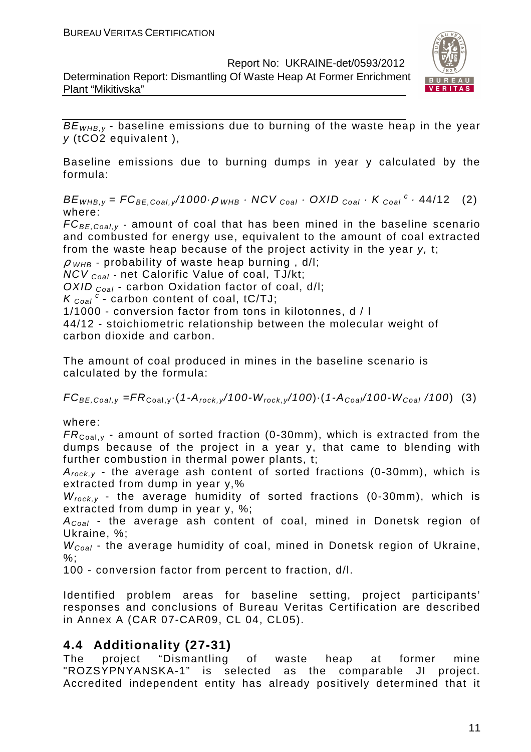$BE_{WHB,y}$ - baseline emissions due to burning of the waste heap in the year $y$ (tCO2 equivalent ),

Baseline emissions due to burning dumps in year y calculated by the formula:

$$BE_{WHB,y} = FC_{BE,Coal,y}/1000 \cdot \rho_{WHB} \cdot NCV_{Coal} \cdot OXID_{Coal} \cdot K_{Coal}^{c} \cdot 44/12 \quad (2)$$

where:

$FC_{BE,Coal,y}$ - amount of coal that has been mined in the baseline scenario and combusted for energy use, equivalent to the amount of coal extracted from the waste heap because of the project activity in the year $y$, t;

$\rho_{WHB}$ - probability of waste heap burning , d/l;

$NCV_{Coal}$ - net Calorific Value of coal, TJ/kt;

$OXID_{Coal}$ - carbon Oxidation factor of coal, d/l;

$K_{Coal}^{c}$ - carbon content of coal, tC/TJ;

1/1000 - conversion factor from tons in kilotonnes, d / l

44/12 - stoichiometric relationship between the molecular weight of carbon dioxide and carbon.

The amount of coal produced in mines in the baseline scenario is calculated by the formula:

$$FC_{BE,Coal,y} = FR_{Coal,y} \cdot (1 - A_{rock,y}/100 - W_{rock,y}/100) \cdot (1 - A_{Coal}/100 - W_{Coal}/100) \quad (3)$$

where:

$FR_{Coal,y}$ - amount of sorted fraction (0-30mm), which is extracted from the dumps because of the project in a year y, that came to blending with further combustion in thermal power plants, t;

$A_{rock,y}$ - the average ash content of sorted fractions (0-30mm), which is extracted from dump in year y,%

$W_{rock,y}$ - the average humidity of sorted fractions (0-30mm), which is extracted from dump in year y, %;

$A_{Coal}$ - the average ash content of coal, mined in Donetsk region of Ukraine, %;

$W_{Coal}$ - the average humidity of coal, mined in Donetsk region of Ukraine, %;

100 - conversion factor from percent to fraction, d/l.

Identified problem areas for baseline setting, project participants' responses and conclusions of Bureau Veritas Certification are described in Annex A (CAR 07-CAR09, CL 04, CL05).

## 4.4 Additionality (27-31)

The project "Dismantling of waste heap at former mine "ROZSYPNYANSKA-1" is selected as the comparable JI project. Accredited independent entity has already positively determined that it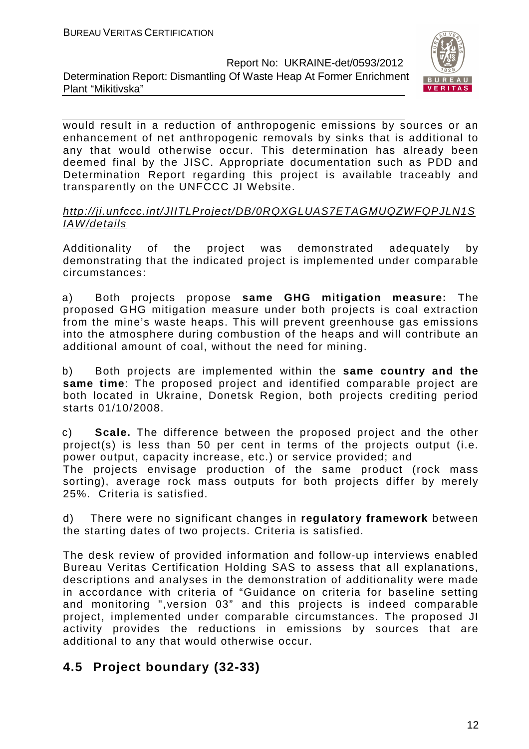would result in a reduction of anthropogenic emissions by sources or an enhancement of net anthropogenic removals by sinks that is additional to any that would otherwise occur. This determination has already been deemed final by the JISC. Appropriate documentation such as PDD and Determination Report regarding this project is available traceably and transparently on the UNFCCC JI Website.

http://ji.unfccc.int/JIITLProject/DB/0RQXGLUAS7ETAGMUQZWFQPJLN1SIAW/details

Additionality of the project was demonstrated adequately by demonstrating that the indicated project is implemented under comparable circumstances:

a) Both projects propose **same GHG mitigation measure:** The proposed GHG mitigation measure under both projects is coal extraction from the mine's waste heaps. This will prevent greenhouse gas emissions into the atmosphere during combustion of the heaps and will contribute an additional amount of coal, without the need for mining.

b) Both projects are implemented within the **same country and the same time**: The proposed project and identified comparable project are both located in Ukraine, Donetsk Region, both projects crediting period starts 01/10/2008.

c) **Scale.** The difference between the proposed project and the other project(s) is less than 50 per cent in terms of the projects output (i.e. power output, capacity increase, etc.) or service provided; and
The projects envisage production of the same product (rock mass sorting), average rock mass outputs for both projects differ by merely 25%. Criteria is satisfied.

d) There were no significant changes in **regulatory framework** between the starting dates of two projects. Criteria is satisfied.

The desk review of provided information and follow-up interviews enabled Bureau Veritas Certification Holding SAS to assess that all explanations, descriptions and analyses in the demonstration of additionality were made in accordance with criteria of "Guidance on criteria for baseline setting and monitoring ",version 03" and this projects is indeed comparable project, implemented under comparable circumstances. The proposed JI activity provides the reductions in emissions by sources that are additional to any that would otherwise occur.

## 4.5 Project boundary (32-33)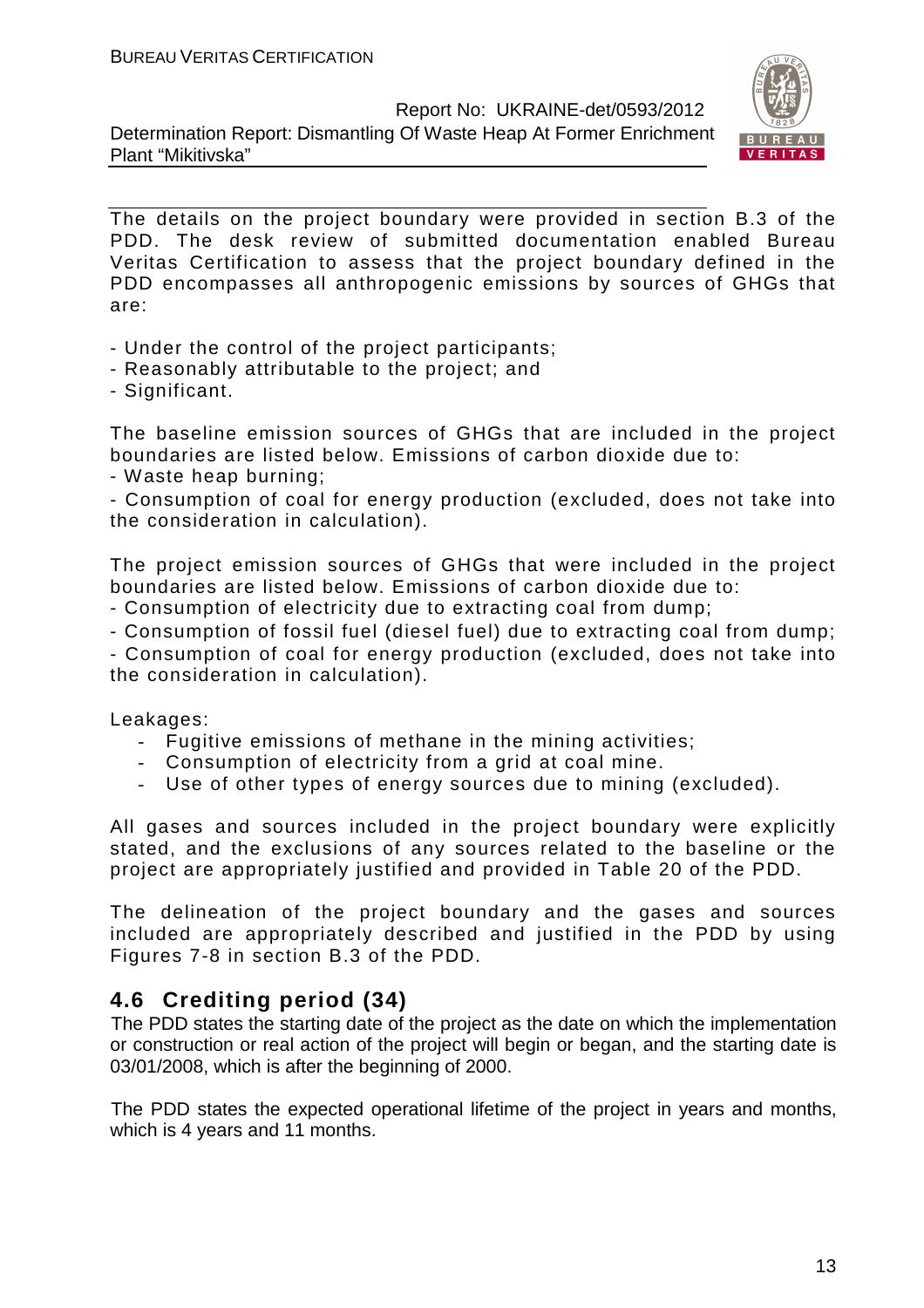The details on the project boundary were provided in section B.3 of the PDD. The desk review of submitted documentation enabled Bureau Veritas Certification to assess that the project boundary defined in the PDD encompasses all anthropogenic emissions by sources of GHGs that are:

- Under the control of the project participants;
- Reasonably attributable to the project; and
- Significant.

The baseline emission sources of GHGs that are included in the project boundaries are listed below. Emissions of carbon dioxide due to:

- Waste heap burning;
- Consumption of coal for energy production (excluded, does not take into the consideration in calculation).

The project emission sources of GHGs that were included in the project boundaries are listed below. Emissions of carbon dioxide due to:

- Consumption of electricity due to extracting coal from dump;
- Consumption of fossil fuel (diesel fuel) due to extracting coal from dump;
- Consumption of coal for energy production (excluded, does not take into the consideration in calculation).

Leakages:

- Fugitive emissions of methane in the mining activities;
- Consumption of electricity from a grid at coal mine.
- Use of other types of energy sources due to mining (excluded).

All gases and sources included in the project boundary were explicitly stated, and the exclusions of any sources related to the baseline or the project are appropriately justified and provided in Table 20 of the PDD.

The delineation of the project boundary and the gases and sources included are appropriately described and justified in the PDD by using Figures 7-8 in section B.3 of the PDD.

## 4.6 Crediting period (34)

The PDD states the starting date of the project as the date on which the implementation or construction or real action of the project will begin or began, and the starting date is 03/01/2008, which is after the beginning of 2000.

The PDD states the expected operational lifetime of the project in years and months, which is 4 years and 11 months.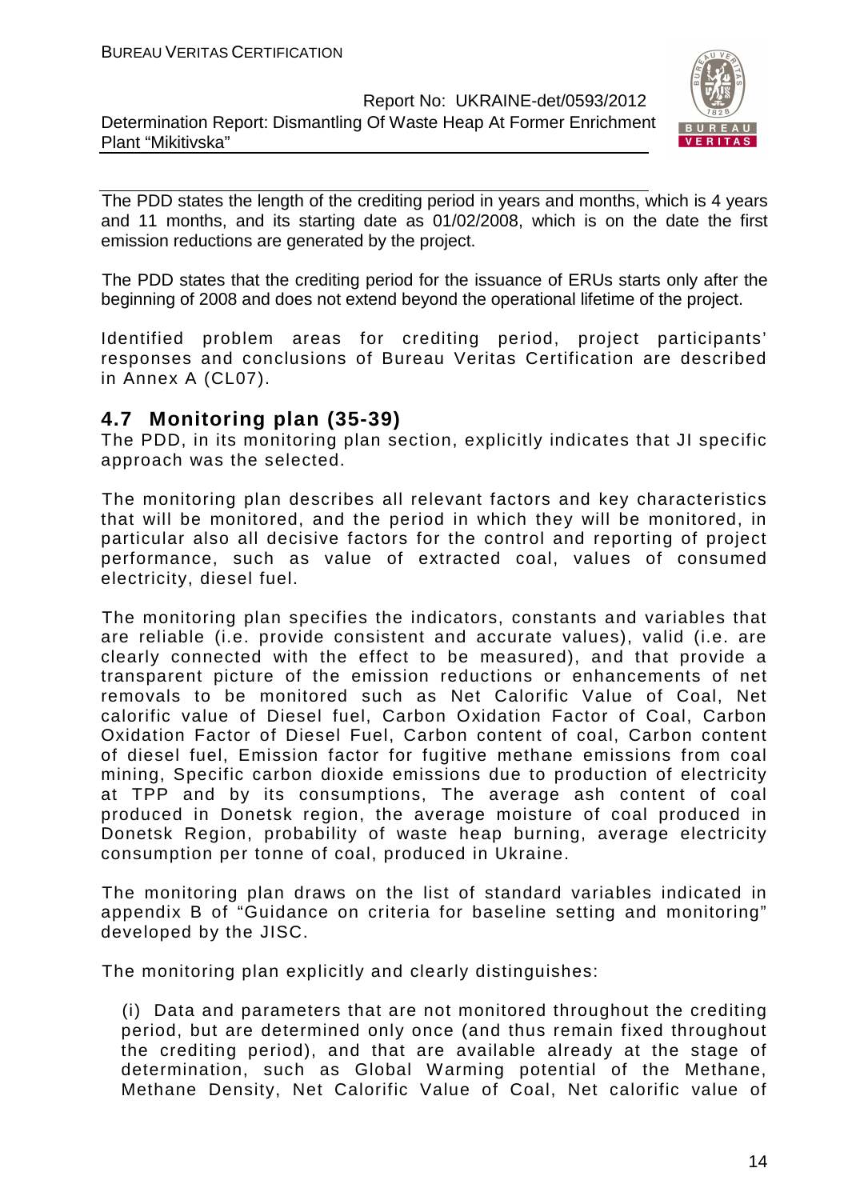The PDD states the length of the crediting period in years and months, which is 4 years and 11 months, and its starting date as 01/02/2008, which is on the date the first emission reductions are generated by the project.

The PDD states that the crediting period for the issuance of ERUs starts only after the beginning of 2008 and does not extend beyond the operational lifetime of the project.

Identified problem areas for crediting period, project participants' responses and conclusions of Bureau Veritas Certification are described in Annex A (CL07).

## 4.7 Monitoring plan (35-39)

The PDD, in its monitoring plan section, explicitly indicates that JI specific approach was the selected.

The monitoring plan describes all relevant factors and key characteristics that will be monitored, and the period in which they will be monitored, in particular also all decisive factors for the control and reporting of project performance, such as value of extracted coal, values of consumed electricity, diesel fuel.

The monitoring plan specifies the indicators, constants and variables that are reliable (i.e. provide consistent and accurate values), valid (i.e. are clearly connected with the effect to be measured), and that provide a transparent picture of the emission reductions or enhancements of net removals to be monitored such as Net Calorific Value of Coal, Net calorific value of Diesel fuel, Carbon Oxidation Factor of Coal, Carbon Oxidation Factor of Diesel Fuel, Carbon content of coal, Carbon content of diesel fuel, Emission factor for fugitive methane emissions from coal mining, Specific carbon dioxide emissions due to production of electricity at TPP and by its consumptions, The average ash content of coal produced in Donetsk region, the average moisture of coal produced in Donetsk Region, probability of waste heap burning, average electricity consumption per tonne of coal, produced in Ukraine.

The monitoring plan draws on the list of standard variables indicated in appendix B of "Guidance on criteria for baseline setting and monitoring" developed by the JISC.

The monitoring plan explicitly and clearly distinguishes:

(i) Data and parameters that are not monitored throughout the crediting period, but are determined only once (and thus remain fixed throughout the crediting period), and that are available already at the stage of determination, such as Global Warming potential of the Methane, Methane Density, Net Calorific Value of Coal, Net calorific value of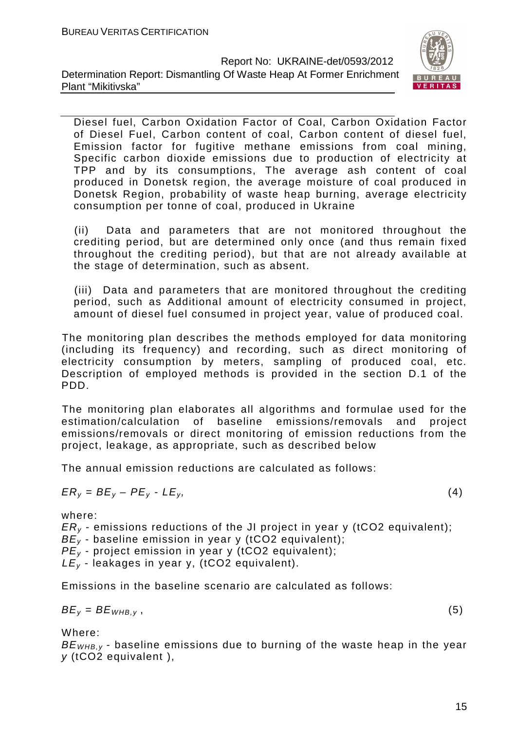Diesel fuel, Carbon Oxidation Factor of Coal, Carbon Oxidation Factor of Diesel Fuel, Carbon content of coal, Carbon content of diesel fuel, Emission factor for fugitive methane emissions from coal mining, Specific carbon dioxide emissions due to production of electricity at TPP and by its consumptions, The average ash content of coal produced in Donetsk region, the average moisture of coal produced in Donetsk Region, probability of waste heap burning, average electricity consumption per tonne of coal, produced in Ukraine

(ii) Data and parameters that are not monitored throughout the crediting period, but are determined only once (and thus remain fixed throughout the crediting period), but that are not already available at the stage of determination, such as absent.

(iii) Data and parameters that are monitored throughout the crediting period, such as Additional amount of electricity consumed in project, amount of diesel fuel consumed in project year, value of produced coal.

The monitoring plan describes the methods employed for data monitoring (including its frequency) and recording, such as direct monitoring of electricity consumption by meters, sampling of produced coal, etc. Description of employed methods is provided in the section D.1 of the PDD.

The monitoring plan elaborates all algorithms and formulae used for the estimation/calculation of baseline emissions/removals and project emissions/removals or direct monitoring of emission reductions from the project, leakage, as appropriate, such as described below

The annual emission reductions are calculated as follows:

$$ER_y = BE_y – PE_y - LE_y, \tag{4}$$

where:
$ER_y$ - emissions reductions of the JI project in year y (tCO2 equivalent);
$BE_y$ - baseline emission in year y (tCO2 equivalent);
$PE_y$ - project emission in year y (tCO2 equivalent);
$LE_y$ - leakages in year y, (tCO2 equivalent).

Emissions in the baseline scenario are calculated as follows:

$$BE_y = BE_{WHB,y}\ , \tag{5}$$

Where:
$BE_{WHB,y}$ - baseline emissions due to burning of the waste heap in the year $y$ (tCO2 equivalent ),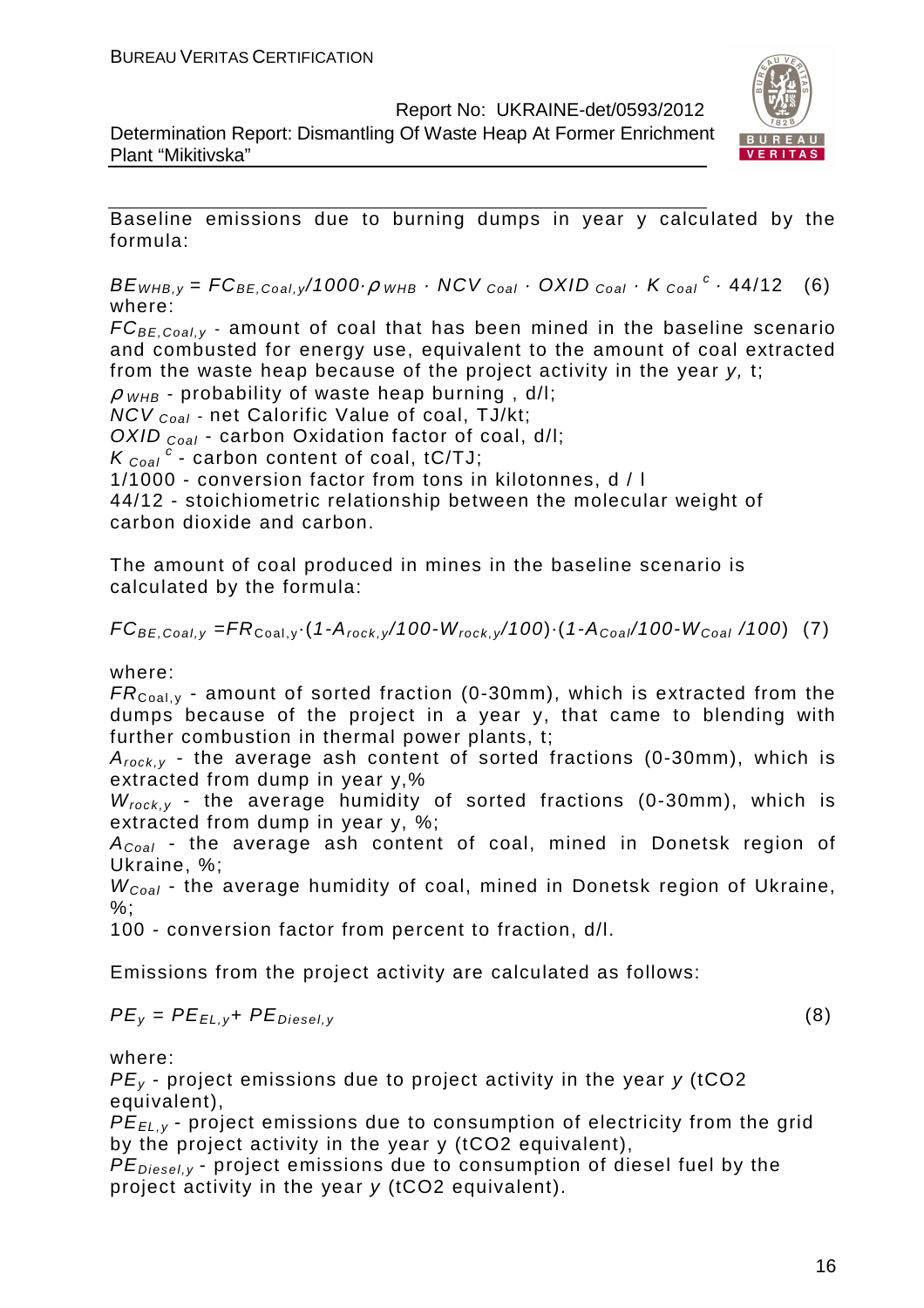Baseline emissions due to burning dumps in year y calculated by the formula:

$$BE_{WHB,y} = FC_{BE,Coal,y}/1000 \cdot \rho_{WHB} \cdot NCV_{Coal} \cdot OXID_{Coal} \cdot K_{Coal}^{c} \cdot 44/12 \quad (6)$$

where:

$FC_{BE,Coal,y}$ - amount of coal that has been mined in the baseline scenario and combusted for energy use, equivalent to the amount of coal extracted from the waste heap because of the project activity in the year *y,* t;

$\rho_{WHB}$ - probability of waste heap burning , d/l;

$NCV_{Coal}$ - net Calorific Value of coal, TJ/kt;

$OXID_{Coal}$ - carbon Oxidation factor of coal, d/l;

$K_{Coal}^{c}$ - carbon content of coal, tC/TJ;

1/1000 - conversion factor from tons in kilotonnes, d / l

44/12 - stoichiometric relationship between the molecular weight of carbon dioxide and carbon.

The amount of coal produced in mines in the baseline scenario is calculated by the formula:

$$FC_{BE,Coal,y} = FR_{Coal,y} \cdot (1 - A_{rock,y}/100 - W_{rock,y}/100) \cdot (1 - A_{Coal}/100 - W_{Coal}/100) \quad (7)$$

where:

$FR_{Coal,y}$ - amount of sorted fraction (0-30mm), which is extracted from the dumps because of the project in a year y, that came to blending with further combustion in thermal power plants, t;

$A_{rock,y}$ - the average ash content of sorted fractions (0-30mm), which is extracted from dump in year y,%

$W_{rock,y}$ - the average humidity of sorted fractions (0-30mm), which is extracted from dump in year y, %;

$A_{Coal}$ - the average ash content of coal, mined in Donetsk region of Ukraine, %;

$W_{Coal}$ - the average humidity of coal, mined in Donetsk region of Ukraine, %;

100 - conversion factor from percent to fraction, d/l.

Emissions from the project activity are calculated as follows:

$$PE_{y} = PE_{EL,y} + PE_{Diesel,y} \quad (8)$$

where:

$PE_{y}$ - project emissions due to project activity in the year *y* (tCO2 equivalent),

$PE_{EL,y}$ - project emissions due to consumption of electricity from the grid by the project activity in the year y (tCO2 equivalent),

$PE_{Diesel,y}$ - project emissions due to consumption of diesel fuel by the project activity in the year *y* (tCO2 equivalent).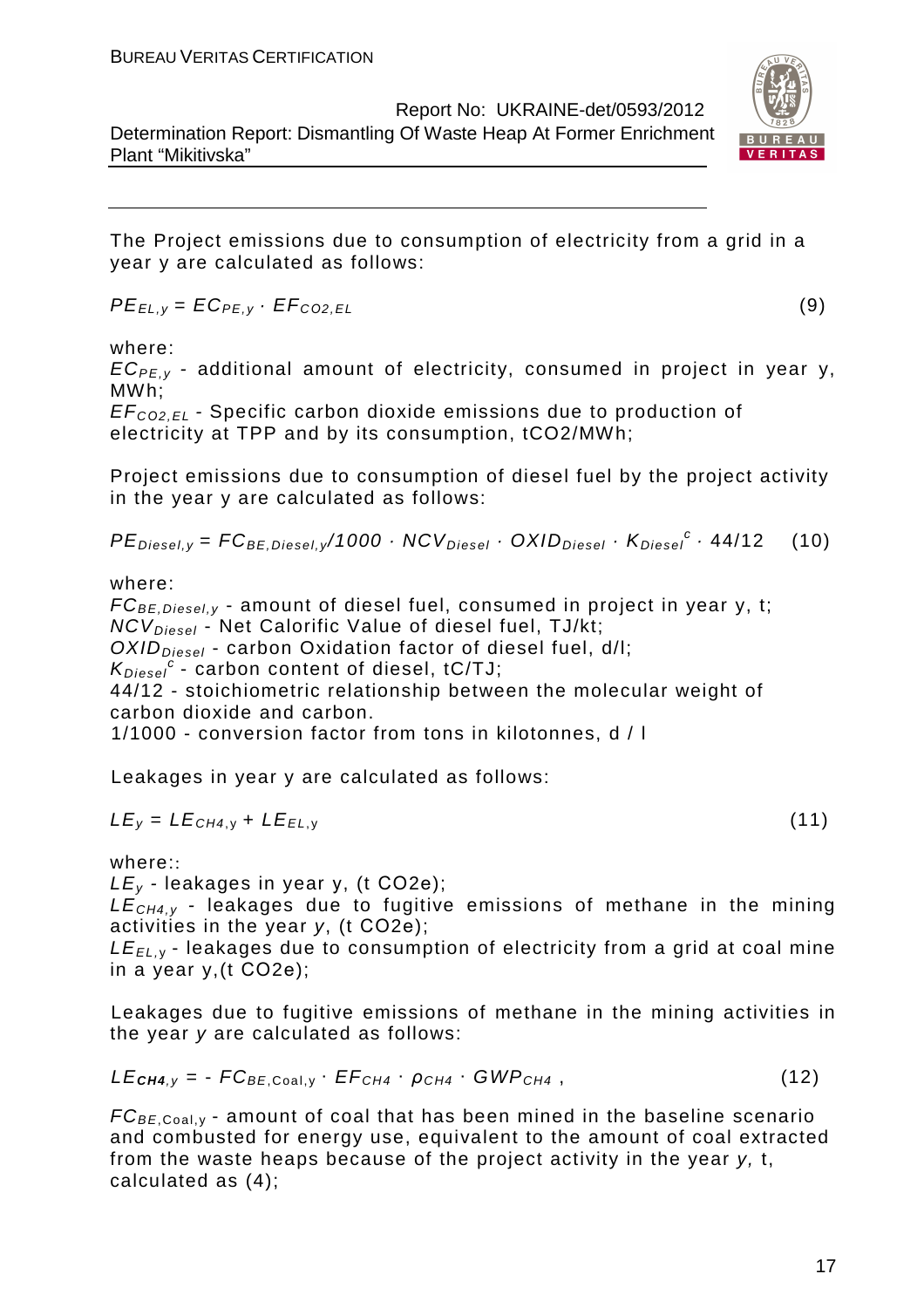The Project emissions due to consumption of electricity from a grid in a year y are calculated as follows:

$$PE_{EL,y} = EC_{PE,y} \cdot EF_{CO2,EL} \qquad (9)$$

where:

$EC_{PE,y}$ - additional amount of electricity, consumed in project in year y, MWh;

$EF_{CO2,EL}$ - Specific carbon dioxide emissions due to production of electricity at TPP and by its consumption, tCO2/MWh;

Project emissions due to consumption of diesel fuel by the project activity in the year y are calculated as follows:

$$PE_{Diesel,y} = FC_{BE,Diesel,y}/1000 \cdot NCV_{Diesel} \cdot OXID_{Diesel} \cdot K_{Diesel}^{c} \cdot 44/12 \qquad (10)$$

where:

$FC_{BE,Diesel,y}$ - amount of diesel fuel, consumed in project in year y, t;

$NCV_{Diesel}$ - Net Calorific Value of diesel fuel, TJ/kt;

$OXID_{Diesel}$ - carbon Oxidation factor of diesel fuel, d/l;

$K_{Diesel}^{c}$ - carbon content of diesel, tC/TJ;

44/12 - stoichiometric relationship between the molecular weight of carbon dioxide and carbon.

1/1000 - conversion factor from tons in kilotonnes, d / l

Leakages in year y are calculated as follows:

$$LE_{y} = LE_{CH4,y} + LE_{EL,y} \qquad (11)$$

where::

$LE_{y}$ - leakages in year y, (t CO2e);

$LE_{CH4,y}$ - leakages due to fugitive emissions of methane in the mining activities in the year *y*, (t CO2e);

$LE_{EL,y}$ - leakages due to consumption of electricity from a grid at coal mine in a year y,(t CO2e);

Leakages due to fugitive emissions of methane in the mining activities in the year *y* are calculated as follows:

$$LE_{CH4,y} = - FC_{BE,Coal,y} \cdot EF_{CH4} \cdot \rho_{CH4} \cdot GWP_{CH4} \;, \qquad (12)$$

$FC_{BE,Coal,y}$ - amount of coal that has been mined in the baseline scenario and combusted for energy use, equivalent to the amount of coal extracted from the waste heaps because of the project activity in the year *y,* t, calculated as (4);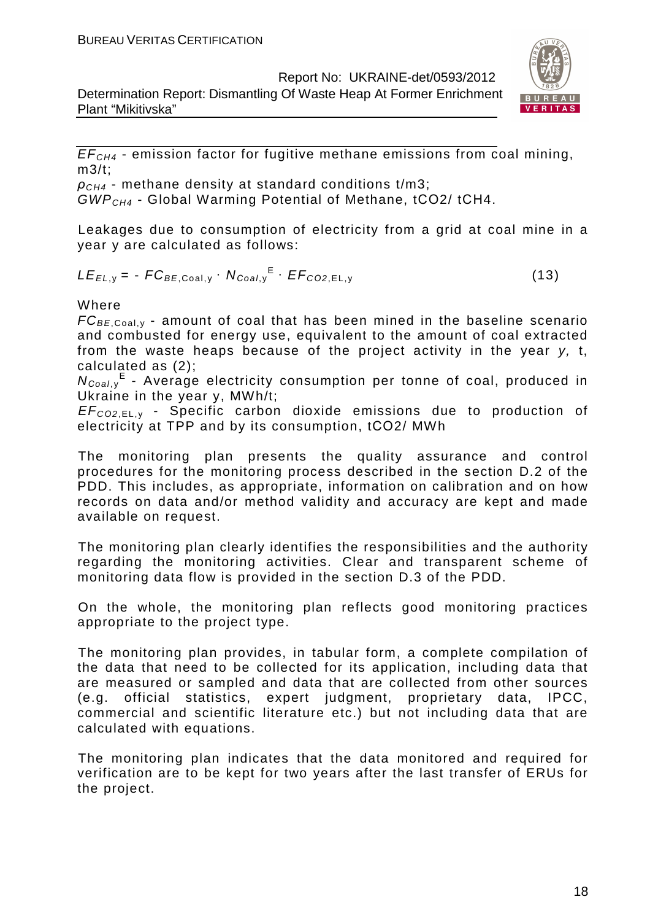$EF_{CH4}$ - emission factor for fugitive methane emissions from coal mining, m3/t;

$\rho_{CH4}$ - methane density at standard conditions t/m3;

$GWP_{CH4}$ - Global Warming Potential of Methane, tCO2/ tCH4.

Leakages due to consumption of electricity from a grid at coal mine in a year y are calculated as follows:

$$LE_{EL,y} = - FC_{BE,\text{Coal},y} \cdot N_{Coal,y}^{E} \cdot EF_{CO2,\text{EL},y} \qquad (13)$$

Where

$FC_{BE,\text{Coal},y}$ - amount of coal that has been mined in the baseline scenario and combusted for energy use, equivalent to the amount of coal extracted from the waste heaps because of the project activity in the year *y,* t, calculated as (2);

$N_{Coal,y}^{E}$ - Average electricity consumption per tonne of coal, produced in Ukraine in the year y, MWh/t;

$EF_{CO2,\text{EL},y}$ - Specific carbon dioxide emissions due to production of electricity at TPP and by its consumption, tCO2/ MWh

The monitoring plan presents the quality assurance and control procedures for the monitoring process described in the section D.2 of the PDD. This includes, as appropriate, information on calibration and on how records on data and/or method validity and accuracy are kept and made available on request.

The monitoring plan clearly identifies the responsibilities and the authority regarding the monitoring activities. Clear and transparent scheme of monitoring data flow is provided in the section D.3 of the PDD.

On the whole, the monitoring plan reflects good monitoring practices appropriate to the project type.

The monitoring plan provides, in tabular form, a complete compilation of the data that need to be collected for its application, including data that are measured or sampled and data that are collected from other sources (e.g. official statistics, expert judgment, proprietary data, IPCC, commercial and scientific literature etc.) but not including data that are calculated with equations.

The monitoring plan indicates that the data monitored and required for verification are to be kept for two years after the last transfer of ERUs for the project.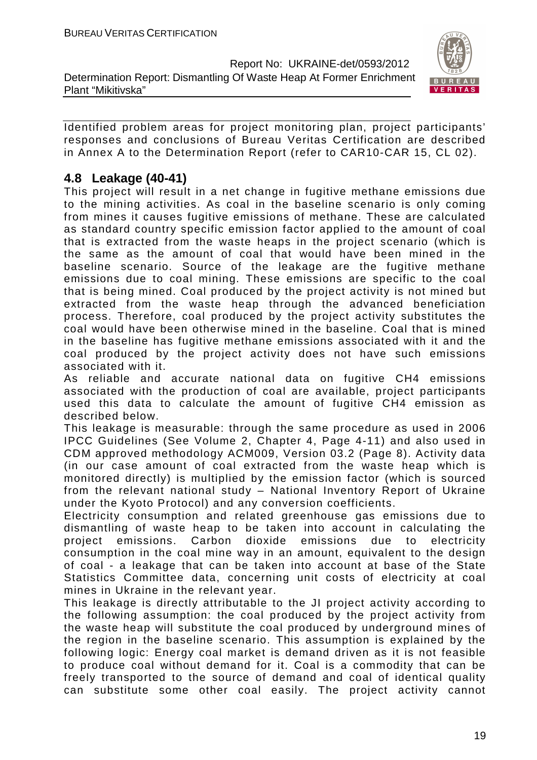Identified problem areas for project monitoring plan, project participants' responses and conclusions of Bureau Veritas Certification are described in Annex A to the Determination Report (refer to CAR10-CAR 15, CL 02).

## 4.8 Leakage (40-41)

This project will result in a net change in fugitive methane emissions due to the mining activities. As coal in the baseline scenario is only coming from mines it causes fugitive emissions of methane. These are calculated as standard country specific emission factor applied to the amount of coal that is extracted from the waste heaps in the project scenario (which is the same as the amount of coal that would have been mined in the baseline scenario. Source of the leakage are the fugitive methane emissions due to coal mining. These emissions are specific to the coal that is being mined. Coal produced by the project activity is not mined but extracted from the waste heap through the advanced beneficiation process. Therefore, coal produced by the project activity substitutes the coal would have been otherwise mined in the baseline. Coal that is mined in the baseline has fugitive methane emissions associated with it and the coal produced by the project activity does not have such emissions associated with it.

As reliable and accurate national data on fugitive $CH_4$ emissions associated with the production of coal are available, project participants used this data to calculate the amount of fugitive $CH_4$ emission as described below.

This leakage is measurable: through the same procedure as used in 2006 IPCC Guidelines (See Volume 2, Chapter 4, Page 4-11) and also used in CDM approved methodology ACM009, Version 03.2 (Page 8). Activity data (in our case amount of coal extracted from the waste heap which is monitored directly) is multiplied by the emission factor (which is sourced from the relevant national study – National Inventory Report of Ukraine under the Kyoto Protocol) and any conversion coefficients.

Electricity consumption and related greenhouse gas emissions due to dismantling of waste heap to be taken into account in calculating the project emissions. Carbon dioxide emissions due to electricity consumption in the coal mine way in an amount, equivalent to the design of coal - a leakage that can be taken into account at base of the State Statistics Committee data, concerning unit costs of electricity at coal mines in Ukraine in the relevant year.

This leakage is directly attributable to the JI project activity according to the following assumption: the coal produced by the project activity from the waste heap will substitute the coal produced by underground mines of the region in the baseline scenario. This assumption is explained by the following logic: Energy coal market is demand driven as it is not feasible to produce coal without demand for it. Coal is a commodity that can be freely transported to the source of demand and coal of identical quality can substitute some other coal easily. The project activity cannot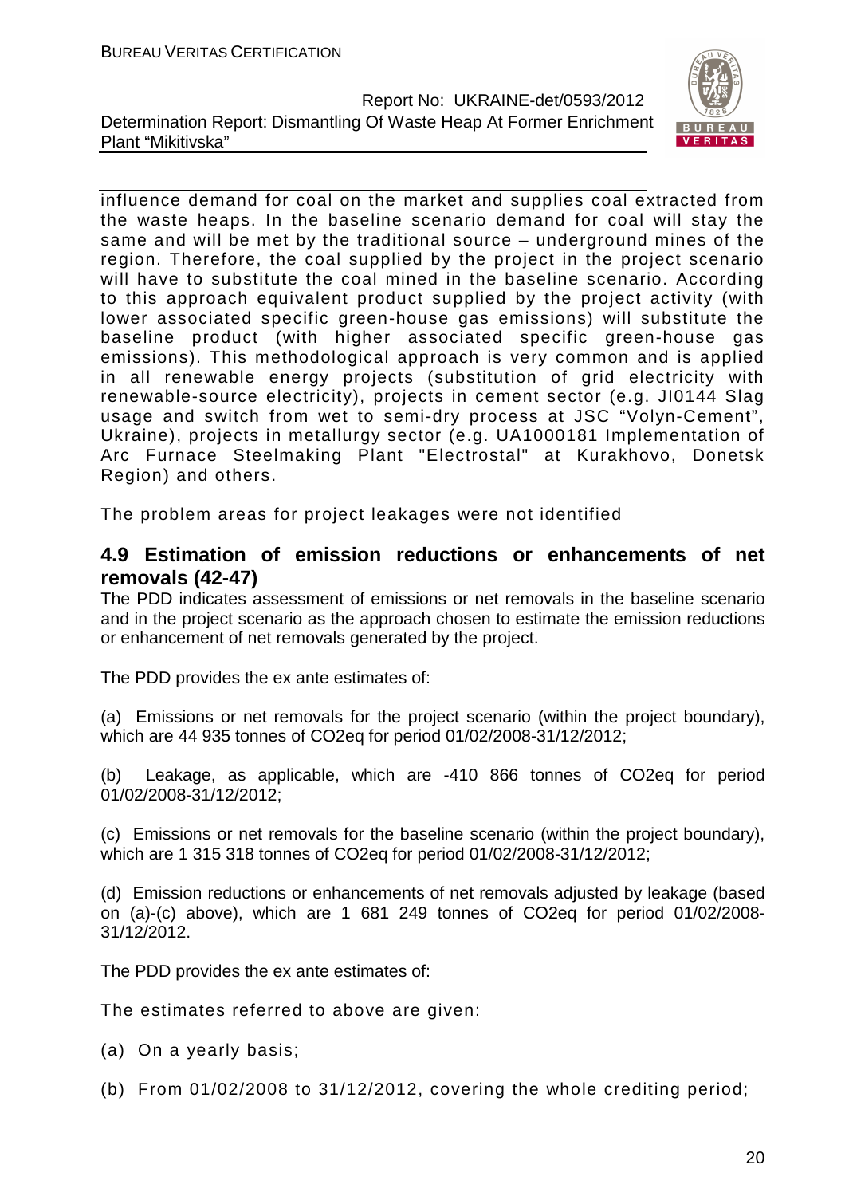influence demand for coal on the market and supplies coal extracted from the waste heaps. In the baseline scenario demand for coal will stay the same and will be met by the traditional source – underground mines of the region. Therefore, the coal supplied by the project in the project scenario will have to substitute the coal mined in the baseline scenario. According to this approach equivalent product supplied by the project activity (with lower associated specific green-house gas emissions) will substitute the baseline product (with higher associated specific green-house gas emissions). This methodological approach is very common and is applied in all renewable energy projects (substitution of grid electricity with renewable-source electricity), projects in cement sector (e.g. JI0144 Slag usage and switch from wet to semi-dry process at JSC "Volyn-Cement", Ukraine), projects in metallurgy sector (e.g. UA1000181 Implementation of Arc Furnace Steelmaking Plant "Electrostal" at Kurakhovo, Donetsk Region) and others.

The problem areas for project leakages were not identified

## 4.9 Estimation of emission reductions or enhancements of net removals (42-47)

The PDD indicates assessment of emissions or net removals in the baseline scenario and in the project scenario as the approach chosen to estimate the emission reductions or enhancement of net removals generated by the project.

The PDD provides the ex ante estimates of:

(a) Emissions or net removals for the project scenario (within the project boundary), which are 44 935 tonnes of CO2eq for period 01/02/2008-31/12/2012;

(b) Leakage, as applicable, which are -410 866 tonnes of CO2eq for period 01/02/2008-31/12/2012;

(c) Emissions or net removals for the baseline scenario (within the project boundary), which are 1 315 318 tonnes of CO2eq for period 01/02/2008-31/12/2012;

(d) Emission reductions or enhancements of net removals adjusted by leakage (based on (a)-(c) above), which are 1 681 249 tonnes of CO2eq for period 01/02/2008-31/12/2012.

The PDD provides the ex ante estimates of:

The estimates referred to above are given:

(a) On a yearly basis;

(b) From 01/02/2008 to 31/12/2012, covering the whole crediting period;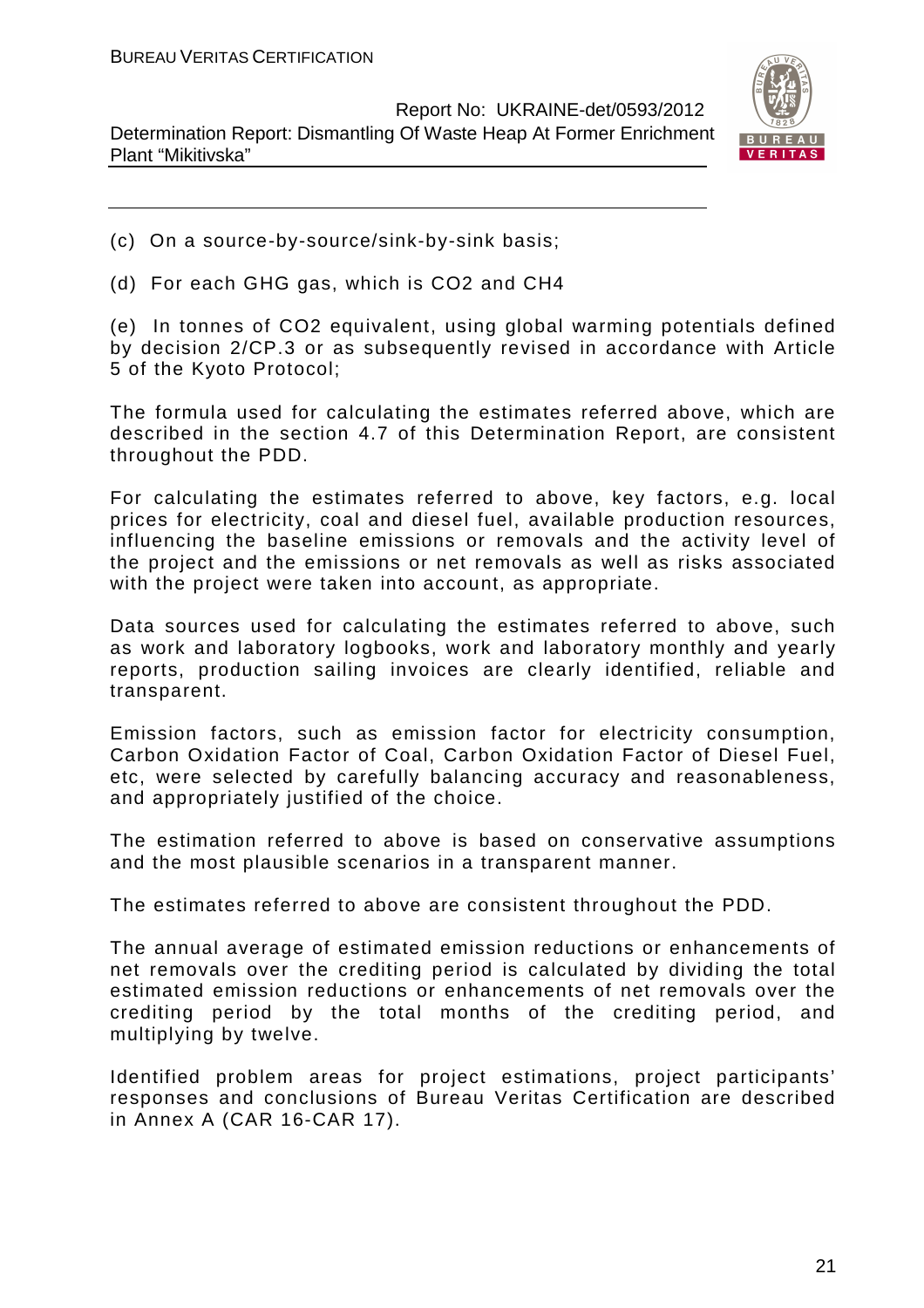(c) On a source-by-source/sink-by-sink basis;

(d) For each GHG gas, which is $CO_2$ and $CH_4$

(e) In tonnes of $CO_2$ equivalent, using global warming potentials defined by decision 2/CP.3 or as subsequently revised in accordance with Article 5 of the Kyoto Protocol;

The formula used for calculating the estimates referred above, which are described in the section 4.7 of this Determination Report, are consistent throughout the PDD.

For calculating the estimates referred to above, key factors, e.g. local prices for electricity, coal and diesel fuel, available production resources, influencing the baseline emissions or removals and the activity level of the project and the emissions or net removals as well as risks associated with the project were taken into account, as appropriate.

Data sources used for calculating the estimates referred to above, such as work and laboratory logbooks, work and laboratory monthly and yearly reports, production sailing invoices are clearly identified, reliable and transparent.

Emission factors, such as emission factor for electricity consumption, Carbon Oxidation Factor of Coal, Carbon Oxidation Factor of Diesel Fuel, etc, were selected by carefully balancing accuracy and reasonableness, and appropriately justified of the choice.

The estimation referred to above is based on conservative assumptions and the most plausible scenarios in a transparent manner.

The estimates referred to above are consistent throughout the PDD.

The annual average of estimated emission reductions or enhancements of net removals over the crediting period is calculated by dividing the total estimated emission reductions or enhancements of net removals over the crediting period by the total months of the crediting period, and multiplying by twelve.

Identified problem areas for project estimations, project participants' responses and conclusions of Bureau Veritas Certification are described in Annex A (CAR 16-CAR 17).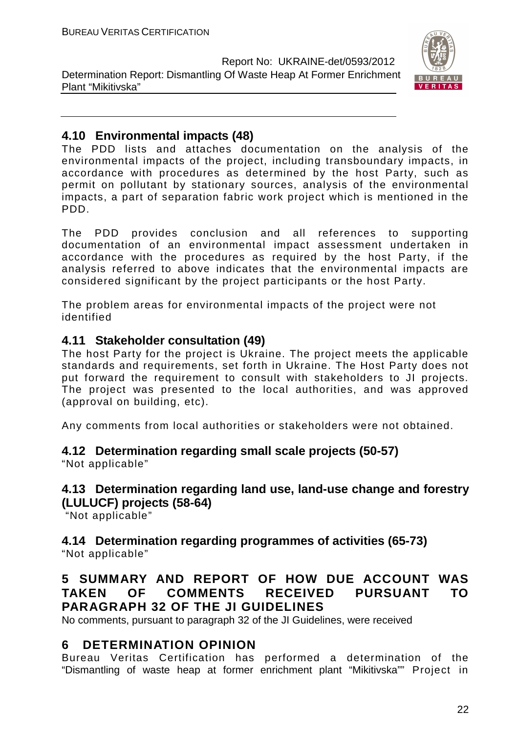## 4.10 Environmental impacts (48)

The PDD lists and attaches documentation on the analysis of the environmental impacts of the project, including transboundary impacts, in accordance with procedures as determined by the host Party, such as permit on pollutant by stationary sources, analysis of the environmental impacts, a part of separation fabric work project which is mentioned in the PDD.

The PDD provides conclusion and all references to supporting documentation of an environmental impact assessment undertaken in accordance with the procedures as required by the host Party, if the analysis referred to above indicates that the environmental impacts are considered significant by the project participants or the host Party.

The problem areas for environmental impacts of the project were not identified

## 4.11 Stakeholder consultation (49)

The host Party for the project is Ukraine. The project meets the applicable standards and requirements, set forth in Ukraine. The Host Party does not put forward the requirement to consult with stakeholders to JI projects. The project was presented to the local authorities, and was approved (approval on building, etc).

Any comments from local authorities or stakeholders were not obtained.

## 4.12 Determination regarding small scale projects (50-57)

"Not applicable"

## 4.13 Determination regarding land use, land-use change and forestry (LULUCF) projects (58-64)

"Not applicable"

## 4.14 Determination regarding programmes of activities (65-73)

"Not applicable"

# 5 SUMMARY AND REPORT OF HOW DUE ACCOUNT WAS TAKEN OF COMMENTS RECEIVED PURSUANT TO PARAGRAPH 32 OF THE JI GUIDELINES

No comments, pursuant to paragraph 32 of the JI Guidelines, were received

# 6 DETERMINATION OPINION

Bureau Veritas Certification has performed a determination of the "Dismantling of waste heap at former enrichment plant "Mikitivska"" Project in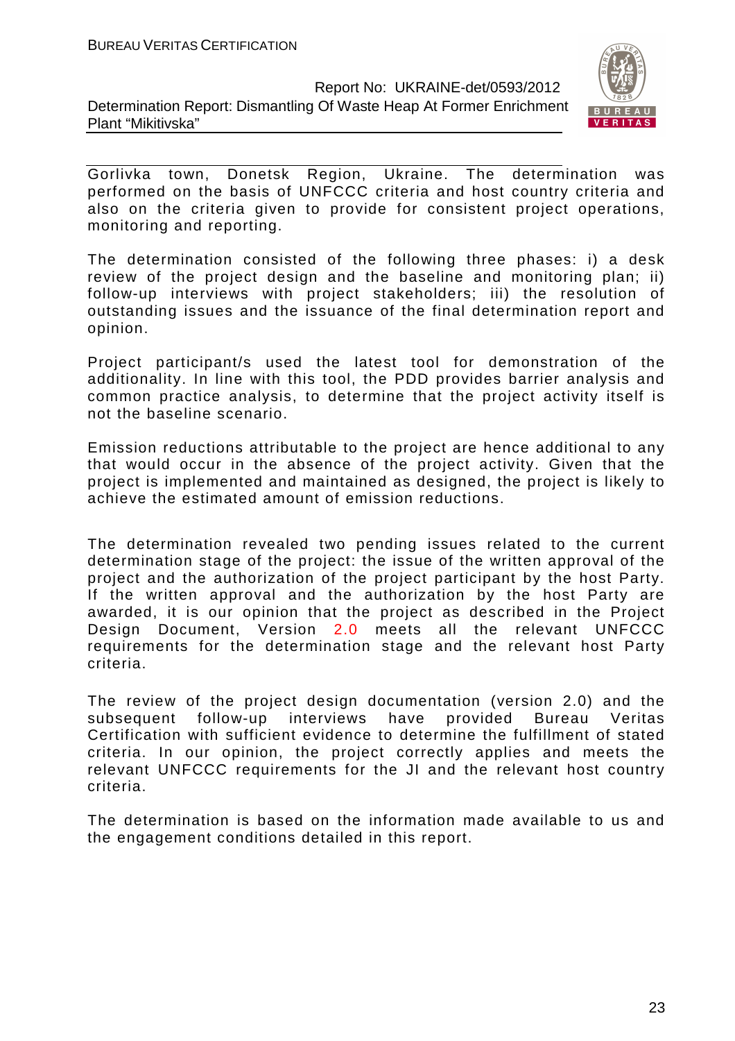Gorlivka town, Donetsk Region, Ukraine. The determination was performed on the basis of UNFCCC criteria and host country criteria and also on the criteria given to provide for consistent project operations, monitoring and reporting.

The determination consisted of the following three phases: i) a desk review of the project design and the baseline and monitoring plan; ii) follow-up interviews with project stakeholders; iii) the resolution of outstanding issues and the issuance of the final determination report and opinion.

Project participant/s used the latest tool for demonstration of the additionality. In line with this tool, the PDD provides barrier analysis and common practice analysis, to determine that the project activity itself is not the baseline scenario.

Emission reductions attributable to the project are hence additional to any that would occur in the absence of the project activity. Given that the project is implemented and maintained as designed, the project is likely to achieve the estimated amount of emission reductions.

The determination revealed two pending issues related to the current determination stage of the project: the issue of the written approval of the project and the authorization of the project participant by the host Party. If the written approval and the authorization by the host Party are awarded, it is our opinion that the project as described in the Project Design Document, Version 2.0 meets all the relevant UNFCCC requirements for the determination stage and the relevant host Party criteria.

The review of the project design documentation (version 2.0) and the subsequent follow-up interviews have provided Bureau Veritas Certification with sufficient evidence to determine the fulfillment of stated criteria. In our opinion, the project correctly applies and meets the relevant UNFCCC requirements for the JI and the relevant host country criteria.

The determination is based on the information made available to us and the engagement conditions detailed in this report.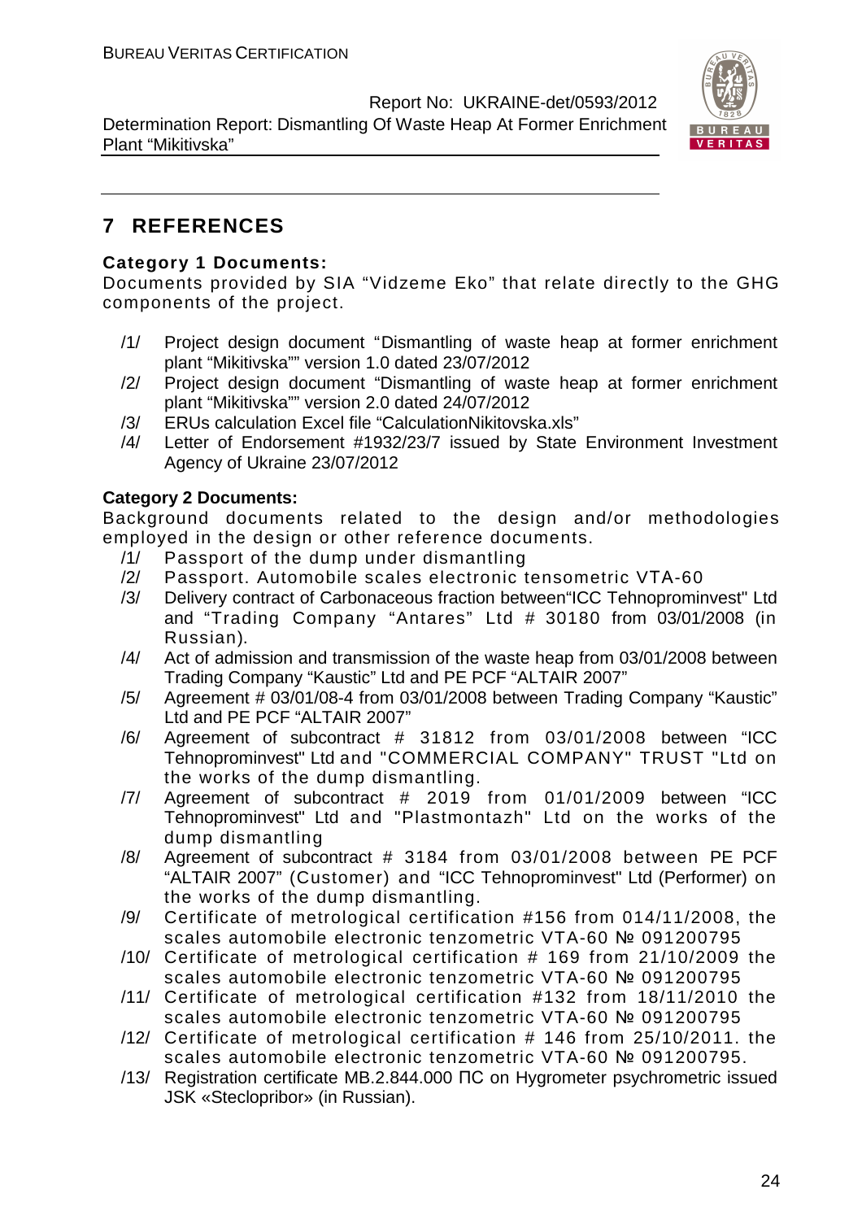## 7 REFERENCES

**Category 1 Documents:**

Documents provided by SIA "Vidzeme Eko" that relate directly to the GHG components of the project.

/1/ Project design document "Dismantling of waste heap at former enrichment plant "Mikitivska"" version 1.0 dated 23/07/2012

/2/ Project design document "Dismantling of waste heap at former enrichment plant "Mikitivska"" version 2.0 dated 24/07/2012

/3/ ERUs calculation Excel file "CalculationNikitovska.xls"

/4/ Letter of Endorsement #1932/23/7 issued by State Environment Investment Agency of Ukraine 23/07/2012

**Category 2 Documents:**

Background documents related to the design and/or methodologies employed in the design or other reference documents.

/1/ Passport of the dump under dismantling

/2/ Passport. Automobile scales electronic tensometric VTA-60

/3/ Delivery contract of Carbonaceous fraction between"ICC Tehnoprominvest" Ltd and "Trading Company "Antares" Ltd # 30180 from 03/01/2008 (in Russian).

/4/ Act of admission and transmission of the waste heap from 03/01/2008 between Trading Company "Kaustic" Ltd and PE PCF "ALTAIR 2007"

/5/ Agreement # 03/01/08-4 from 03/01/2008 between Trading Company "Kaustic" Ltd and PE PCF "ALTAIR 2007"

/6/ Agreement of subcontract # 31812 from 03/01/2008 between "ICC Tehnoprominvest" Ltd and "COMMERCIAL COMPANY" TRUST "Ltd on the works of the dump dismantling.

/7/ Agreement of subcontract # 2019 from 01/01/2009 between "ICC Tehnoprominvest" Ltd and "Plastmontazh" Ltd on the works of the dump dismantling

/8/ Agreement of subcontract # 3184 from 03/01/2008 between PE PCF "ALTAIR 2007" (Customer) and "ICC Tehnoprominvest" Ltd (Performer) on the works of the dump dismantling.

/9/ Certificate of metrological certification #156 from 014/11/2008, the scales automobile electronic tenzometric VTA-60 № 091200795

/10/ Certificate of metrological certification # 169 from 21/10/2009 the scales automobile electronic tenzometric VTA-60 № 091200795

/11/ Certificate of metrological certification #132 from 18/11/2010 the scales automobile electronic tenzometric VTA-60 № 091200795

/12/ Certificate of metrological certification # 146 from 25/10/2011. the scales automobile electronic tenzometric VTA-60 № 091200795.

/13/ Registration certificate MB.2.844.000 ПС on Hygrometer psychrometric issued JSK «Steclopribor» (in Russian).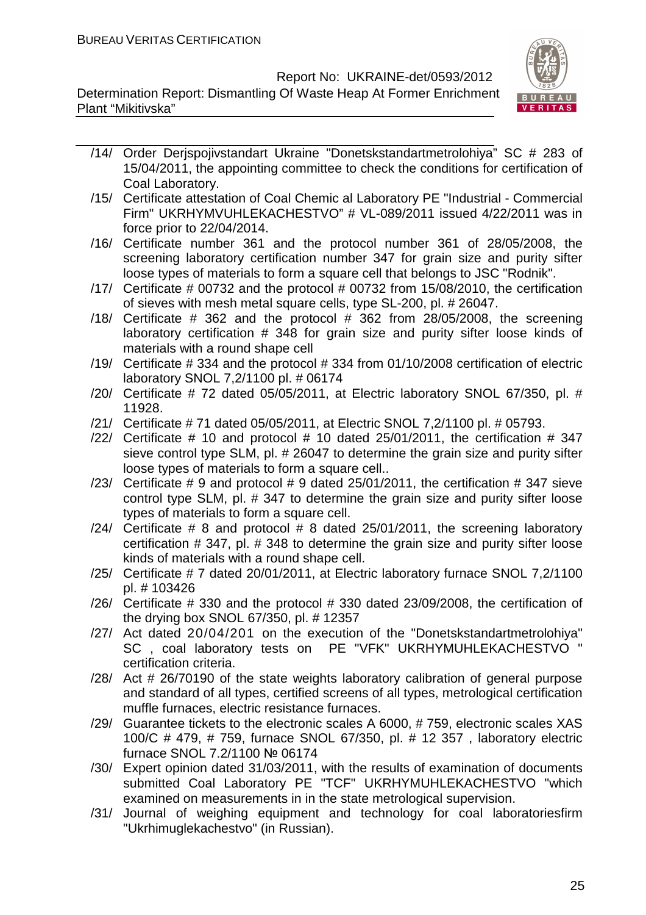/14/ Order Derjspojivstandart Ukraine "Donetskstandartmetrolohiya" SC # 283 of 15/04/2011, the appointing committee to check the conditions for certification of Coal Laboratory.

/15/ Certificate attestation of Coal Chemic al Laboratory PE "Industrial - Commercial Firm" UKRHYMVUHLEKACHESTVO" # VL-089/2011 issued 4/22/2011 was in force prior to 22/04/2014.

/16/ Certificate number 361 and the protocol number 361 of 28/05/2008, the screening laboratory certification number 347 for grain size and purity sifter loose types of materials to form a square cell that belongs to JSC "Rodnik".

/17/ Certificate # 00732 and the protocol # 00732 from 15/08/2010, the certification of sieves with mesh metal square cells, type SL-200, pl. # 26047.

/18/ Certificate # 362 and the protocol # 362 from 28/05/2008, the screening laboratory certification # 348 for grain size and purity sifter loose kinds of materials with a round shape cell

/19/ Certificate # 334 and the protocol # 334 from 01/10/2008 certification of electric laboratory SNOL 7,2/1100 pl. # 06174

/20/ Certificate # 72 dated 05/05/2011, at Electric laboratory SNOL 67/350, pl. # 11928.

/21/ Certificate # 71 dated 05/05/2011, at Electric SNOL 7,2/1100 pl. # 05793.

/22/ Certificate # 10 and protocol # 10 dated 25/01/2011, the certification # 347 sieve control type SLM, pl. # 26047 to determine the grain size and purity sifter loose types of materials to form a square cell..

/23/ Certificate # 9 and protocol # 9 dated 25/01/2011, the certification # 347 sieve control type SLM, pl. # 347 to determine the grain size and purity sifter loose types of materials to form a square cell.

/24/ Certificate # 8 and protocol # 8 dated 25/01/2011, the screening laboratory certification # 347, pl. # 348 to determine the grain size and purity sifter loose kinds of materials with a round shape cell.

/25/ Certificate # 7 dated 20/01/2011, at Electric laboratory furnace SNOL 7,2/1100 pl. # 103426

/26/ Certificate # 330 and the protocol # 330 dated 23/09/2008, the certification of the drying box SNOL 67/350, pl. # 12357

/27/ Act dated 20/04/201 on the execution of the "Donetskstandartmetrolohiya" SC , coal laboratory tests on PE "VFK" UKRHYMUHLEKACHESTVO " certification criteria.

/28/ Act # 26/70190 of the state weights laboratory calibration of general purpose and standard of all types, certified screens of all types, metrological certification muffle furnaces, electric resistance furnaces.

/29/ Guarantee tickets to the electronic scales A 6000, # 759, electronic scales XAS 100/C # 479, # 759, furnace SNOL 67/350, pl. # 12 357 , laboratory electric furnace SNOL 7.2/1100 № 06174

/30/ Expert opinion dated 31/03/2011, with the results of examination of documents submitted Coal Laboratory PE "TCF" UKRHYMUHLEKACHESTVO "which examined on measurements in in the state metrological supervision.

/31/ Journal of weighing equipment and technology for coal laboratoriesfirm "Ukrhimuglekachestvo" (in Russian).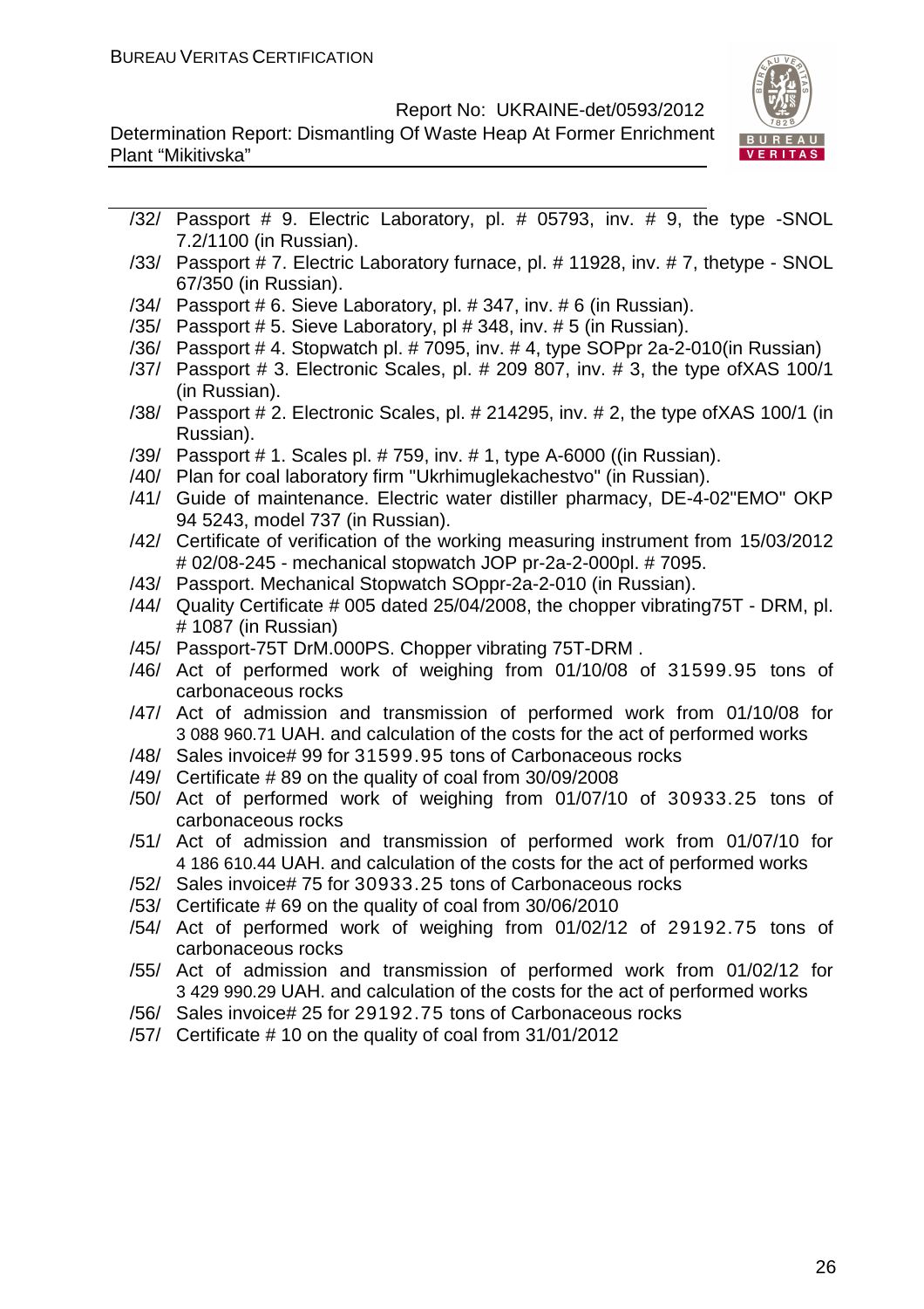/32/ Passport # 9. Electric Laboratory, pl. # 05793, inv. # 9, the type -SNOL 7.2/1100 (in Russian).
/33/ Passport # 7. Electric Laboratory furnace, pl. # 11928, inv. # 7, thetype - SNOL 67/350 (in Russian).
/34/ Passport # 6. Sieve Laboratory, pl. # 347, inv. # 6 (in Russian).
/35/ Passport # 5. Sieve Laboratory, pl # 348, inv. # 5 (in Russian).
/36/ Passport # 4. Stopwatch pl. # 7095, inv. # 4, type SOPpr 2a-2-010(in Russian)
/37/ Passport # 3. Electronic Scales, pl. # 209 807, inv. # 3, the type ofXAS 100/1 (in Russian).
/38/ Passport # 2. Electronic Scales, pl. # 214295, inv. # 2, the type ofXAS 100/1 (in Russian).
/39/ Passport # 1. Scales pl. # 759, inv. # 1, type A-6000 ((in Russian).
/40/ Plan for coal laboratory firm "Ukrhimuglekachestvo" (in Russian).
/41/ Guide of maintenance. Electric water distiller pharmacy, DE-4-02"EMO" OKP 94 5243, model 737 (in Russian).
/42/ Certificate of verification of the working measuring instrument from 15/03/2012 # 02/08-245 - mechanical stopwatch JOP pr-2a-2-000pl. # 7095.
/43/ Passport. Mechanical Stopwatch SOppr-2a-2-010 (in Russian).
/44/ Quality Certificate # 005 dated 25/04/2008, the chopper vibrating75T - DRM, pl. # 1087 (in Russian)
/45/ Passport-75T DrM.000PS. Chopper vibrating 75T-DRM .
/46/ Act of performed work of weighing from 01/10/08 of 31599.95 tons of carbonaceous rocks
/47/ Act of admission and transmission of performed work from 01/10/08 for 3 088 960.71 UAH. and calculation of the costs for the act of performed works
/48/ Sales invoice# 99 for 31599.95 tons of Carbonaceous rocks
/49/ Certificate # 89 on the quality of coal from 30/09/2008
/50/ Act of performed work of weighing from 01/07/10 of 30933.25 tons of carbonaceous rocks
/51/ Act of admission and transmission of performed work from 01/07/10 for 4 186 610.44 UAH. and calculation of the costs for the act of performed works
/52/ Sales invoice# 75 for 30933.25 tons of Carbonaceous rocks
/53/ Certificate # 69 on the quality of coal from 30/06/2010
/54/ Act of performed work of weighing from 01/02/12 of 29192.75 tons of carbonaceous rocks
/55/ Act of admission and transmission of performed work from 01/02/12 for 3 429 990.29 UAH. and calculation of the costs for the act of performed works
/56/ Sales invoice# 25 for 29192.75 tons of Carbonaceous rocks
/57/ Certificate # 10 on the quality of coal from 31/01/2012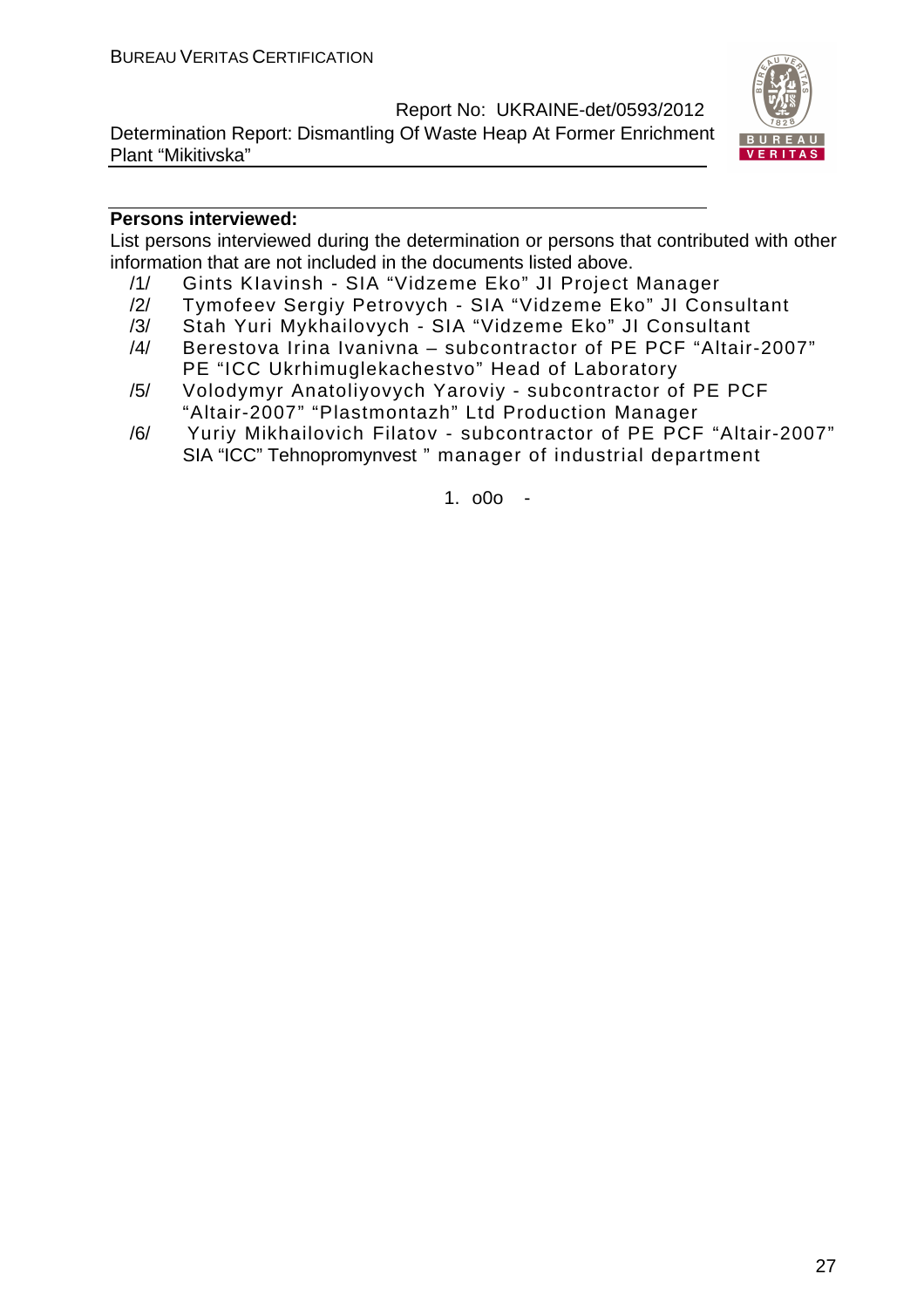**Persons interviewed:**

List persons interviewed during the determination or persons that contributed with other information that are not included in the documents listed above.

/1/ Gints Klavinsh - SIA “Vidzeme Eko” JI Project Manager

/2/ Tymofeev Sergiy Petrovych - SIA “Vidzeme Eko” JI Consultant

/3/ Stah Yuri Mykhailovych - SIA “Vidzeme Eko” JI Consultant

/4/ Berestova Irina Ivanivna – subcontractor of PE PCF “Altair-2007” PE “ICC Ukrhimuglekachestvo” Head of Laboratory

/5/ Volodymyr Anatoliyovych Yaroviy - subcontractor of PE PCF “Altair-2007” “Plastmontazh” Ltd Production Manager

/6/ Yuriy Mikhailovich Filatov - subcontractor of PE PCF “Altair-2007” SIA “ICC” Tehnopromynvest ” manager of industrial department

1. o0o -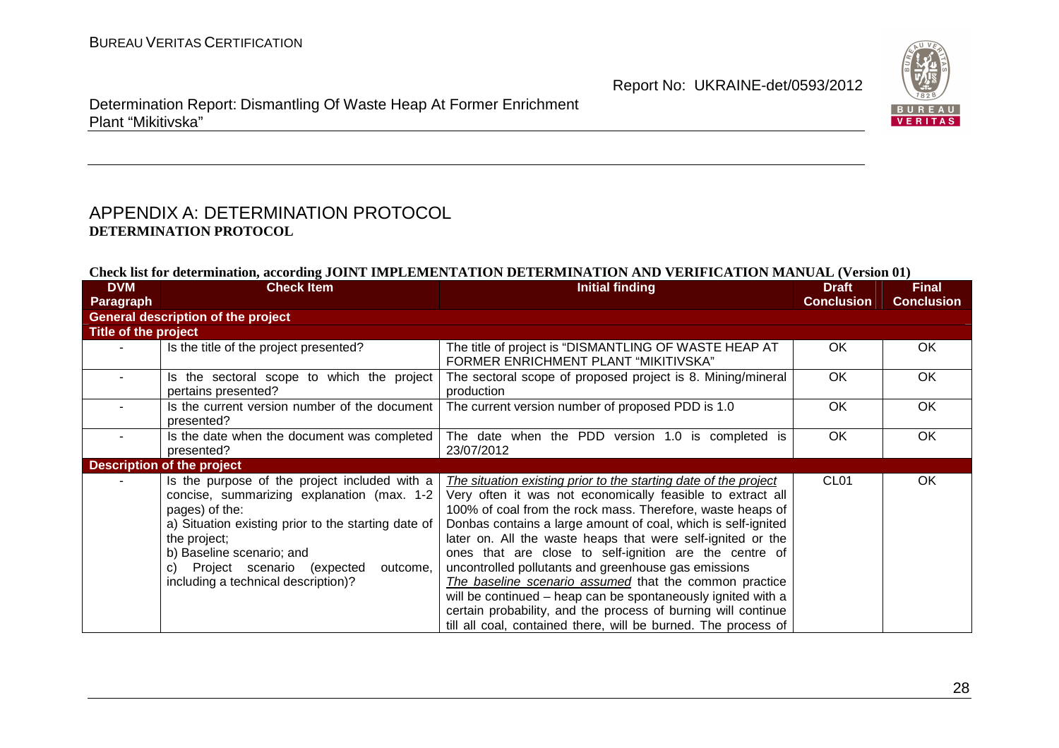# APPENDIX A: DETERMINATION PROTOCOL

**DETERMINATION PROTOCOL**

**Check list for determination, according JOINT IMPLEMENTATION DETERMINATION AND VERIFICATION MANUAL (Version 01)**

| DVM Paragraph | Check Item | Initial finding | Draft Conclusion | Final Conclusion |
|---|---|---|---|---|
| **General description of the project** | | | | |
| **Title of the project** | | | | |
| - | Is the title of the project presented? | The title of project is "DISMANTLING OF WASTE HEAP AT FORMER ENRICHMENT PLANT "MIKITIVSKA" | OK | OK |
| - | Is the sectoral scope to which the project pertains presented? | The sectoral scope of proposed project is 8. Mining/mineral production | OK | OK |
| - | Is the current version number of the document presented? | The current version number of proposed PDD is 1.0 | OK | OK |
| - | Is the date when the document was completed presented? | The date when the PDD version 1.0 is completed is 23/07/2012 | OK | OK |
| **Description of the project** | | | | |
| - | Is the purpose of the project included with a concise, summarizing explanation (max. 1-2 pages) of the:<br>a) Situation existing prior to the starting date of the project;<br>b) Baseline scenario; and<br>c) Project scenario (expected outcome, including a technical description)? | _The situation existing prior to the starting date of the project_ Very often it was not economically feasible to extract all 100% of coal from the rock mass. Therefore, waste heaps of Donbas contains a large amount of coal, which is self-ignited later on. All the waste heaps that were self-ignited or the ones that are close to self-ignition are the centre of uncontrolled pollutants and greenhouse gas emissions<br>_The baseline scenario assumed_ that the common practice will be continued – heap can be spontaneously ignited with a certain probability, and the process of burning will continue till all coal, contained there, will be burned. The process of | CL01 | OK |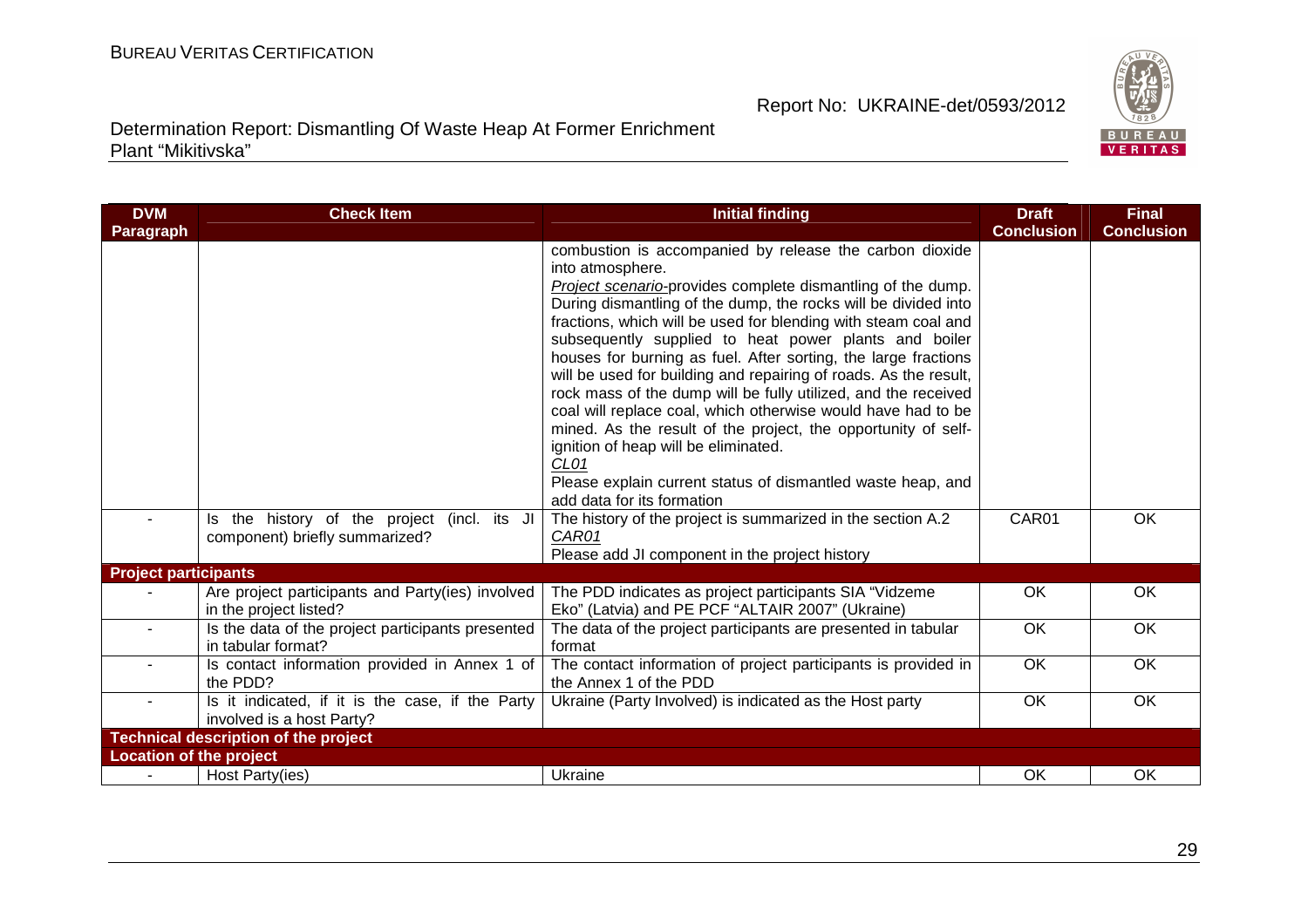| DVM Paragraph | Check Item | Initial finding | Draft Conclusion | Final Conclusion |
|---|---|---|---|---|
| | | combustion is accompanied by release the carbon dioxide into atmosphere.<br>*Project scenario*-provides complete dismantling of the dump. During dismantling of the dump, the rocks will be divided into fractions, which will be used for blending with steam coal and subsequently supplied to heat power plants and boiler houses for burning as fuel. After sorting, the large fractions will be used for building and repairing of roads. As the result, rock mass of the dump will be fully utilized, and the received coal will replace coal, which otherwise would have had to be mined. As the result of the project, the opportunity of self-ignition of heap will be eliminated.<br>*CL01*<br>Please explain current status of dismantled waste heap, and add data for its formation | | |
| - | Is the history of the project (incl. its JI component) briefly summarized? | The history of the project is summarized in the section A.2<br>*CAR01*<br>Please add JI component in the project history | CAR01 | OK |
| **Project participants** | | | | |
| - | Are project participants and Party(ies) involved in the project listed? | The PDD indicates as project participants SIA "Vidzeme Eko" (Latvia) and PE PCF "ALTAIR 2007" (Ukraine) | OK | OK |
| - | Is the data of the project participants presented in tabular format? | The data of the project participants are presented in tabular format | OK | OK |
| - | Is contact information provided in Annex 1 of the PDD? | The contact information of project participants is provided in the Annex 1 of the PDD | OK | OK |
| - | Is it indicated, if it is the case, if the Party involved is a host Party? | Ukraine (Party Involved) is indicated as the Host party | OK | OK |
| **Technical description of the project** | | | | |
| **Location of the project** | | | | |
| - | Host Party(ies) | Ukraine | OK | OK |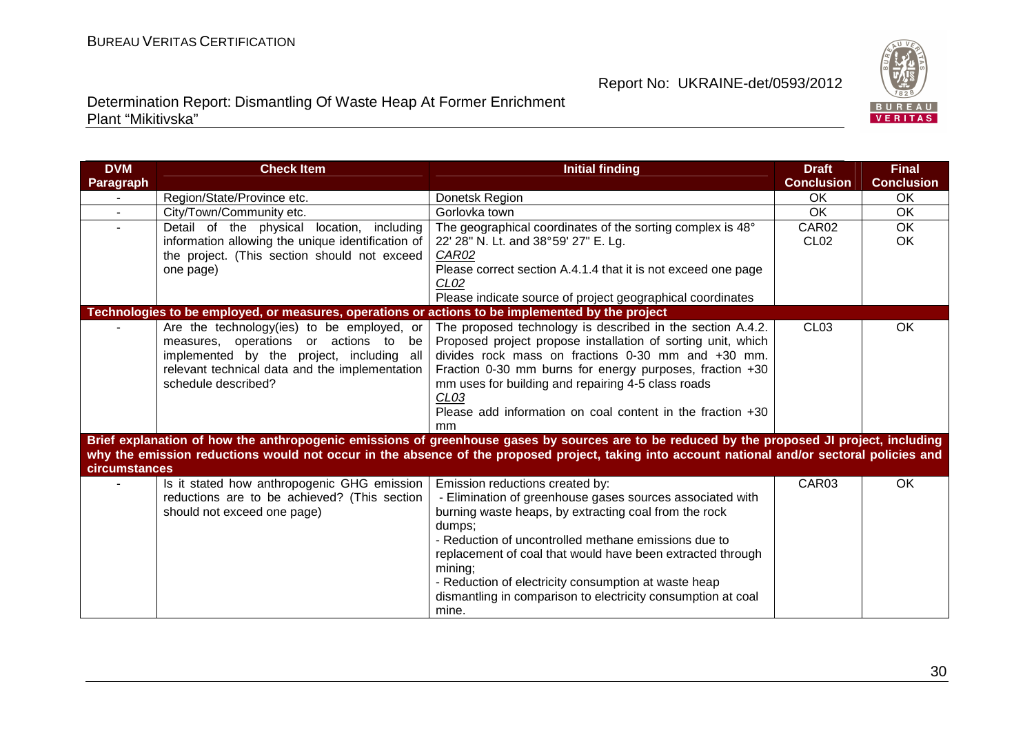| DVM Paragraph | Check Item | Initial finding | Draft Conclusion | Final Conclusion |
|---|---|---|---|---|
| - | Region/State/Province etc. | Donetsk Region | OK | OK |
| - | City/Town/Community etc. | Gorlovka town | OK | OK |
| - | Detail of the physical location, including information allowing the unique identification of the project. (This section should not exceed one page) | The geographical coordinates of the sorting complex is 48° 22' 28" N. Lt. and 38°59' 27" E. Lg.<br>*CAR02*<br>Please correct section A.4.1.4 that it is not exceed one page<br>*CL02*<br>Please indicate source of project geographical coordinates | CAR02<br>CL02 | OK<br>OK |
| **Technologies to be employed, or measures, operations or actions to be implemented by the project** | | | | |
| - | Are the technology(ies) to be employed, or measures, operations or actions to be implemented by the project, including all relevant technical data and the implementation schedule described? | The proposed technology is described in the section A.4.2. Proposed project propose installation of sorting unit, which divides rock mass on fractions 0-30 mm and +30 mm. Fraction 0-30 mm burns for energy purposes, fraction +30 mm uses for building and repairing 4-5 class roads<br>*CL03*<br>Please add information on coal content in the fraction +30 mm | CL03 | OK |
| **Brief explanation of how the anthropogenic emissions of greenhouse gases by sources are to be reduced by the proposed JI project, including why the emission reductions would not occur in the absence of the proposed project, taking into account national and/or sectoral policies and circumstances** | | | | |
| - | Is it stated how anthropogenic GHG emission reductions are to be achieved? (This section should not exceed one page) | Emission reductions created by:<br>- Elimination of greenhouse gases sources associated with burning waste heaps, by extracting coal from the rock dumps;<br>- Reduction of uncontrolled methane emissions due to replacement of coal that would have been extracted through mining;<br>- Reduction of electricity consumption at waste heap dismantling in comparison to electricity consumption at coal mine. | CAR03 | OK |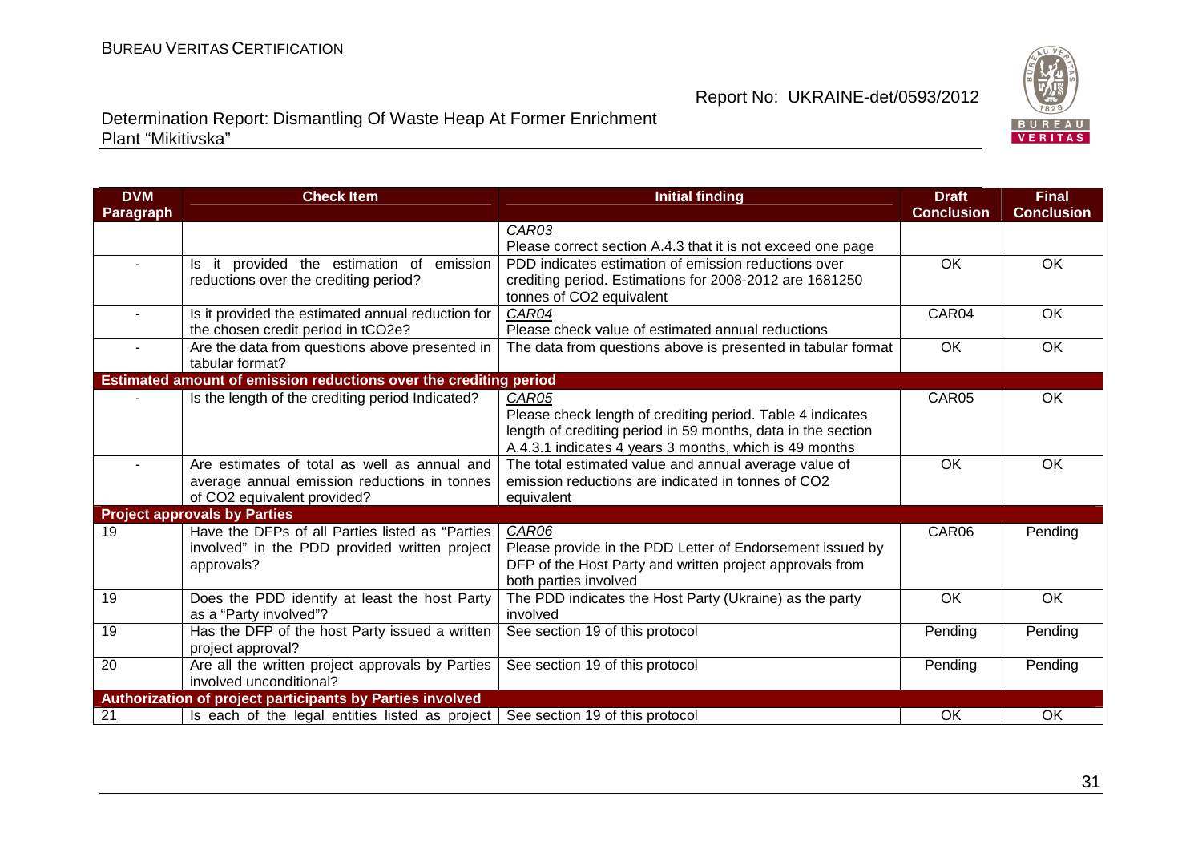| DVM Paragraph | Check Item | Initial finding | Draft Conclusion | Final Conclusion |
|---|---|---|---|---|
| | | *CAR03*<br>Please correct section A.4.3 that it is not exceed one page | | |
| - | Is it provided the estimation of emission reductions over the crediting period? | PDD indicates estimation of emission reductions over crediting period. Estimations for 2008-2012 are 1681250 tonnes of CO2 equivalent | OK | OK |
| - | Is it provided the estimated annual reduction for the chosen credit period in tCO2e? | *CAR04*<br>Please check value of estimated annual reductions | CAR04 | OK |
| - | Are the data from questions above presented in tabular format? | The data from questions above is presented in tabular format | OK | OK |
| **Estimated amount of emission reductions over the crediting period** | | | | |
| - | Is the length of the crediting period Indicated? | *CAR05*<br>Please check length of crediting period. Table 4 indicates length of crediting period in 59 months, data in the section A.4.3.1 indicates 4 years 3 months, which is 49 months | CAR05 | OK |
| - | Are estimates of total as well as annual and average annual emission reductions in tonnes of CO2 equivalent provided? | The total estimated value and annual average value of emission reductions are indicated in tonnes of CO2 equivalent | OK | OK |
| **Project approvals by Parties** | | | | |
| 19 | Have the DFPs of all Parties listed as "Parties involved" in the PDD provided written project approvals? | *CAR06*<br>Please provide in the PDD Letter of Endorsement issued by DFP of the Host Party and written project approvals from both parties involved | CAR06 | Pending |
| 19 | Does the PDD identify at least the host Party as a "Party involved"? | The PDD indicates the Host Party (Ukraine) as the party involved | OK | OK |
| 19 | Has the DFP of the host Party issued a written project approval? | See section 19 of this protocol | Pending | Pending |
| 20 | Are all the written project approvals by Parties involved unconditional? | See section 19 of this protocol | Pending | Pending |
| **Authorization of project participants by Parties involved** | | | | |
| 21 | Is each of the legal entities listed as project | See section 19 of this protocol | OK | OK |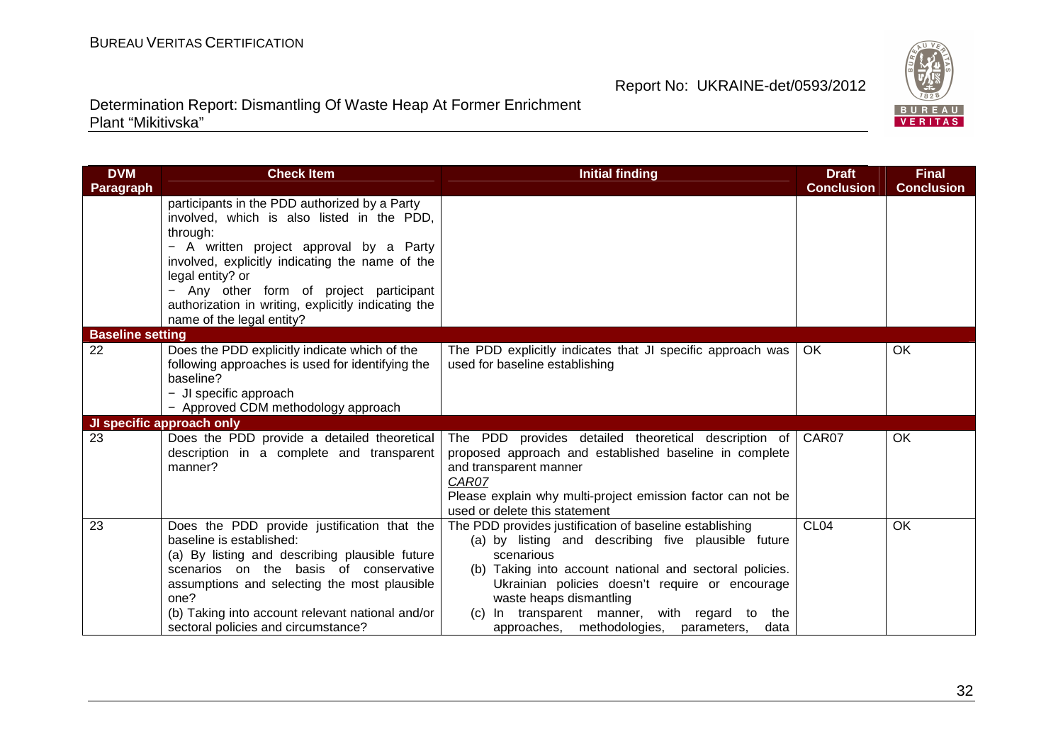| DVM Paragraph | Check Item | Initial finding | Draft Conclusion | Final Conclusion |
|---|---|---|---|---|
| | participants in the PDD authorized by a Party involved, which is also listed in the PDD, through:<br>− A written project approval by a Party involved, explicitly indicating the name of the legal entity? or<br>− Any other form of project participant authorization in writing, explicitly indicating the name of the legal entity? | | | |
| **Baseline setting** | | | | |
| 22 | Does the PDD explicitly indicate which of the following approaches is used for identifying the baseline?<br>− JI specific approach<br>− Approved CDM methodology approach | The PDD explicitly indicates that JI specific approach was used for baseline establishing | OK | OK |
| **JI specific approach only** | | | | |
| 23 | Does the PDD provide a detailed theoretical description in a complete and transparent manner? | The PDD provides detailed theoretical description of proposed approach and established baseline in complete and transparent manner<br>*CAR07*<br>Please explain why multi-project emission factor can not be used or delete this statement | CAR07 | OK |
| 23 | Does the PDD provide justification that the baseline is established:<br>(a) By listing and describing plausible future scenarios on the basis of conservative assumptions and selecting the most plausible one?<br>(b) Taking into account relevant national and/or sectoral policies and circumstance? | The PDD provides justification of baseline establishing<br>(a) by listing and describing five plausible future scenarious<br>(b) Taking into account national and sectoral policies. Ukrainian policies doesn't require or encourage waste heaps dismantling<br>(c) In transparent manner, with regard to the approaches, methodologies, parameters, data | CL04 | OK |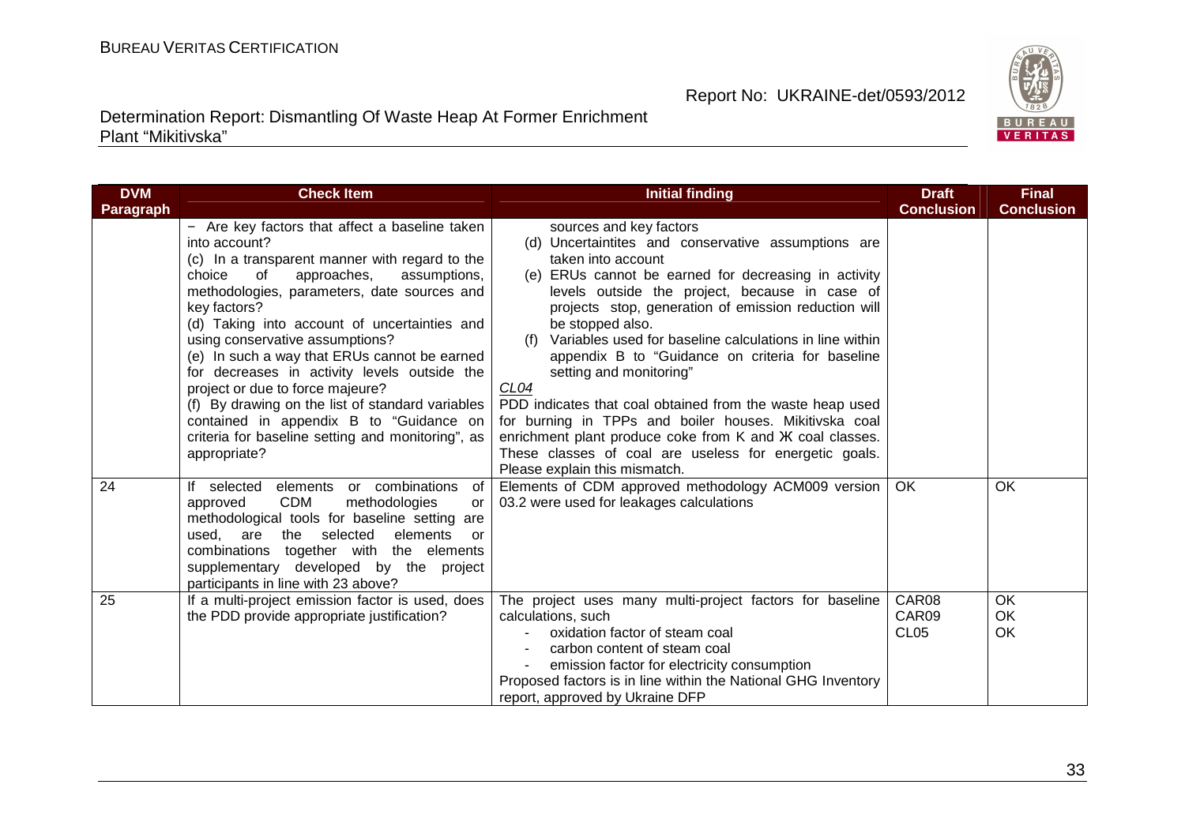| DVM Paragraph | Check Item | Initial finding | Draft Conclusion | Final Conclusion |
|---|---|---|---|---|
| | − Are key factors that affect a baseline taken into account?<br>(c) In a transparent manner with regard to the choice of approaches, assumptions, methodologies, parameters, date sources and key factors?<br>(d) Taking into account of uncertainties and using conservative assumptions?<br>(e) In such a way that ERUs cannot be earned for decreases in activity levels outside the project or due to force majeure?<br>(f) By drawing on the list of standard variables contained in appendix B to "Guidance on criteria for baseline setting and monitoring", as appropriate? | sources and key factors<br>(d) Uncertaintites and conservative assumptions are taken into account<br>(e) ERUs cannot be earned for decreasing in activity levels outside the project, because in case of projects stop, generation of emission reduction will be stopped also.<br>(f) Variables used for baseline calculations in line within appendix B to "Guidance on criteria for baseline setting and monitoring"<br>*CL04*<br>PDD indicates that coal obtained from the waste heap used for burning in TPPs and boiler houses. Mikitivska coal enrichment plant produce coke from K and Ж coal classes. These classes of coal are useless for energetic goals. Please explain this mismatch. | | |
| 24 | If selected elements or combinations of approved CDM methodologies or methodological tools for baseline setting are used, are the selected elements or combinations together with the elements supplementary developed by the project participants in line with 23 above? | Elements of CDM approved methodology ACM009 version 03.2 were used for leakages calculations | OK | OK |
| 25 | If a multi-project emission factor is used, does the PDD provide appropriate justification? | The project uses many multi-project factors for baseline calculations, such<br>- oxidation factor of steam coal<br>- carbon content of steam coal<br>- emission factor for electricity consumption<br>Proposed factors is in line within the National GHG Inventory report, approved by Ukraine DFP | CAR08<br>CAR09<br>CL05 | OK<br>OK<br>OK |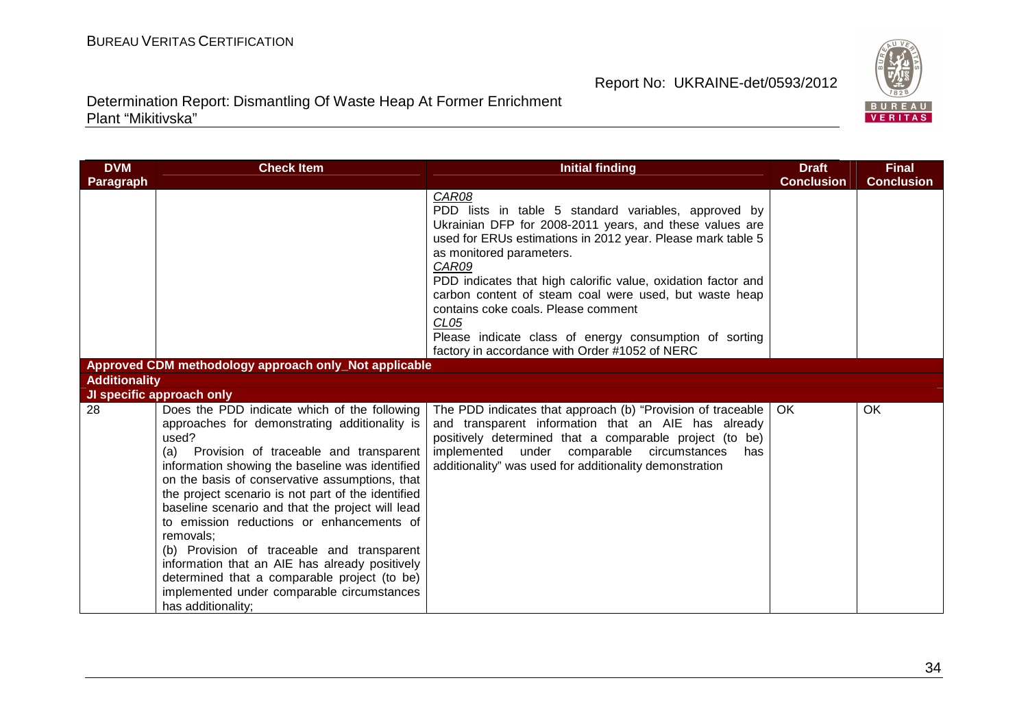| DVM Paragraph | Check Item | Initial finding | Draft Conclusion | Final Conclusion |
|---|---|---|---|---|
| | | *CAR08*<br>PDD lists in table 5 standard variables, approved by Ukrainian DFP for 2008-2011 years, and these values are used for ERUs estimations in 2012 year. Please mark table 5 as monitored parameters.<br>*CAR09*<br>PDD indicates that high calorific value, oxidation factor and carbon content of steam coal were used, but waste heap contains coke coals. Please comment<br>*CL05*<br>Please indicate class of energy consumption of sorting factory in accordance with Order #1052 of NERC | | |
| **Approved CDM methodology approach only_Not applicable** | | | | |
| **Additionality** | | | | |
| **JI specific approach only** | | | | |
| 28 | Does the PDD indicate which of the following approaches for demonstrating additionality is used?<br>(a) Provision of traceable and transparent information showing the baseline was identified on the basis of conservative assumptions, that the project scenario is not part of the identified baseline scenario and that the project will lead to emission reductions or enhancements of removals;<br>(b) Provision of traceable and transparent information that an AIE has already positively determined that a comparable project (to be) implemented under comparable circumstances has additionality; | The PDD indicates that approach (b) "Provision of traceable and transparent information that an AIE has already positively determined that a comparable project (to be) implemented under comparable circumstances has additionality" was used for additionality demonstration | OK | OK |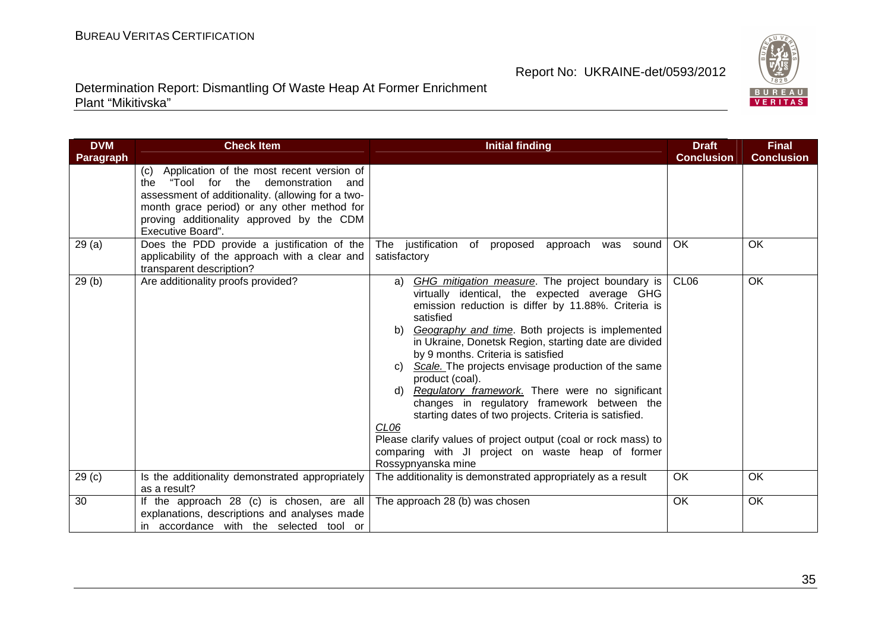| DVM Paragraph | Check Item | Initial finding | Draft Conclusion | Final Conclusion |
|---|---|---|---|---|
| | (c) Application of the most recent version of the "Tool for the demonstration and assessment of additionality. (allowing for a two-month grace period) or any other method for proving additionality approved by the CDM Executive Board". | | | |
| 29 (a) | Does the PDD provide a justification of the applicability of the approach with a clear and transparent description? | The justification of proposed approach was sound satisfactory | OK | OK |
| 29 (b) | Are additionality proofs provided? | a) *GHG mitigation measure*. The project boundary is virtually identical, the expected average GHG emission reduction is differ by 11.88%. Criteria is satisfied<br>b) *Geography and time*. Both projects is implemented in Ukraine, Donetsk Region, starting date are divided by 9 months. Criteria is satisfied<br>c) *Scale.* The projects envisage production of the same product (coal).<br>d) *Regulatory framework.* There were no significant changes in regulatory framework between the starting dates of two projects. Criteria is satisfied.<br>*CL06*<br>Please clarify values of project output (coal or rock mass) to comparing with JI project on waste heap of former Rossypnyanska mine | CL06 | OK |
| 29 (c) | Is the additionality demonstrated appropriately as a result? | The additionality is demonstrated appropriately as a result | OK | OK |
| 30 | If the approach 28 (c) is chosen, are all explanations, descriptions and analyses made in accordance with the selected tool or | The approach 28 (b) was chosen | OK | OK |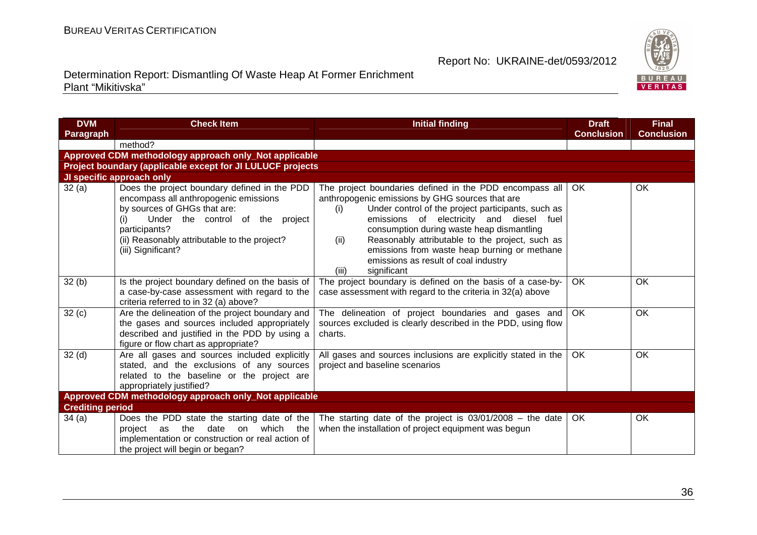| DVM Paragraph | Check Item | Initial finding | Draft Conclusion | Final Conclusion |
|---|---|---|---|---|
| | method? | | | |
| **Approved CDM methodology approach only_Not applicable** | | | | |
| **Project boundary (applicable except for JI LULUCF projects** | | | | |
| **JI specific approach only** | | | | |
| 32 (a) | Does the project boundary defined in the PDD encompass all anthropogenic emissions by sources of GHGs that are: (i) Under the control of the project participants? (ii) Reasonably attributable to the project? (iii) Significant? | The project boundaries defined in the PDD encompass all anthropogenic emissions by GHG sources that are (i) Under control of the project participants, such as emissions of electricity and diesel fuel consumption during waste heap dismantling (ii) Reasonably attributable to the project, such as emissions from waste heap burning or methane emissions as result of coal industry (iii) significant | OK | OK |
| 32 (b) | Is the project boundary defined on the basis of a case-by-case assessment with regard to the criteria referred to in 32 (a) above? | The project boundary is defined on the basis of a case-by-case assessment with regard to the criteria in 32(a) above | OK | OK |
| 32 (c) | Are the delineation of the project boundary and the gases and sources included appropriately described and justified in the PDD by using a figure or flow chart as appropriate? | The delineation of project boundaries and gases and sources excluded is clearly described in the PDD, using flow charts. | OK | OK |
| 32 (d) | Are all gases and sources included explicitly stated, and the exclusions of any sources related to the baseline or the project are appropriately justified? | All gases and sources inclusions are explicitly stated in the project and baseline scenarios | OK | OK |
| **Approved CDM methodology approach only_Not applicable** | | | | |
| **Crediting period** | | | | |
| 34 (a) | Does the PDD state the starting date of the project as the date on which the implementation or construction or real action of the project will begin or began? | The starting date of the project is 03/01/2008 – the date when the installation of project equipment was begun | OK | OK |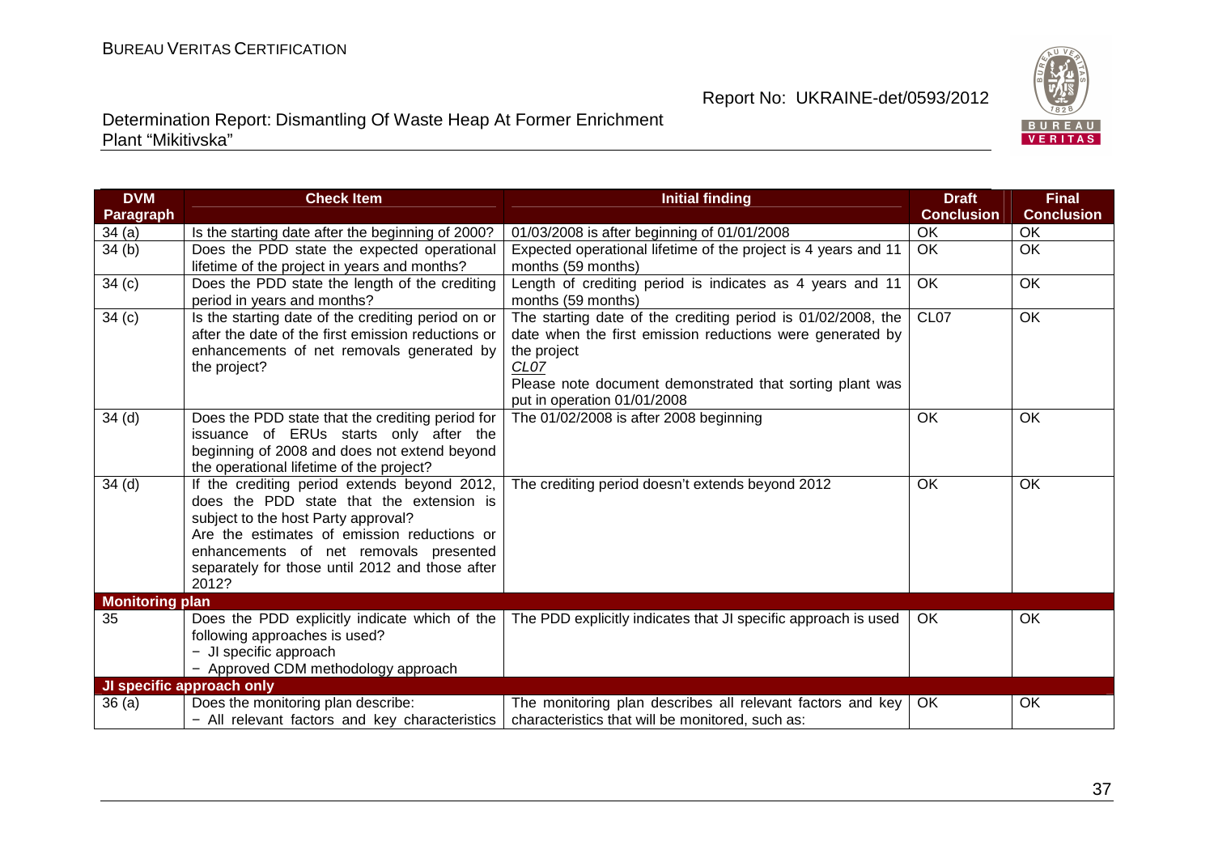| DVM Paragraph | Check Item | Initial finding | Draft Conclusion | Final Conclusion |
|---|---|---|---|---|
| 34 (a) | Is the starting date after the beginning of 2000? | 01/03/2008 is after beginning of 01/01/2008 | OK | OK |
| 34 (b) | Does the PDD state the expected operational lifetime of the project in years and months? | Expected operational lifetime of the project is 4 years and 11 months (59 months) | OK | OK |
| 34 (c) | Does the PDD state the length of the crediting period in years and months? | Length of crediting period is indicates as 4 years and 11 months (59 months) | OK | OK |
| 34 (c) | Is the starting date of the crediting period on or after the date of the first emission reductions or enhancements of net removals generated by the project? | The starting date of the crediting period is 01/02/2008, the date when the first emission reductions were generated by the project<br>*CL07*<br>Please note document demonstrated that sorting plant was put in operation 01/01/2008 | CL07 | OK |
| 34 (d) | Does the PDD state that the crediting period for issuance of ERUs starts only after the beginning of 2008 and does not extend beyond the operational lifetime of the project? | The 01/02/2008 is after 2008 beginning | OK | OK |
| 34 (d) | If the crediting period extends beyond 2012, does the PDD state that the extension is subject to the host Party approval?<br>Are the estimates of emission reductions or enhancements of net removals presented separately for those until 2012 and those after 2012? | The crediting period doesn't extends beyond 2012 | OK | OK |
| **Monitoring plan** | | | | |
| 35 | Does the PDD explicitly indicate which of the following approaches is used?<br>− JI specific approach<br>− Approved CDM methodology approach | The PDD explicitly indicates that JI specific approach is used | OK | OK |
| **JI specific approach only** | | | | |
| 36 (a) | Does the monitoring plan describe:<br>− All relevant factors and key characteristics | The monitoring plan describes all relevant factors and key characteristics that will be monitored, such as: | OK | OK |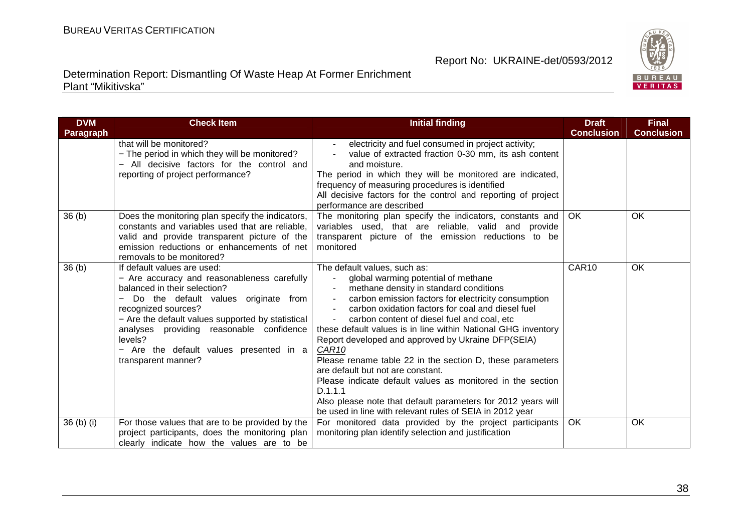| DVM Paragraph | Check Item | Initial finding | Draft Conclusion | Final Conclusion |
|---|---|---|---|---|
| | that will be monitored?<br>− The period in which they will be monitored?<br>− All decisive factors for the control and reporting of project performance? | - electricity and fuel consumed in project activity;<br>- value of extracted fraction 0-30 mm, its ash content and moisture.<br>The period in which they will be monitored are indicated, frequency of measuring procedures is identified<br>All decisive factors for the control and reporting of project performance are described | | |
| 36 (b) | Does the monitoring plan specify the indicators, constants and variables used that are reliable, valid and provide transparent picture of the emission reductions or enhancements of net removals to be monitored? | The monitoring plan specify the indicators, constants and variables used, that are reliable, valid and provide transparent picture of the emission reductions to be monitored | OK | OK |
| 36 (b) | If default values are used:<br>− Are accuracy and reasonableness carefully balanced in their selection?<br>− Do the default values originate from recognized sources?<br>− Are the default values supported by statistical analyses providing reasonable confidence levels?<br>− Are the default values presented in a transparent manner? | The default values, such as:<br>- global warming potential of methane<br>- methane density in standard conditions<br>- carbon emission factors for electricity consumption<br>- carbon oxidation factors for coal and diesel fuel<br>- carbon content of diesel fuel and coal, etc<br>these default values is in line within National GHG inventory Report developed and approved by Ukraine DFP(SEIA)<br>*CAR10*<br>Please rename table 22 in the section D, these parameters are default but not are constant.<br>Please indicate default values as monitored in the section D.1.1.1<br>Also please note that default parameters for 2012 years will be used in line with relevant rules of SEIA in 2012 year | CAR10 | OK |
| 36 (b) (i) | For those values that are to be provided by the project participants, does the monitoring plan clearly indicate how the values are to be | For monitored data provided by the project participants monitoring plan identify selection and justification | OK | OK |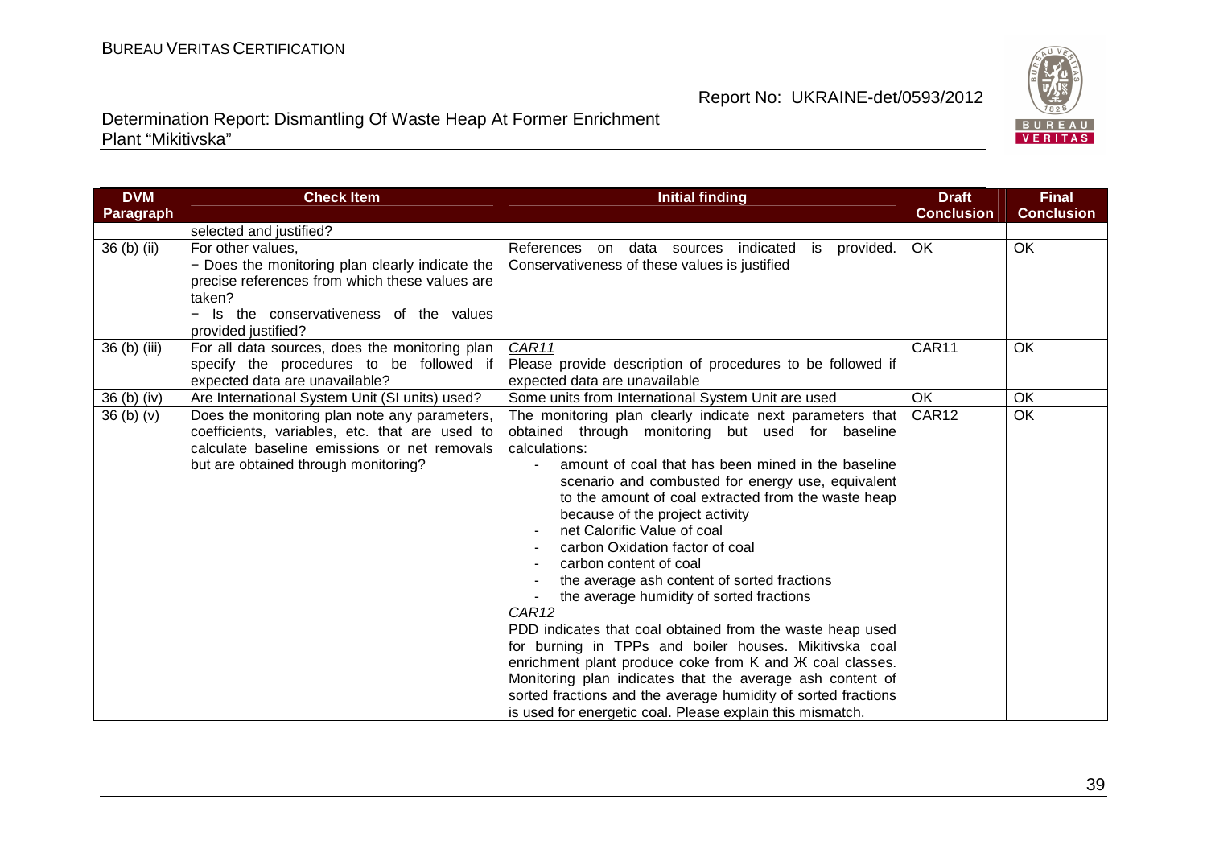| DVM Paragraph | Check Item | Initial finding | Draft Conclusion | Final Conclusion |
|---|---|---|---|---|
| | selected and justified? | | | |
| 36 (b) (ii) | For other values,<br>− Does the monitoring plan clearly indicate the precise references from which these values are taken?<br>− Is the conservativeness of the values provided justified? | References on data sources indicated is provided. Conservativeness of these values is justified | OK | OK |
| 36 (b) (iii) | For all data sources, does the monitoring plan specify the procedures to be followed if expected data are unavailable? | _CAR11_<br>Please provide description of procedures to be followed if expected data are unavailable | CAR11 | OK |
| 36 (b) (iv) | Are International System Unit (SI units) used? | Some units from International System Unit are used | OK | OK |
| 36 (b) (v) | Does the monitoring plan note any parameters, coefficients, variables, etc. that are used to calculate baseline emissions or net removals but are obtained through monitoring? | The monitoring plan clearly indicate next parameters that obtained through monitoring but used for baseline calculations:<br>- amount of coal that has been mined in the baseline scenario and combusted for energy use, equivalent to the amount of coal extracted from the waste heap because of the project activity<br>- net Calorific Value of coal<br>- carbon Oxidation factor of coal<br>- carbon content of coal<br>- the average ash content of sorted fractions<br>- the average humidity of sorted fractions<br>_CAR12_<br>PDD indicates that coal obtained from the waste heap used for burning in TPPs and boiler houses. Mikitivska coal enrichment plant produce coke from K and Ж coal classes. Monitoring plan indicates that the average ash content of sorted fractions and the average humidity of sorted fractions is used for energetic coal. Please explain this mismatch. | CAR12 | OK |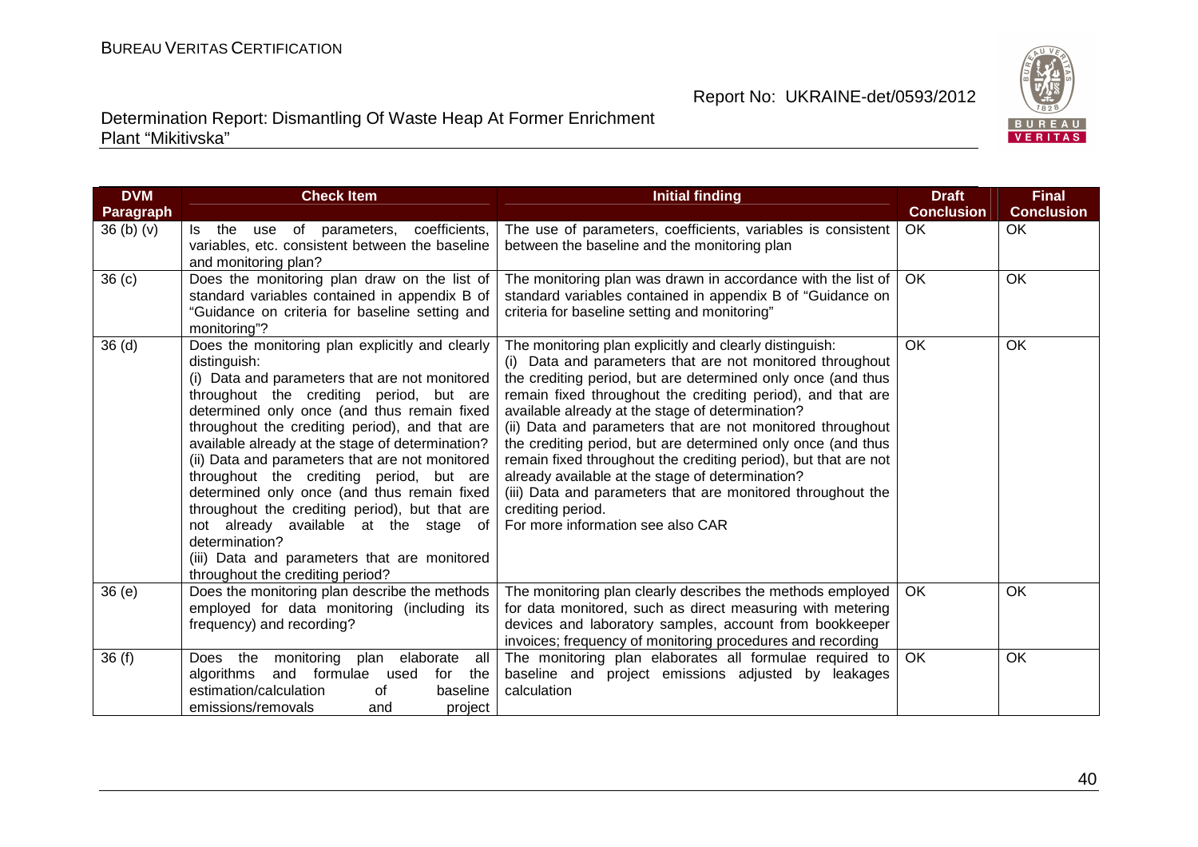| DVM Paragraph | Check Item | Initial finding | Draft Conclusion | Final Conclusion |
|---|---|---|---|---|
| 36 (b) (v) | Is the use of parameters, coefficients, variables, etc. consistent between the baseline and monitoring plan? | The use of parameters, coefficients, variables is consistent between the baseline and the monitoring plan | OK | OK |
| 36 (c) | Does the monitoring plan draw on the list of standard variables contained in appendix B of "Guidance on criteria for baseline setting and monitoring"? | The monitoring plan was drawn in accordance with the list of standard variables contained in appendix B of "Guidance on criteria for baseline setting and monitoring" | OK | OK |
| 36 (d) | Does the monitoring plan explicitly and clearly distinguish:<br>(i) Data and parameters that are not monitored throughout the crediting period, but are determined only once (and thus remain fixed throughout the crediting period), and that are available already at the stage of determination?<br>(ii) Data and parameters that are not monitored throughout the crediting period, but are determined only once (and thus remain fixed throughout the crediting period), but that are not already available at the stage of determination?<br>(iii) Data and parameters that are monitored throughout the crediting period? | The monitoring plan explicitly and clearly distinguish:<br>(i) Data and parameters that are not monitored throughout the crediting period, but are determined only once (and thus remain fixed throughout the crediting period), and that are available already at the stage of determination?<br>(ii) Data and parameters that are not monitored throughout the crediting period, but are determined only once (and thus remain fixed throughout the crediting period), but that are not already available at the stage of determination?<br>(iii) Data and parameters that are monitored throughout the crediting period.<br>For more information see also CAR | OK | OK |
| 36 (e) | Does the monitoring plan describe the methods employed for data monitoring (including its frequency) and recording? | The monitoring plan clearly describes the methods employed for data monitored, such as direct measuring with metering devices and laboratory samples, account from bookkeeper invoices; frequency of monitoring procedures and recording | OK | OK |
| 36 (f) | Does the monitoring plan elaborate all algorithms and formulae used for the estimation/calculation of baseline emissions/removals and project | The monitoring plan elaborates all formulae required to baseline and project emissions adjusted by leakages calculation | OK | OK |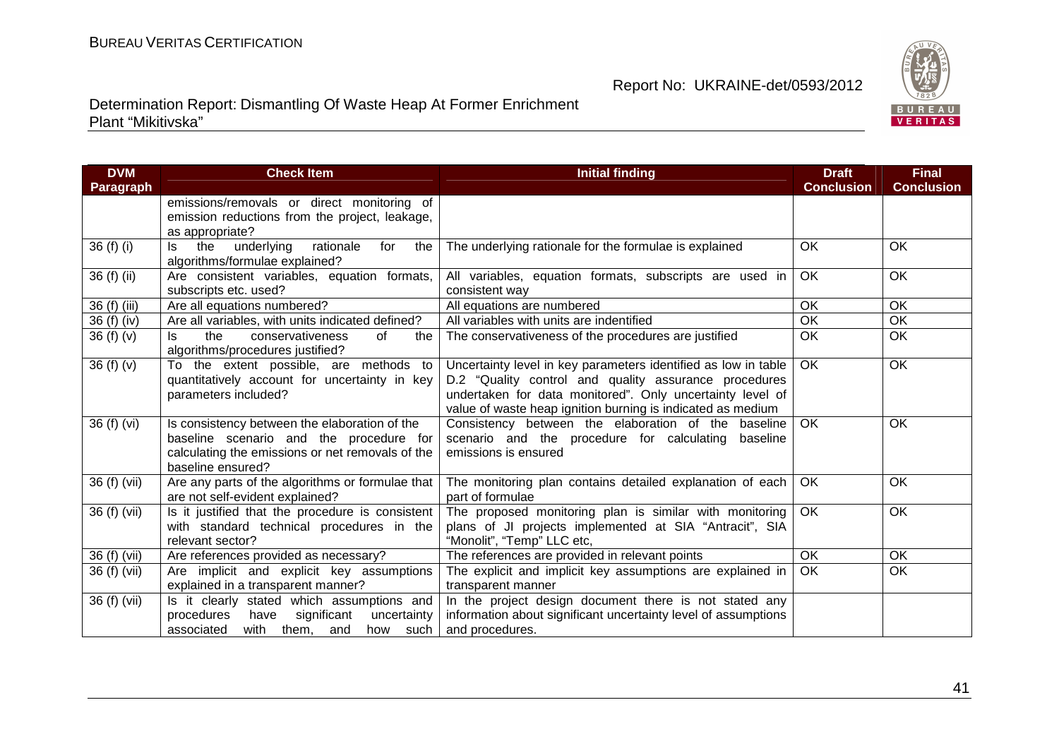| DVM Paragraph | Check Item | Initial finding | Draft Conclusion | Final Conclusion |
|---|---|---|---|---|
| | emissions/removals or direct monitoring of emission reductions from the project, leakage, as appropriate? | | | |
| 36 (f) (i) | Is the underlying rationale for the algorithms/formulae explained? | The underlying rationale for the formulae is explained | OK | OK |
| 36 (f) (ii) | Are consistent variables, equation formats, subscripts etc. used? | All variables, equation formats, subscripts are used in consistent way | OK | OK |
| 36 (f) (iii) | Are all equations numbered? | All equations are numbered | OK | OK |
| 36 (f) (iv) | Are all variables, with units indicated defined? | All variables with units are indentified | OK | OK |
| 36 (f) (v) | Is the conservativeness of the algorithms/procedures justified? | The conservativeness of the procedures are justified | OK | OK |
| 36 (f) (v) | To the extent possible, are methods to quantitatively account for uncertainty in key parameters included? | Uncertainty level in key parameters identified as low in table D.2 "Quality control and quality assurance procedures undertaken for data monitored". Only uncertainty level of value of waste heap ignition burning is indicated as medium | OK | OK |
| 36 (f) (vi) | Is consistency between the elaboration of the baseline scenario and the procedure for calculating the emissions or net removals of the baseline ensured? | Consistency between the elaboration of the baseline scenario and the procedure for calculating baseline emissions is ensured | OK | OK |
| 36 (f) (vii) | Are any parts of the algorithms or formulae that are not self-evident explained? | The monitoring plan contains detailed explanation of each part of formulae | OK | OK |
| 36 (f) (vii) | Is it justified that the procedure is consistent with standard technical procedures in the relevant sector? | The proposed monitoring plan is similar with monitoring plans of JI projects implemented at SIA "Antracit", SIA "Monolit", "Temp" LLC etc, | OK | OK |
| 36 (f) (vii) | Are references provided as necessary? | The references are provided in relevant points | OK | OK |
| 36 (f) (vii) | Are implicit and explicit key assumptions explained in a transparent manner? | The explicit and implicit key assumptions are explained in transparent manner | OK | OK |
| 36 (f) (vii) | Is it clearly stated which assumptions and procedures have significant uncertainty associated with them, and how such | In the project design document there is not stated any information about significant uncertainty level of assumptions and procedures. | | |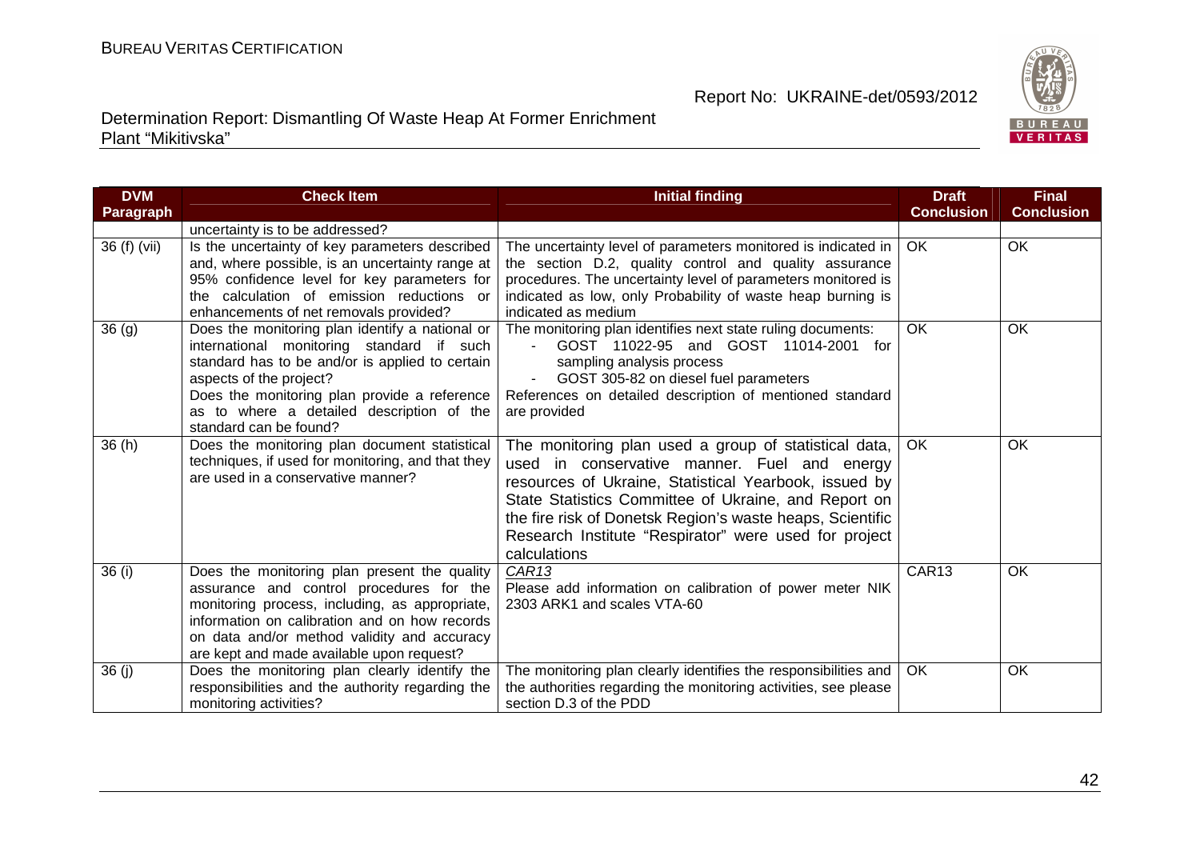| DVM Paragraph | Check Item | Initial finding | Draft Conclusion | Final Conclusion |
|---|---|---|---|---|
| | uncertainty is to be addressed? | | | |
| 36 (f) (vii) | Is the uncertainty of key parameters described and, where possible, is an uncertainty range at 95% confidence level for key parameters for the calculation of emission reductions or enhancements of net removals provided? | The uncertainty level of parameters monitored is indicated in the section D.2, quality control and quality assurance procedures. The uncertainty level of parameters monitored is indicated as low, only Probability of waste heap burning is indicated as medium | OK | OK |
| 36 (g) | Does the monitoring plan identify a national or international monitoring standard if such standard has to be and/or is applied to certain aspects of the project? Does the monitoring plan provide a reference as to where a detailed description of the standard can be found? | The monitoring plan identifies next state ruling documents: - GOST 11022-95 and GOST 11014-2001 for sampling analysis process - GOST 305-82 on diesel fuel parameters References on detailed description of mentioned standard are provided | OK | OK |
| 36 (h) | Does the monitoring plan document statistical techniques, if used for monitoring, and that they are used in a conservative manner? | The monitoring plan used a group of statistical data, used in conservative manner. Fuel and energy resources of Ukraine, Statistical Yearbook, issued by State Statistics Committee of Ukraine, and Report on the fire risk of Donetsk Region's waste heaps, Scientific Research Institute "Respirator" were used for project calculations | OK | OK |
| 36 (i) | Does the monitoring plan present the quality assurance and control procedures for the monitoring process, including, as appropriate, information on calibration and on how records on data and/or method validity and accuracy are kept and made available upon request? | *CAR13* Please add information on calibration of power meter NIK 2303 ARK1 and scales VTA-60 | CAR13 | OK |
| 36 (j) | Does the monitoring plan clearly identify the responsibilities and the authority regarding the monitoring activities? | The monitoring plan clearly identifies the responsibilities and the authorities regarding the monitoring activities, see please section D.3 of the PDD | OK | OK |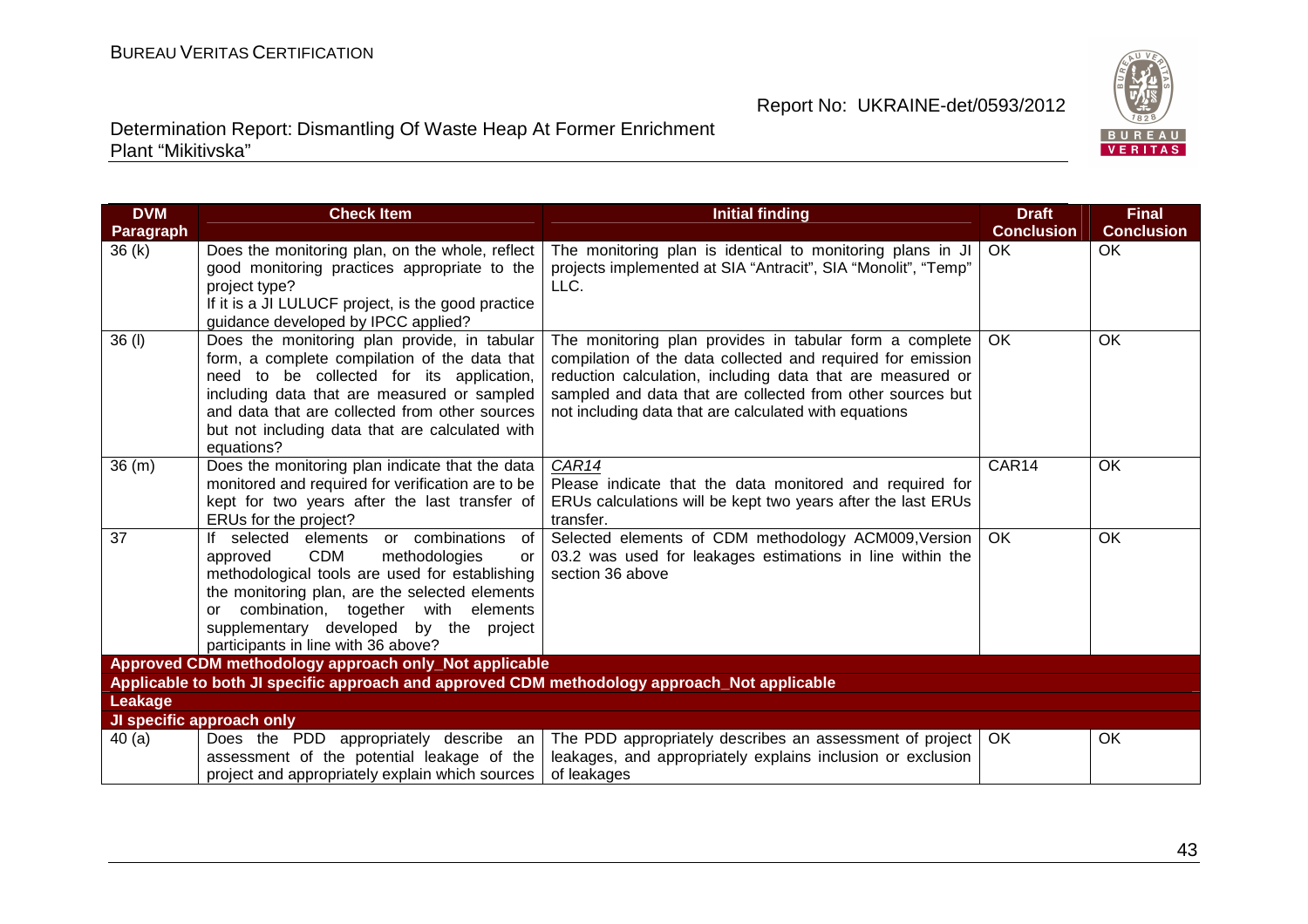| DVM Paragraph | Check Item | Initial finding | Draft Conclusion | Final Conclusion |
|---|---|---|---|---|
| 36 (k) | Does the monitoring plan, on the whole, reflect good monitoring practices appropriate to the project type? If it is a JI LULUCF project, is the good practice guidance developed by IPCC applied? | The monitoring plan is identical to monitoring plans in JI projects implemented at SIA "Antracit", SIA "Monolit", "Temp" LLC. | OK | OK |
| 36 (l) | Does the monitoring plan provide, in tabular form, a complete compilation of the data that need to be collected for its application, including data that are measured or sampled and data that are collected from other sources but not including data that are calculated with equations? | The monitoring plan provides in tabular form a complete compilation of the data collected and required for emission reduction calculation, including data that are measured or sampled and data that are collected from other sources but not including data that are calculated with equations | OK | OK |
| 36 (m) | Does the monitoring plan indicate that the data monitored and required for verification are to be kept for two years after the last transfer of ERUs for the project? | *CAR14* Please indicate that the data monitored and required for ERUs calculations will be kept two years after the last ERUs transfer. | CAR14 | OK |
| 37 | If selected elements or combinations of approved CDM methodologies or methodological tools are used for establishing the monitoring plan, are the selected elements or combination, together with elements supplementary developed by the project participants in line with 36 above? | Selected elements of CDM methodology ACM009,Version 03.2 was used for leakages estimations in line within the section 36 above | OK | OK |
| **Approved CDM methodology approach only_Not applicable** | | | | |
| **Applicable to both JI specific approach and approved CDM methodology approach_Not applicable** | | | | |
| **Leakage** | | | | |
| **JI specific approach only** | | | | |
| 40 (a) | Does the PDD appropriately describe an assessment of the potential leakage of the project and appropriately explain which sources | The PDD appropriately describes an assessment of project leakages, and appropriately explains inclusion or exclusion of leakages | OK | OK |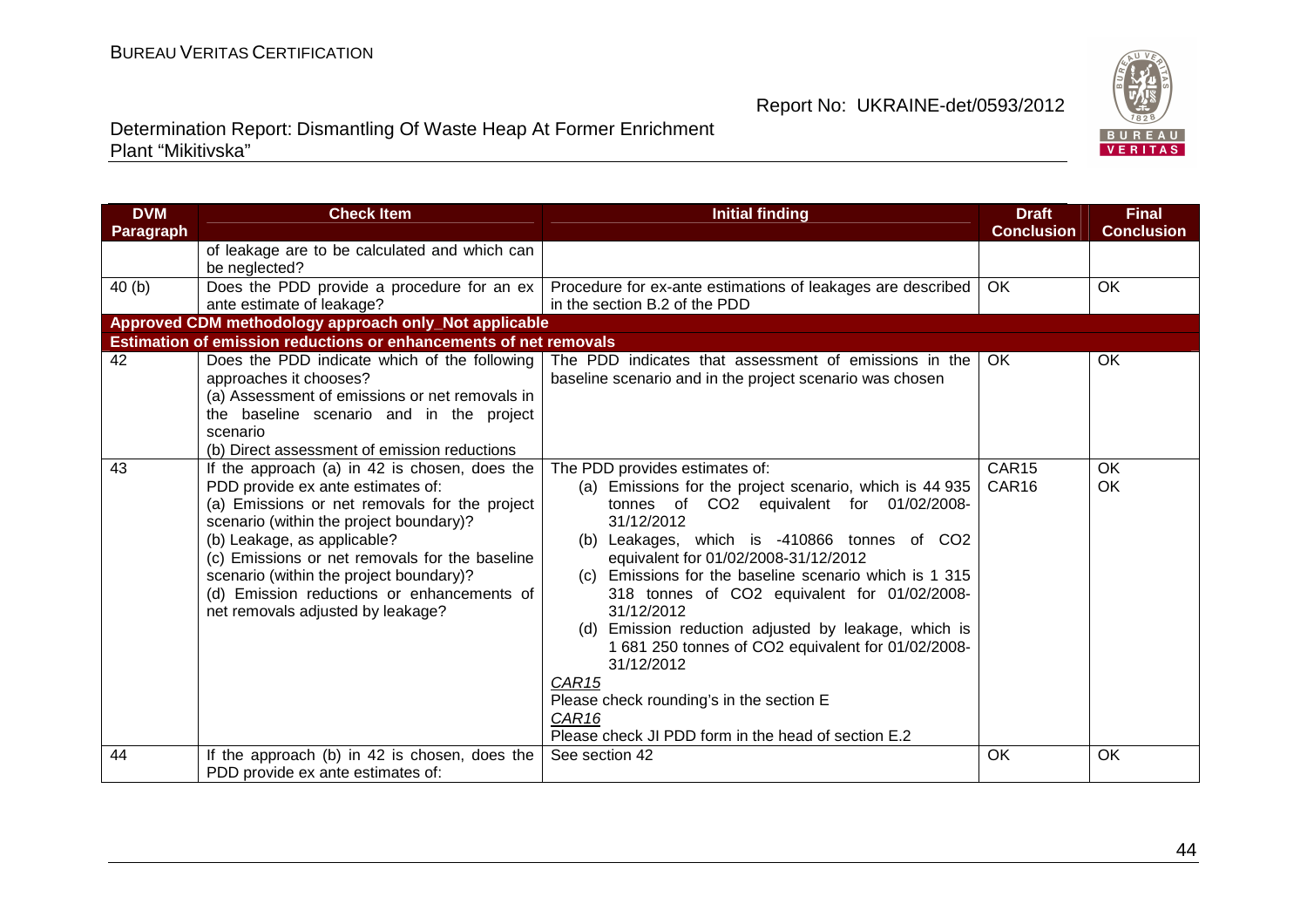| DVM Paragraph | Check Item | Initial finding | Draft Conclusion | Final Conclusion |
|---|---|---|---|---|
| | of leakage are to be calculated and which can be neglected? | | | |
| 40 (b) | Does the PDD provide a procedure for an ex ante estimate of leakage? | Procedure for ex-ante estimations of leakages are described in the section B.2 of the PDD | OK | OK |
| **Approved CDM methodology approach only_Not applicable** | | | | |
| **Estimation of emission reductions or enhancements of net removals** | | | | |
| 42 | Does the PDD indicate which of the following approaches it chooses?<br>(a) Assessment of emissions or net removals in the baseline scenario and in the project scenario<br>(b) Direct assessment of emission reductions | The PDD indicates that assessment of emissions in the baseline scenario and in the project scenario was chosen | OK | OK |
| 43 | If the approach (a) in 42 is chosen, does the PDD provide ex ante estimates of:<br>(a) Emissions or net removals for the project scenario (within the project boundary)?<br>(b) Leakage, as applicable?<br>(c) Emissions or net removals for the baseline scenario (within the project boundary)?<br>(d) Emission reductions or enhancements of net removals adjusted by leakage? | The PDD provides estimates of:<br>(a) Emissions for the project scenario, which is 44 935 tonnes of $CO_2$ equivalent for 01/02/2008-31/12/2012<br>(b) Leakages, which is -410866 tonnes of $CO_2$ equivalent for 01/02/2008-31/12/2012<br>(c) Emissions for the baseline scenario which is 1 315 318 tonnes of $CO_2$ equivalent for 01/02/2008-31/12/2012<br>(d) Emission reduction adjusted by leakage, which is 1 681 250 tonnes of $CO_2$ equivalent for 01/02/2008-31/12/2012<br>*CAR15*<br>Please check rounding's in the section E<br>*CAR16*<br>Please check JI PDD form in the head of section E.2 | CAR15<br>CAR16 | OK<br>OK |
| 44 | If the approach (b) in 42 is chosen, does the PDD provide ex ante estimates of: | See section 42 | OK | OK |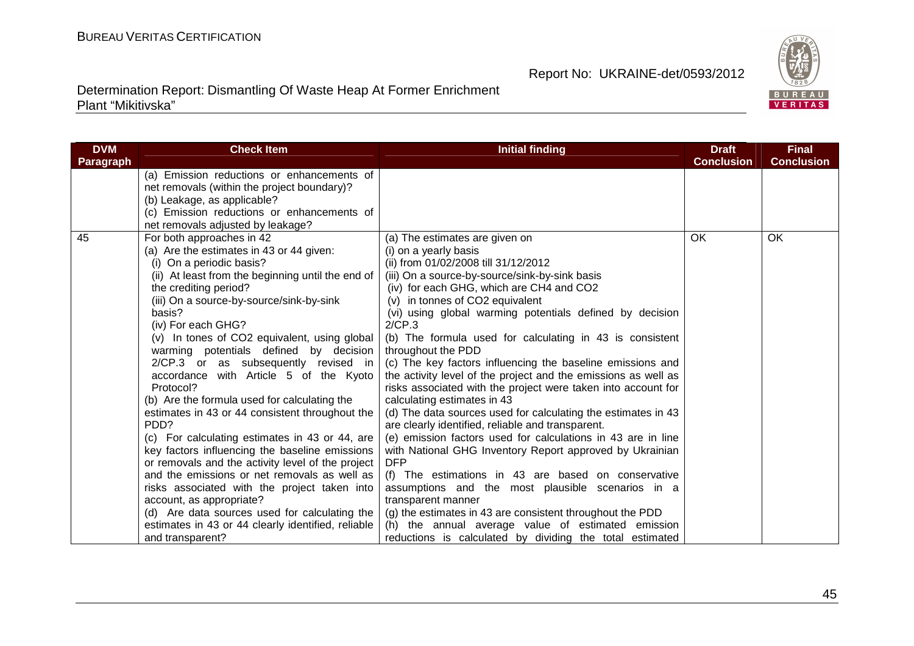| DVM Paragraph | Check Item | Initial finding | Draft Conclusion | Final Conclusion |
|---|---|---|---|---|
| | (a) Emission reductions or enhancements of net removals (within the project boundary)?<br>(b) Leakage, as applicable?<br>(c) Emission reductions or enhancements of net removals adjusted by leakage? | | | |
| 45 | For both approaches in 42<br>(a) Are the estimates in 43 or 44 given:<br>(i) On a periodic basis?<br>(ii) At least from the beginning until the end of the crediting period?<br>(iii) On a source-by-source/sink-by-sink basis?<br>(iv) For each GHG?<br>(v) In tones of CO2 equivalent, using global warming potentials defined by decision 2/CP.3 or as subsequently revised in accordance with Article 5 of the Kyoto Protocol?<br>(b) Are the formula used for calculating the estimates in 43 or 44 consistent throughout the PDD?<br>(c) For calculating estimates in 43 or 44, are key factors influencing the baseline emissions or removals and the activity level of the project and the emissions or net removals as well as risks associated with the project taken into account, as appropriate?<br>(d) Are data sources used for calculating the estimates in 43 or 44 clearly identified, reliable and transparent? | (a) The estimates are given on<br>(i) on a yearly basis<br>(ii) from 01/02/2008 till 31/12/2012<br>(iii) On a source-by-source/sink-by-sink basis<br>(iv) for each GHG, which are CH4 and CO2<br>(v) in tonnes of CO2 equivalent<br>(vi) using global warming potentials defined by decision 2/CP.3<br>(b) The formula used for calculating in 43 is consistent throughout the PDD<br>(c) The key factors influencing the baseline emissions and the activity level of the project and the emissions as well as risks associated with the project were taken into account for calculating estimates in 43<br>(d) The data sources used for calculating the estimates in 43 are clearly identified, reliable and transparent.<br>(e) emission factors used for calculations in 43 are in line with National GHG Inventory Report approved by Ukrainian DFP<br>(f) The estimations in 43 are based on conservative assumptions and the most plausible scenarios in a transparent manner<br>(g) the estimates in 43 are consistent throughout the PDD<br>(h) the annual average value of estimated emission reductions is calculated by dividing the total estimated | OK | OK |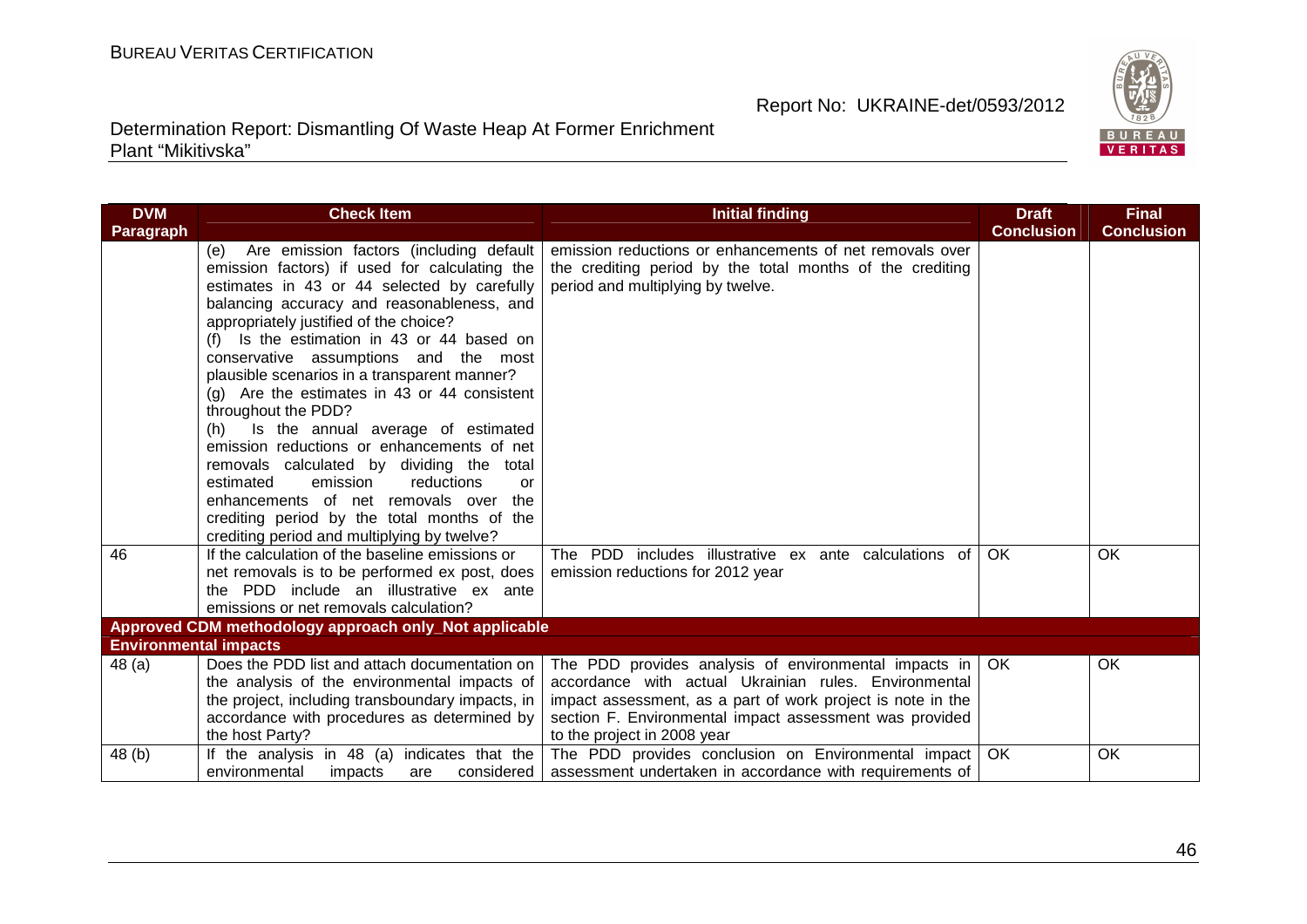| DVM Paragraph | Check Item | Initial finding | Draft Conclusion | Final Conclusion |
|---|---|---|---|---|
| | (e) Are emission factors (including default emission factors) if used for calculating the estimates in 43 or 44 selected by carefully balancing accuracy and reasonableness, and appropriately justified of the choice?<br>(f) Is the estimation in 43 or 44 based on conservative assumptions and the most plausible scenarios in a transparent manner?<br>(g) Are the estimates in 43 or 44 consistent throughout the PDD?<br>(h) Is the annual average of estimated emission reductions or enhancements of net removals calculated by dividing the total estimated emission reductions or enhancements of net removals over the crediting period by the total months of the crediting period and multiplying by twelve? | emission reductions or enhancements of net removals over the crediting period by the total months of the crediting period and multiplying by twelve. | | |
| 46 | If the calculation of the baseline emissions or net removals is to be performed ex post, does the PDD include an illustrative ex ante emissions or net removals calculation? | The PDD includes illustrative ex ante calculations of emission reductions for 2012 year | OK | OK |
| **Approved CDM methodology approach only_Not applicable** | | | | |
| **Environmental impacts** | | | | |
| 48 (a) | Does the PDD list and attach documentation on the analysis of the environmental impacts of the project, including transboundary impacts, in accordance with procedures as determined by the host Party? | The PDD provides analysis of environmental impacts in accordance with actual Ukrainian rules. Environmental impact assessment, as a part of work project is note in the section F. Environmental impact assessment was provided to the project in 2008 year | OK | OK |
| 48 (b) | If the analysis in 48 (a) indicates that the environmental impacts are considered | The PDD provides conclusion on Environmental impact assessment undertaken in accordance with requirements of | OK | OK |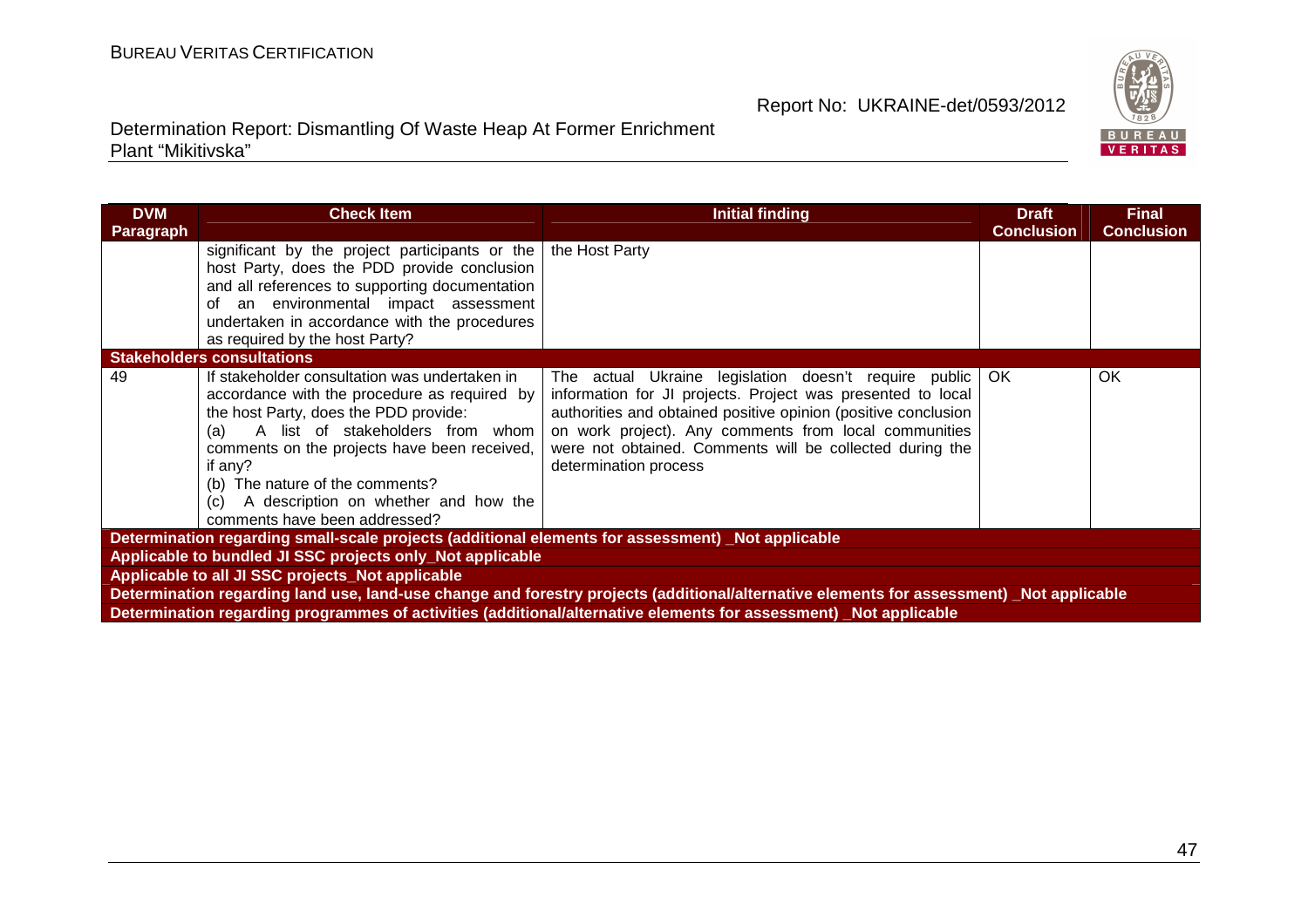| DVM Paragraph | Check Item | Initial finding | Draft Conclusion | Final Conclusion |
|---|---|---|---|---|
| | significant by the project participants or the host Party, does the PDD provide conclusion and all references to supporting documentation of an environmental impact assessment undertaken in accordance with the procedures as required by the host Party? | the Host Party | | |
| **Stakeholders consultations** | | | | |
| 49 | If stakeholder consultation was undertaken in accordance with the procedure as required by the host Party, does the PDD provide: (a) A list of stakeholders from whom comments on the projects have been received, if any? (b) The nature of the comments? (c) A description on whether and how the comments have been addressed? | The actual Ukraine legislation doesn't require public information for JI projects. Project was presented to local authorities and obtained positive opinion (positive conclusion on work project). Any comments from local communities were not obtained. Comments will be collected during the determination process | OK | OK |
| **Determination regarding small-scale projects (additional elements for assessment) _Not applicable** | | | | |
| **Applicable to bundled JI SSC projects only_Not applicable** | | | | |
| **Applicable to all JI SSC projects_Not applicable** | | | | |
| **Determination regarding land use, land-use change and forestry projects (additional/alternative elements for assessment) _Not applicable** | | | | |
| **Determination regarding programmes of activities (additional/alternative elements for assessment) _Not applicable** | | | | |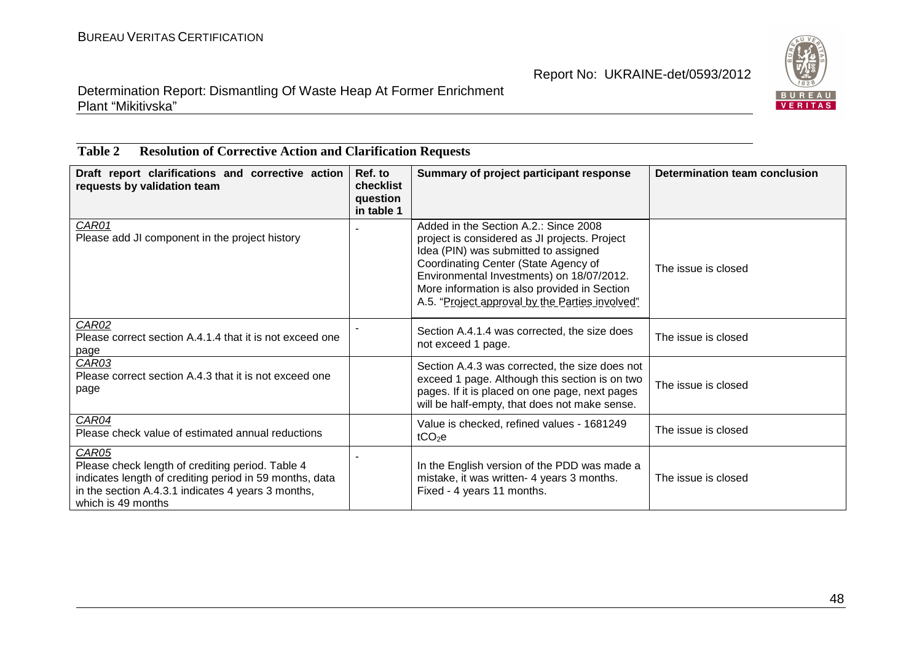## Table 2 Resolution of Corrective Action and Clarification Requests

| Draft report clarifications and corrective action requests by validation team | Ref. to checklist question in table 1 | Summary of project participant response | Determination team conclusion |
|---|---|---|---|
| CAR01<br>Please add JI component in the project history | - | Added in the Section A.2.: Since 2008 project is considered as JI projects. Project Idea (PIN) was submitted to assigned Coordinating Center (State Agency of Environmental Investments) on 18/07/2012. More information is also provided in Section A.5. "Project approval by the Parties involved" | The issue is closed |
| CAR02<br>Please correct section A.4.1.4 that it is not exceed one page | - | Section A.4.1.4 was corrected, the size does not exceed 1 page. | The issue is closed |
| CAR03<br>Please correct section A.4.3 that it is not exceed one page | | Section A.4.3 was corrected, the size does not exceed 1 page. Although this section is on two pages. If it is placed on one page, next pages will be half-empty, that does not make sense. | The issue is closed |
| CAR04<br>Please check value of estimated annual reductions | | Value is checked, refined values - 1681249 $tCO_2e$ | The issue is closed |
| CAR05<br>Please check length of crediting period. Table 4 indicates length of crediting period in 59 months, data in the section A.4.3.1 indicates 4 years 3 months, which is 49 months | - | In the English version of the PDD was made a mistake, it was written- 4 years 3 months. Fixed - 4 years 11 months. | The issue is closed |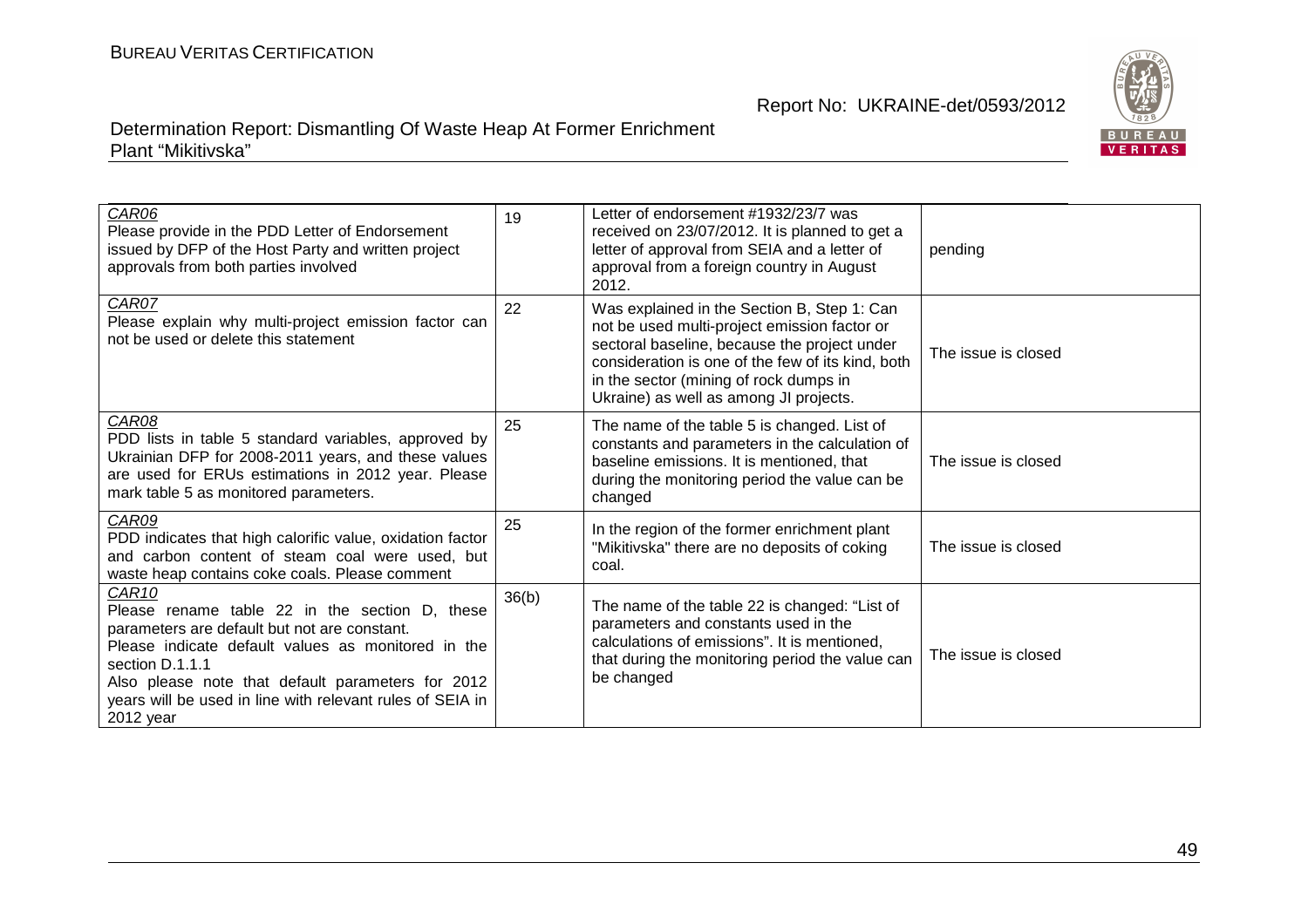| CAR06<br>Please provide in the PDD Letter of Endorsement issued by DFP of the Host Party and written project approvals from both parties involved | 19 | Letter of endorsement #1932/23/7 was received on 23/07/2012. It is planned to get a letter of approval from SEIA and a letter of approval from a foreign country in August 2012. | pending |
|---|---|---|---|
| CAR07<br>Please explain why multi-project emission factor can not be used or delete this statement | 22 | Was explained in the Section B, Step 1: Can not be used multi-project emission factor or sectoral baseline, because the project under consideration is one of the few of its kind, both in the sector (mining of rock dumps in Ukraine) as well as among JI projects. | The issue is closed |
| CAR08<br>PDD lists in table 5 standard variables, approved by Ukrainian DFP for 2008-2011 years, and these values are used for ERUs estimations in 2012 year. Please mark table 5 as monitored parameters. | 25 | The name of the table 5 is changed. List of constants and parameters in the calculation of baseline emissions. It is mentioned, that during the monitoring period the value can be changed | The issue is closed |
| CAR09<br>PDD indicates that high calorific value, oxidation factor and carbon content of steam coal were used, but waste heap contains coke coals. Please comment | 25 | In the region of the former enrichment plant "Mikitivska" there are no deposits of coking coal. | The issue is closed |
| CAR10<br>Please rename table 22 in the section D, these parameters are default but not are constant.<br>Please indicate default values as monitored in the section D.1.1.1<br>Also please note that default parameters for 2012 years will be used in line with relevant rules of SEIA in 2012 year | 36(b) | The name of the table 22 is changed: "List of parameters and constants used in the calculations of emissions". It is mentioned, that during the monitoring period the value can be changed | The issue is closed |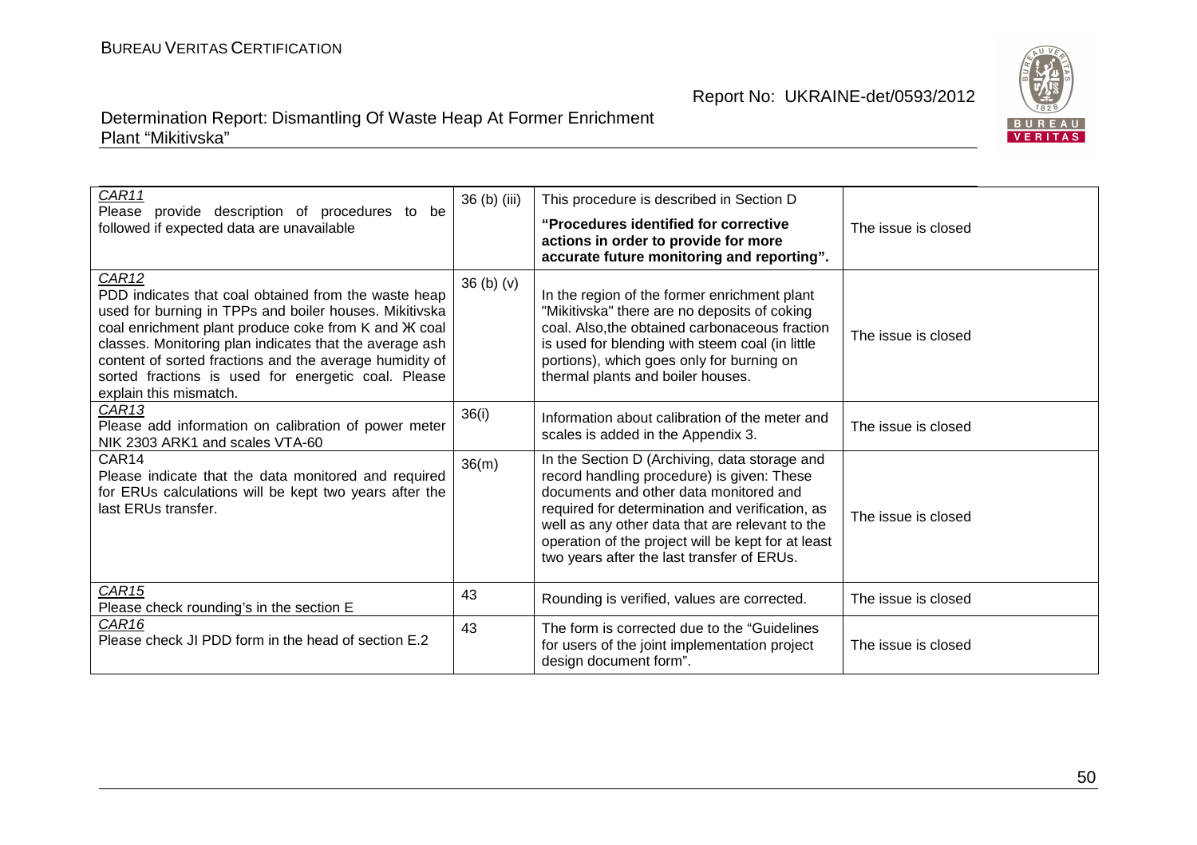| | | | |
|---|---|---|---|
| CAR11<br>Please provide description of procedures to be followed if expected data are unavailable | 36 (b) (iii) | This procedure is described in Section D<br>**"Procedures identified for corrective actions in order to provide for more accurate future monitoring and reporting".** | The issue is closed |
| CAR12<br>PDD indicates that coal obtained from the waste heap used for burning in TPPs and boiler houses. Mikitivska coal enrichment plant produce coke from K and Ж coal classes. Monitoring plan indicates that the average ash content of sorted fractions and the average humidity of sorted fractions is used for energetic coal. Please explain this mismatch. | 36 (b) (v) | In the region of the former enrichment plant "Mikitivska" there are no deposits of coking coal. Also,the obtained carbonaceous fraction is used for blending with steem coal (in little portions), which goes only for burning on thermal plants and boiler houses. | The issue is closed |
| CAR13<br>Please add information on calibration of power meter NIK 2303 ARK1 and scales VTA-60 | 36(i) | Information about calibration of the meter and scales is added in the Appendix 3. | The issue is closed |
| CAR14<br>Please indicate that the data monitored and required for ERUs calculations will be kept two years after the last ERUs transfer. | 36(m) | In the Section D (Archiving, data storage and record handling procedure) is given: These documents and other data monitored and required for determination and verification, as well as any other data that are relevant to the operation of the project will be kept for at least two years after the last transfer of ERUs. | The issue is closed |
| CAR15<br>Please check rounding's in the section E | 43 | Rounding is verified, values are corrected. | The issue is closed |
| CAR16<br>Please check JI PDD form in the head of section E.2 | 43 | The form is corrected due to the "Guidelines for users of the joint implementation project design document form". | The issue is closed |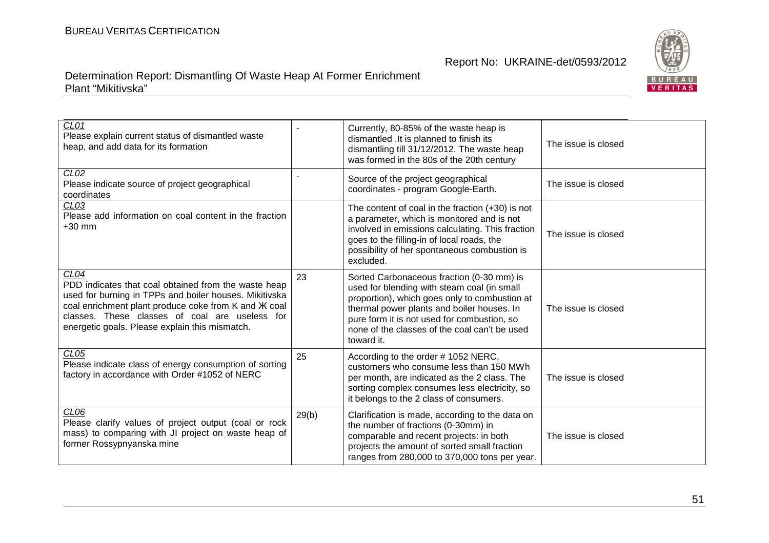| | | | |
|---|---|---|---|
| *CL01*<br>Please explain current status of dismantled waste heap, and add data for its formation | - | Currently, 80-85% of the waste heap is dismantled .It is planned to finish its dismantling till 31/12/2012. The waste heap was formed in the 80s of the 20th century | The issue is closed |
| *CL02*<br>Please indicate source of project geographical coordinates | - | Source of the project geographical coordinates - program Google-Earth. | The issue is closed |
| *CL03*<br>Please add information on coal content in the fraction +30 mm | | The content of coal in the fraction (+30) is not a parameter, which is monitored and is not involved in emissions calculating. This fraction goes to the filling-in of local roads, the possibility of her spontaneous combustion is excluded. | The issue is closed |
| *CL04*<br>PDD indicates that coal obtained from the waste heap used for burning in TPPs and boiler houses. Mikitivska coal enrichment plant produce coke from K and Ж coal classes. These classes of coal are useless for energetic goals. Please explain this mismatch. | 23 | Sorted Carbonaceous fraction (0-30 mm) is used for blending with steam coal (in small proportion), which goes only to combustion at thermal power plants and boiler houses. In pure form it is not used for combustion, so none of the classes of the coal can't be used toward it. | The issue is closed |
| *CL05*<br>Please indicate class of energy consumption of sorting factory in accordance with Order #1052 of NERC | 25 | According to the order # 1052 NERC, customers who consume less than 150 MWh per month, are indicated as the 2 class. The sorting complex consumes less electricity, so it belongs to the 2 class of consumers. | The issue is closed |
| *CL06*<br>Please clarify values of project output (coal or rock mass) to comparing with JI project on waste heap of former Rossypnyanska mine | 29(b) | Clarification is made, according to the data on the number of fractions (0-30mm) in comparable and recent projects: in both projects the amount of sorted small fraction ranges from 280,000 to 370,000 tons per year. | The issue is closed |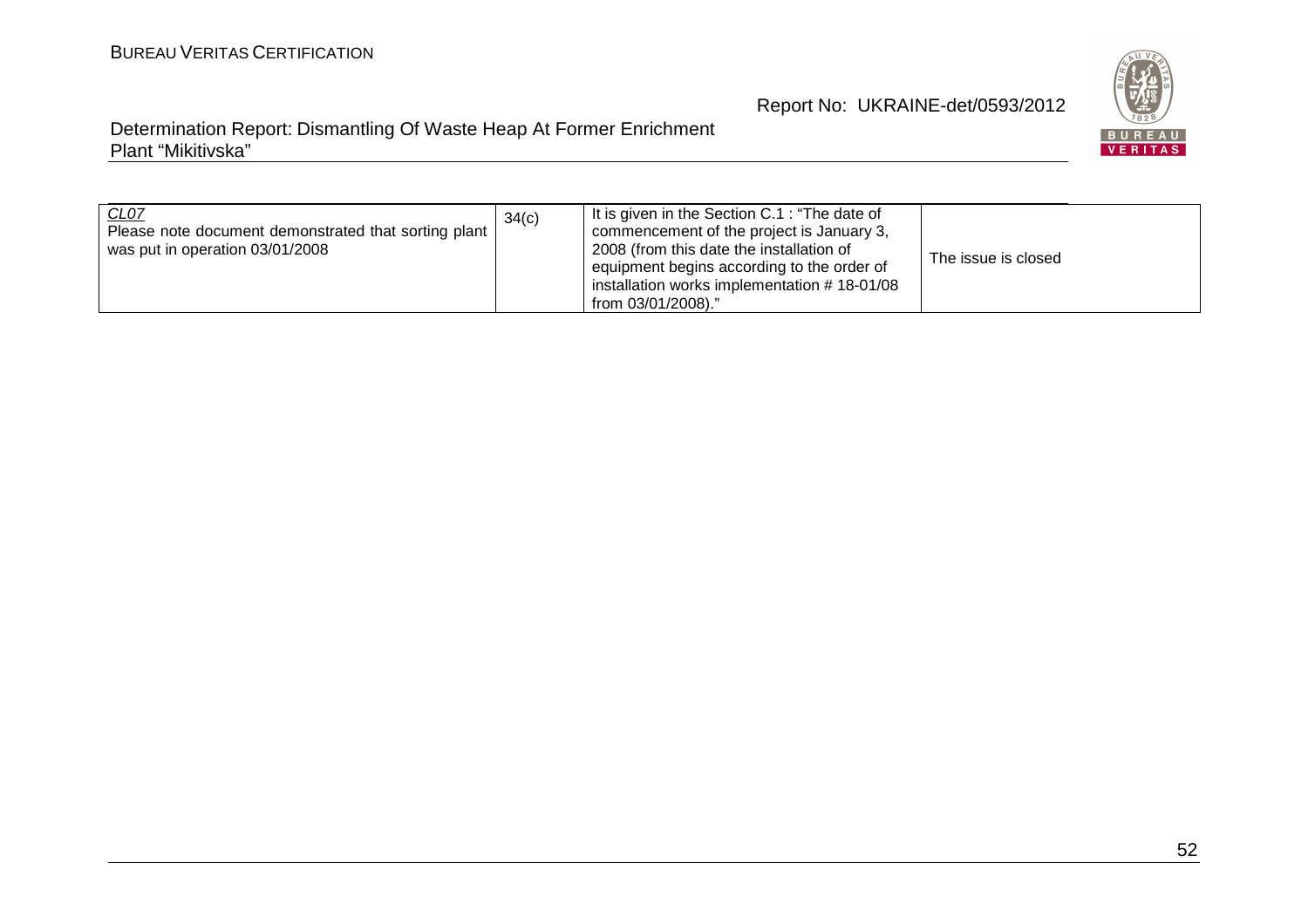| | | | |
|---|---|---|---|
| *CL07*<br>Please note document demonstrated that sorting plant was put in operation 03/01/2008 | 34(c) | It is given in the Section C.1 : "The date of commencement of the project is January 3, 2008 (from this date the installation of equipment begins according to the order of installation works implementation # 18-01/08 from 03/01/2008)." | The issue is closed |